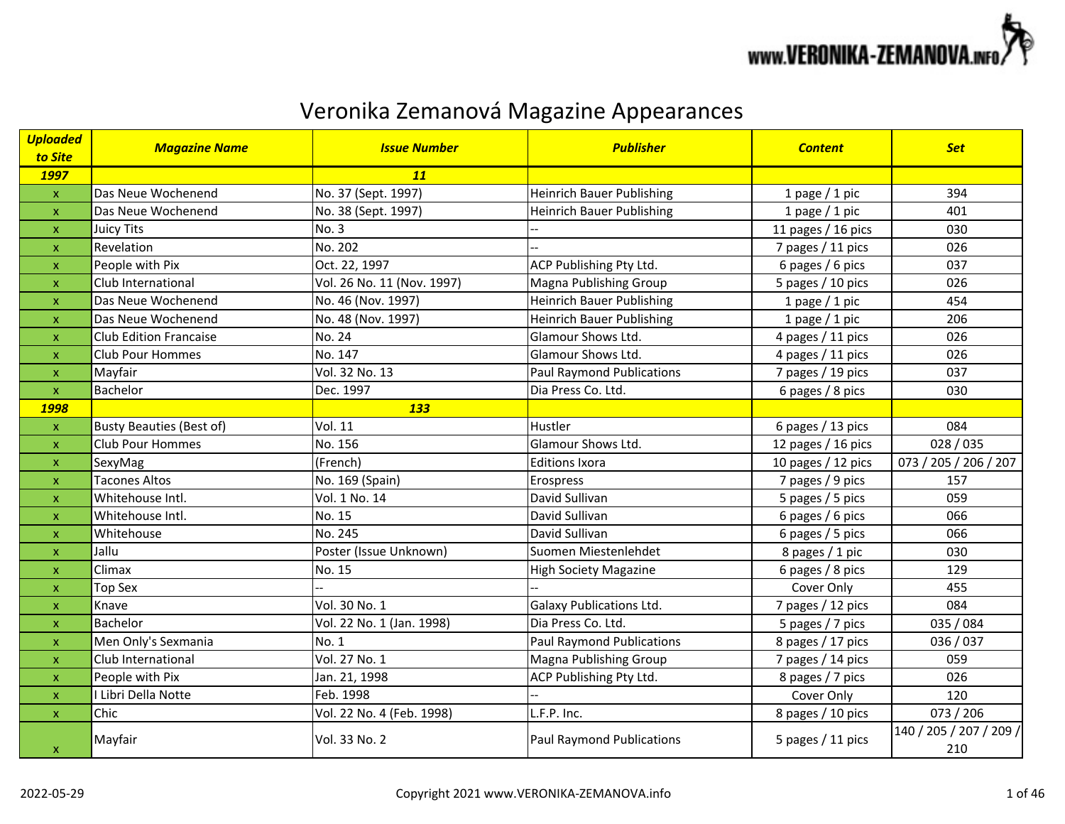# Veronika Zemanová Magazine Appearances

| ***Uploaded to Site*** | ***Magazine Name*** | ***Issue Number*** | ***Publisher*** | ***Content*** | ***Set*** |
|---|---|---|---|---|---|
| ***1997*** | | ***11*** | | | |
| x | Das Neue Wochenend | No. 37 (Sept. 1997) | Heinrich Bauer Publishing | 1 page / 1 pic | 394 |
| x | Das Neue Wochenend | No. 38 (Sept. 1997) | Heinrich Bauer Publishing | 1 page / 1 pic | 401 |
| x | Juicy Tits | No. 3 | -- | 11 pages / 16 pics | 030 |
| x | Revelation | No. 202 | -- | 7 pages / 11 pics | 026 |
| x | People with Pix | Oct. 22, 1997 | ACP Publishing Pty Ltd. | 6 pages / 6 pics | 037 |
| x | Club International | Vol. 26 No. 11 (Nov. 1997) | Magna Publishing Group | 5 pages / 10 pics | 026 |
| x | Das Neue Wochenend | No. 46 (Nov. 1997) | Heinrich Bauer Publishing | 1 page / 1 pic | 454 |
| x | Das Neue Wochenend | No. 48 (Nov. 1997) | Heinrich Bauer Publishing | 1 page / 1 pic | 206 |
| x | Club Edition Francaise | No. 24 | Glamour Shows Ltd. | 4 pages / 11 pics | 026 |
| x | Club Pour Hommes | No. 147 | Glamour Shows Ltd. | 4 pages / 11 pics | 026 |
| x | Mayfair | Vol. 32 No. 13 | Paul Raymond Publications | 7 pages / 19 pics | 037 |
| x | Bachelor | Dec. 1997 | Dia Press Co. Ltd. | 6 pages / 8 pics | 030 |
| ***1998*** | | ***133*** | | | |
| x | Busty Beauties (Best of) | Vol. 11 | Hustler | 6 pages / 13 pics | 084 |
| x | Club Pour Hommes | No. 156 | Glamour Shows Ltd. | 12 pages / 16 pics | 028 / 035 |
| x | SexyMag | (French) | Editions Ixora | 10 pages / 12 pics | 073 / 205 / 206 / 207 |
| x | Tacones Altos | No. 169 (Spain) | Erospress | 7 pages / 9 pics | 157 |
| x | Whitehouse Intl. | Vol. 1 No. 14 | David Sullivan | 5 pages / 5 pics | 059 |
| x | Whitehouse Intl. | No. 15 | David Sullivan | 6 pages / 6 pics | 066 |
| x | Whitehouse | No. 245 | David Sullivan | 6 pages / 5 pics | 066 |
| x | Jallu | Poster (Issue Unknown) | Suomen Miestenlehdet | 8 pages / 1 pic | 030 |
| x | Climax | No. 15 | High Society Magazine | 6 pages / 8 pics | 129 |
| x | Top Sex | -- | -- | Cover Only | 455 |
| x | Knave | Vol. 30 No. 1 | Galaxy Publications Ltd. | 7 pages / 12 pics | 084 |
| x | Bachelor | Vol. 22 No. 1 (Jan. 1998) | Dia Press Co. Ltd. | 5 pages / 7 pics | 035 / 084 |
| x | Men Only's Sexmania | No. 1 | Paul Raymond Publications | 8 pages / 17 pics | 036 / 037 |
| x | Club International | Vol. 27 No. 1 | Magna Publishing Group | 7 pages / 14 pics | 059 |
| x | People with Pix | Jan. 21, 1998 | ACP Publishing Pty Ltd. | 8 pages / 7 pics | 026 |
| x | I Libri Della Notte | Feb. 1998 | -- | Cover Only | 120 |
| x | Chic | Vol. 22 No. 4 (Feb. 1998) | L.F.P. Inc. | 8 pages / 10 pics | 073 / 206 |
| x | Mayfair | Vol. 33 No. 2 | Paul Raymond Publications | 5 pages / 11 pics | 140 / 205 / 207 / 209 / 210 |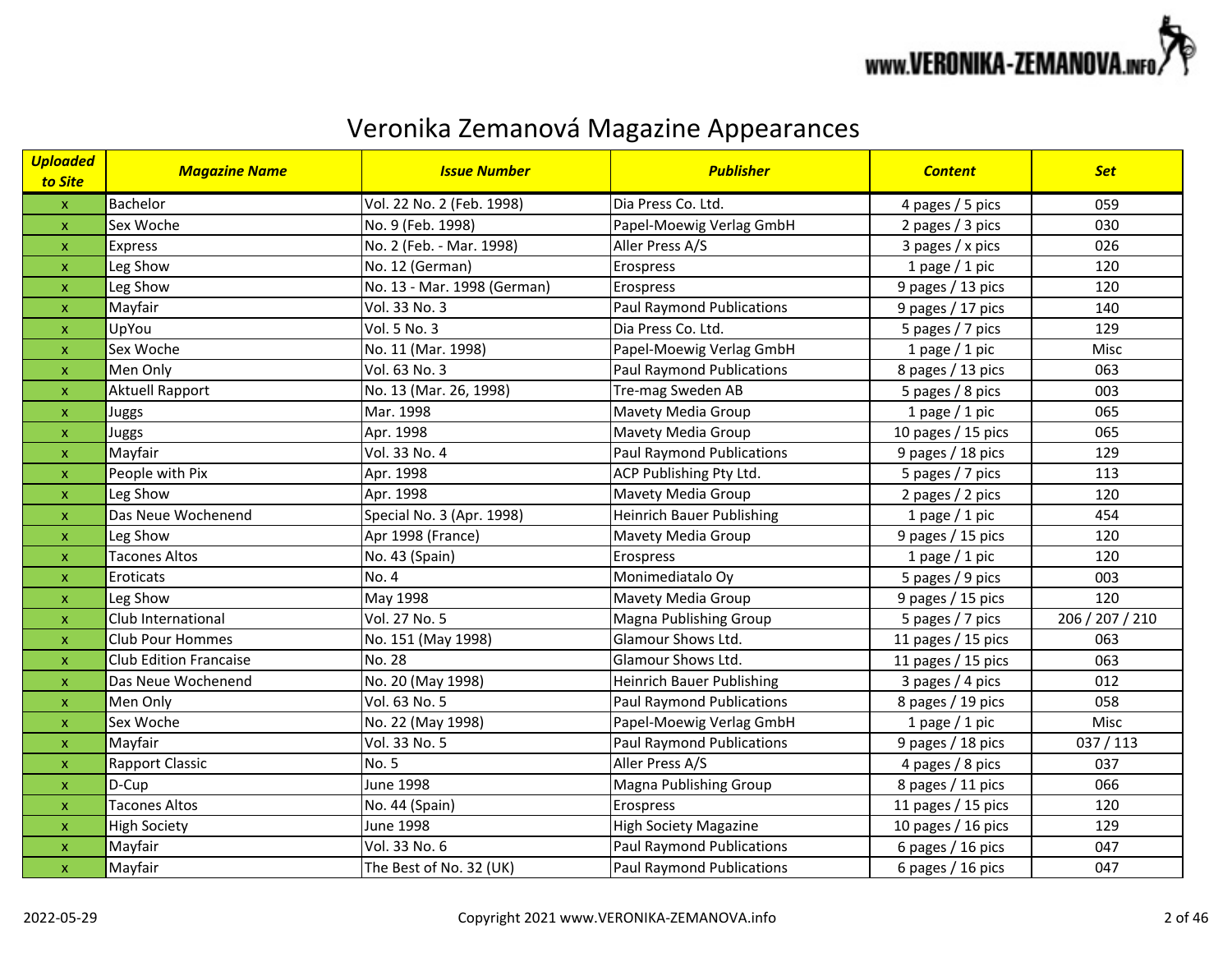# Veronika Zemanová Magazine Appearances

| *Uploaded to Site* | *Magazine Name* | *Issue Number* | *Publisher* | *Content* | *Set* |
|---|---|---|---|---|---|
| x | Bachelor | Vol. 22 No. 2 (Feb. 1998) | Dia Press Co. Ltd. | 4 pages / 5 pics | 059 |
| x | Sex Woche | No. 9 (Feb. 1998) | Papel-Moewig Verlag GmbH | 2 pages / 3 pics | 030 |
| x | Express | No. 2 (Feb. - Mar. 1998) | Aller Press A/S | 3 pages / x pics | 026 |
| x | Leg Show | No. 12 (German) | Erospress | 1 page / 1 pic | 120 |
| x | Leg Show | No. 13 - Mar. 1998 (German) | Erospress | 9 pages / 13 pics | 120 |
| x | Mayfair | Vol. 33 No. 3 | Paul Raymond Publications | 9 pages / 17 pics | 140 |
| x | UpYou | Vol. 5 No. 3 | Dia Press Co. Ltd. | 5 pages / 7 pics | 129 |
| x | Sex Woche | No. 11 (Mar. 1998) | Papel-Moewig Verlag GmbH | 1 page / 1 pic | Misc |
| x | Men Only | Vol. 63 No. 3 | Paul Raymond Publications | 8 pages / 13 pics | 063 |
| x | Aktuell Rapport | No. 13 (Mar. 26, 1998) | Tre-mag Sweden AB | 5 pages / 8 pics | 003 |
| x | Juggs | Mar. 1998 | Mavety Media Group | 1 page / 1 pic | 065 |
| x | Juggs | Apr. 1998 | Mavety Media Group | 10 pages / 15 pics | 065 |
| x | Mayfair | Vol. 33 No. 4 | Paul Raymond Publications | 9 pages / 18 pics | 129 |
| x | People with Pix | Apr. 1998 | ACP Publishing Pty Ltd. | 5 pages / 7 pics | 113 |
| x | Leg Show | Apr. 1998 | Mavety Media Group | 2 pages / 2 pics | 120 |
| x | Das Neue Wochenend | Special No. 3 (Apr. 1998) | Heinrich Bauer Publishing | 1 page / 1 pic | 454 |
| x | Leg Show | Apr 1998 (France) | Mavety Media Group | 9 pages / 15 pics | 120 |
| x | Tacones Altos | No. 43 (Spain) | Erospress | 1 page / 1 pic | 120 |
| x | Eroticats | No. 4 | Monimediatalo Oy | 5 pages / 9 pics | 003 |
| x | Leg Show | May 1998 | Mavety Media Group | 9 pages / 15 pics | 120 |
| x | Club International | Vol. 27 No. 5 | Magna Publishing Group | 5 pages / 7 pics | 206 / 207 / 210 |
| x | Club Pour Hommes | No. 151 (May 1998) | Glamour Shows Ltd. | 11 pages / 15 pics | 063 |
| x | Club Edition Francaise | No. 28 | Glamour Shows Ltd. | 11 pages / 15 pics | 063 |
| x | Das Neue Wochenend | No. 20 (May 1998) | Heinrich Bauer Publishing | 3 pages / 4 pics | 012 |
| x | Men Only | Vol. 63 No. 5 | Paul Raymond Publications | 8 pages / 19 pics | 058 |
| x | Sex Woche | No. 22 (May 1998) | Papel-Moewig Verlag GmbH | 1 page / 1 pic | Misc |
| x | Mayfair | Vol. 33 No. 5 | Paul Raymond Publications | 9 pages / 18 pics | 037 / 113 |
| x | Rapport Classic | No. 5 | Aller Press A/S | 4 pages / 8 pics | 037 |
| x | D-Cup | June 1998 | Magna Publishing Group | 8 pages / 11 pics | 066 |
| x | Tacones Altos | No. 44 (Spain) | Erospress | 11 pages / 15 pics | 120 |
| x | High Society | June 1998 | High Society Magazine | 10 pages / 16 pics | 129 |
| x | Mayfair | Vol. 33 No. 6 | Paul Raymond Publications | 6 pages / 16 pics | 047 |
| x | Mayfair | The Best of No. 32 (UK) | Paul Raymond Publications | 6 pages / 16 pics | 047 |

2022-05-29

Copyright 2021 www.VERONIKA-ZEMANOVA.info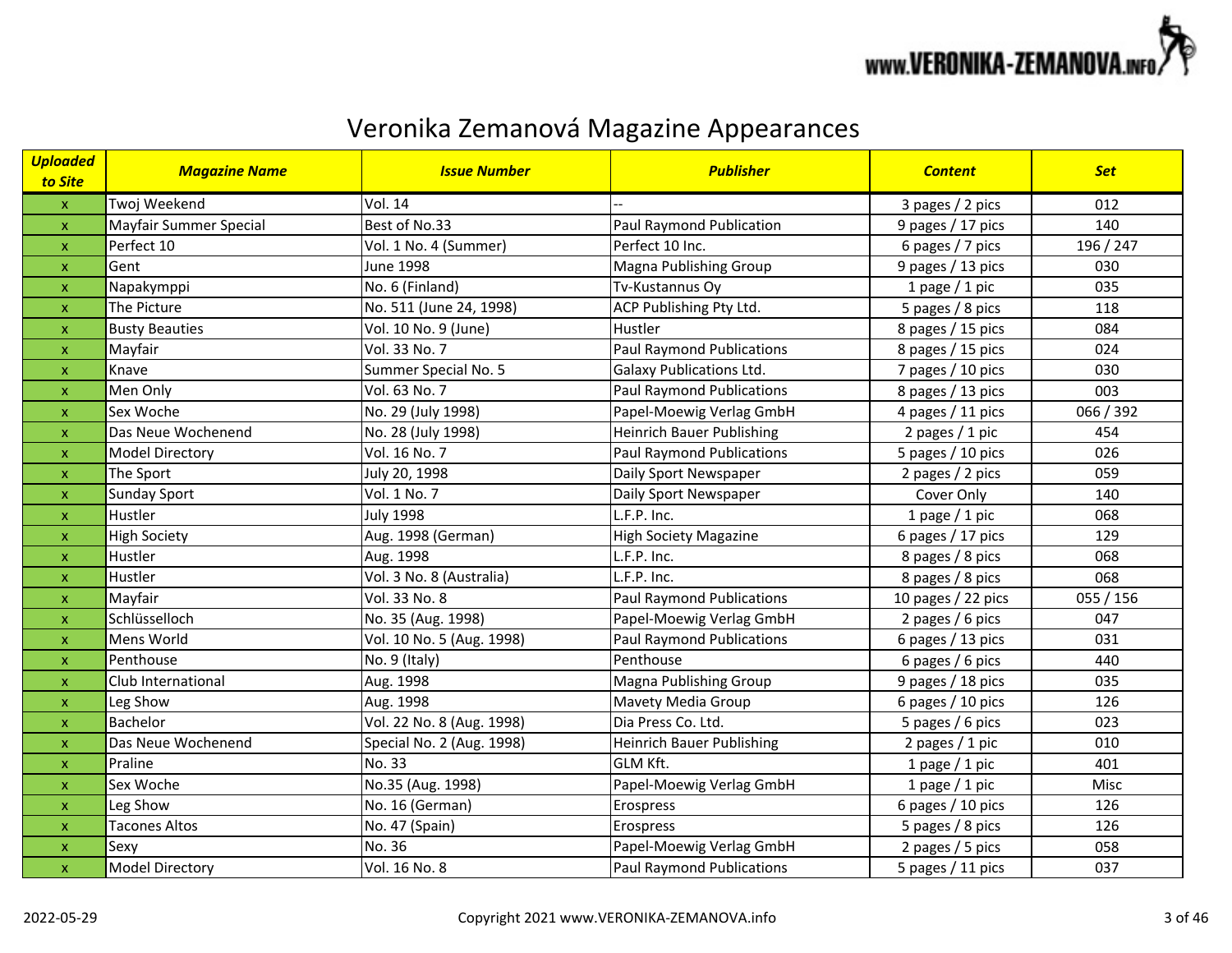# Veronika Zemanová Magazine Appearances

| *Uploaded to Site* | *Magazine Name* | *Issue Number* | *Publisher* | *Content* | *Set* |
|---|---|---|---|---|---|
| x | Twoj Weekend | Vol. 14 | -- | 3 pages / 2 pics | 012 |
| x | Mayfair Summer Special | Best of No.33 | Paul Raymond Publication | 9 pages / 17 pics | 140 |
| x | Perfect 10 | Vol. 1 No. 4 (Summer) | Perfect 10 Inc. | 6 pages / 7 pics | 196 / 247 |
| x | Gent | June 1998 | Magna Publishing Group | 9 pages / 13 pics | 030 |
| x | Napakymppi | No. 6 (Finland) | Tv-Kustannus Oy | 1 page / 1 pic | 035 |
| x | The Picture | No. 511 (June 24, 1998) | ACP Publishing Pty Ltd. | 5 pages / 8 pics | 118 |
| x | Busty Beauties | Vol. 10 No. 9 (June) | Hustler | 8 pages / 15 pics | 084 |
| x | Mayfair | Vol. 33 No. 7 | Paul Raymond Publications | 8 pages / 15 pics | 024 |
| x | Knave | Summer Special No. 5 | Galaxy Publications Ltd. | 7 pages / 10 pics | 030 |
| x | Men Only | Vol. 63 No. 7 | Paul Raymond Publications | 8 pages / 13 pics | 003 |
| x | Sex Woche | No. 29 (July 1998) | Papel-Moewig Verlag GmbH | 4 pages / 11 pics | 066 / 392 |
| x | Das Neue Wochenend | No. 28 (July 1998) | Heinrich Bauer Publishing | 2 pages / 1 pic | 454 |
| x | Model Directory | Vol. 16 No. 7 | Paul Raymond Publications | 5 pages / 10 pics | 026 |
| x | The Sport | July 20, 1998 | Daily Sport Newspaper | 2 pages / 2 pics | 059 |
| x | Sunday Sport | Vol. 1 No. 7 | Daily Sport Newspaper | Cover Only | 140 |
| x | Hustler | July 1998 | L.F.P. Inc. | 1 page / 1 pic | 068 |
| x | High Society | Aug. 1998 (German) | High Society Magazine | 6 pages / 17 pics | 129 |
| x | Hustler | Aug. 1998 | L.F.P. Inc. | 8 pages / 8 pics | 068 |
| x | Hustler | Vol. 3 No. 8 (Australia) | L.F.P. Inc. | 8 pages / 8 pics | 068 |
| x | Mayfair | Vol. 33 No. 8 | Paul Raymond Publications | 10 pages / 22 pics | 055 / 156 |
| x | Schlüsselloch | No. 35 (Aug. 1998) | Papel-Moewig Verlag GmbH | 2 pages / 6 pics | 047 |
| x | Mens World | Vol. 10 No. 5 (Aug. 1998) | Paul Raymond Publications | 6 pages / 13 pics | 031 |
| x | Penthouse | No. 9 (Italy) | Penthouse | 6 pages / 6 pics | 440 |
| x | Club International | Aug. 1998 | Magna Publishing Group | 9 pages / 18 pics | 035 |
| x | Leg Show | Aug. 1998 | Mavety Media Group | 6 pages / 10 pics | 126 |
| x | Bachelor | Vol. 22 No. 8 (Aug. 1998) | Dia Press Co. Ltd. | 5 pages / 6 pics | 023 |
| x | Das Neue Wochenend | Special No. 2 (Aug. 1998) | Heinrich Bauer Publishing | 2 pages / 1 pic | 010 |
| x | Praline | No. 33 | GLM Kft. | 1 page / 1 pic | 401 |
| x | Sex Woche | No.35 (Aug. 1998) | Papel-Moewig Verlag GmbH | 1 page / 1 pic | Misc |
| x | Leg Show | No. 16 (German) | Erospress | 6 pages / 10 pics | 126 |
| x | Tacones Altos | No. 47 (Spain) | Erospress | 5 pages / 8 pics | 126 |
| x | Sexy | No. 36 | Papel-Moewig Verlag GmbH | 2 pages / 5 pics | 058 |
| x | Model Directory | Vol. 16 No. 8 | Paul Raymond Publications | 5 pages / 11 pics | 037 |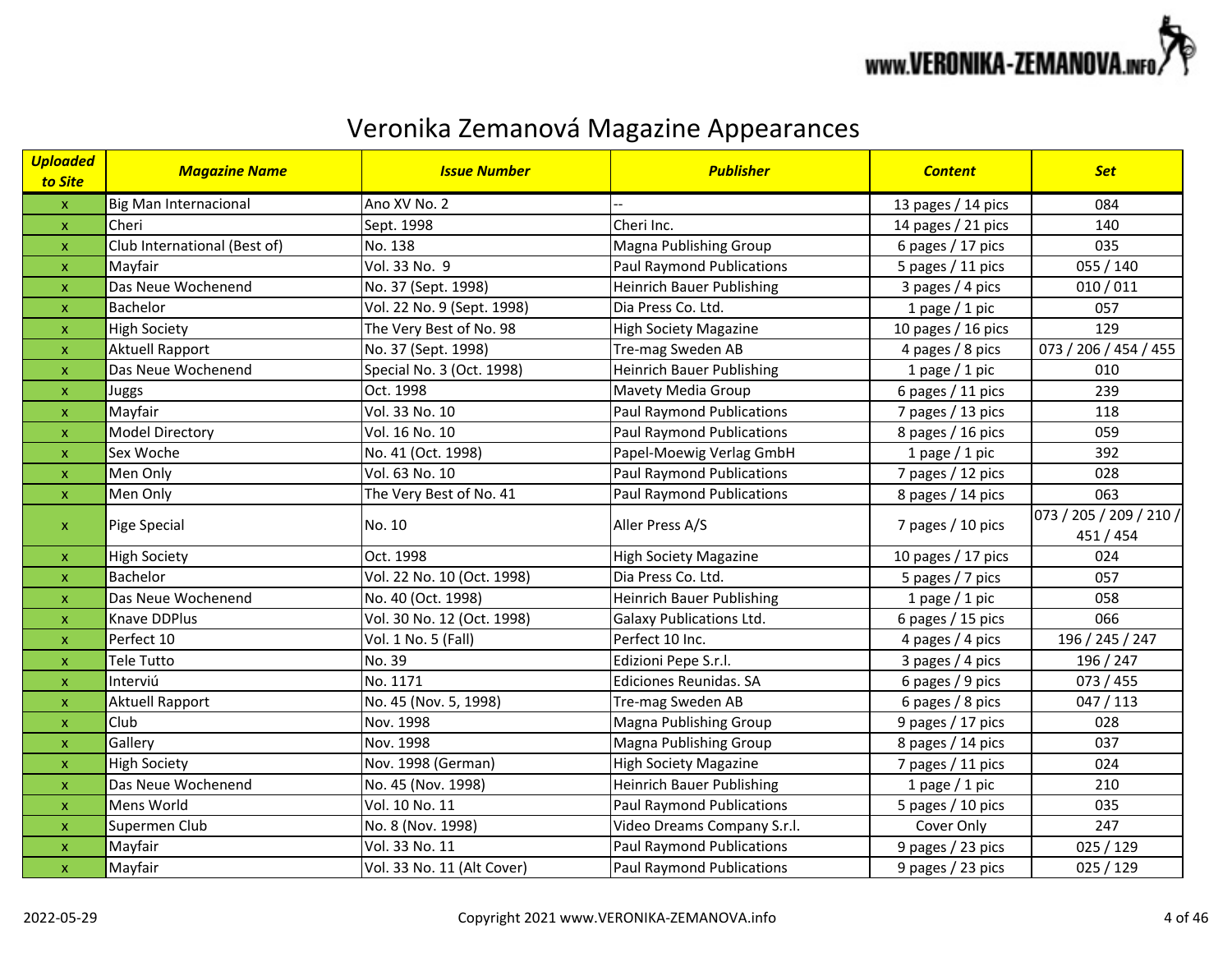# Veronika Zemanová Magazine Appearances

| *Uploaded to Site* | *Magazine Name* | *Issue Number* | *Publisher* | *Content* | *Set* |
|---|---|---|---|---|---|
| x | Big Man Internacional | Ano XV No. 2 | -- | 13 pages / 14 pics | 084 |
| x | Cheri | Sept. 1998 | Cheri Inc. | 14 pages / 21 pics | 140 |
| x | Club International (Best of) | No. 138 | Magna Publishing Group | 6 pages / 17 pics | 035 |
| x | Mayfair | Vol. 33 No. 9 | Paul Raymond Publications | 5 pages / 11 pics | 055 / 140 |
| x | Das Neue Wochenend | No. 37 (Sept. 1998) | Heinrich Bauer Publishing | 3 pages / 4 pics | 010 / 011 |
| x | Bachelor | Vol. 22 No. 9 (Sept. 1998) | Dia Press Co. Ltd. | 1 page / 1 pic | 057 |
| x | High Society | The Very Best of No. 98 | High Society Magazine | 10 pages / 16 pics | 129 |
| x | Aktuell Rapport | No. 37 (Sept. 1998) | Tre-mag Sweden AB | 4 pages / 8 pics | 073 / 206 / 454 / 455 |
| x | Das Neue Wochenend | Special No. 3 (Oct. 1998) | Heinrich Bauer Publishing | 1 page / 1 pic | 010 |
| x | Juggs | Oct. 1998 | Mavety Media Group | 6 pages / 11 pics | 239 |
| x | Mayfair | Vol. 33 No. 10 | Paul Raymond Publications | 7 pages / 13 pics | 118 |
| x | Model Directory | Vol. 16 No. 10 | Paul Raymond Publications | 8 pages / 16 pics | 059 |
| x | Sex Woche | No. 41 (Oct. 1998) | Papel-Moewig Verlag GmbH | 1 page / 1 pic | 392 |
| x | Men Only | Vol. 63 No. 10 | Paul Raymond Publications | 7 pages / 12 pics | 028 |
| x | Men Only | The Very Best of No. 41 | Paul Raymond Publications | 8 pages / 14 pics | 063 |
| x | Pige Special | No. 10 | Aller Press A/S | 7 pages / 10 pics | 073 / 205 / 209 / 210 / 451 / 454 |
| x | High Society | Oct. 1998 | High Society Magazine | 10 pages / 17 pics | 024 |
| x | Bachelor | Vol. 22 No. 10 (Oct. 1998) | Dia Press Co. Ltd. | 5 pages / 7 pics | 057 |
| x | Das Neue Wochenend | No. 40 (Oct. 1998) | Heinrich Bauer Publishing | 1 page / 1 pic | 058 |
| x | Knave DDPlus | Vol. 30 No. 12 (Oct. 1998) | Galaxy Publications Ltd. | 6 pages / 15 pics | 066 |
| x | Perfect 10 | Vol. 1 No. 5 (Fall) | Perfect 10 Inc. | 4 pages / 4 pics | 196 / 245 / 247 |
| x | Tele Tutto | No. 39 | Edizioni Pepe S.r.l. | 3 pages / 4 pics | 196 / 247 |
| x | Interviú | No. 1171 | Ediciones Reunidas. SA | 6 pages / 9 pics | 073 / 455 |
| x | Aktuell Rapport | No. 45 (Nov. 5, 1998) | Tre-mag Sweden AB | 6 pages / 8 pics | 047 / 113 |
| x | Club | Nov. 1998 | Magna Publishing Group | 9 pages / 17 pics | 028 |
| x | Gallery | Nov. 1998 | Magna Publishing Group | 8 pages / 14 pics | 037 |
| x | High Society | Nov. 1998 (German) | High Society Magazine | 7 pages / 11 pics | 024 |
| x | Das Neue Wochenend | No. 45 (Nov. 1998) | Heinrich Bauer Publishing | 1 page / 1 pic | 210 |
| x | Mens World | Vol. 10 No. 11 | Paul Raymond Publications | 5 pages / 10 pics | 035 |
| x | Supermen Club | No. 8 (Nov. 1998) | Video Dreams Company S.r.l. | Cover Only | 247 |
| x | Mayfair | Vol. 33 No. 11 | Paul Raymond Publications | 9 pages / 23 pics | 025 / 129 |
| x | Mayfair | Vol. 33 No. 11 (Alt Cover) | Paul Raymond Publications | 9 pages / 23 pics | 025 / 129 |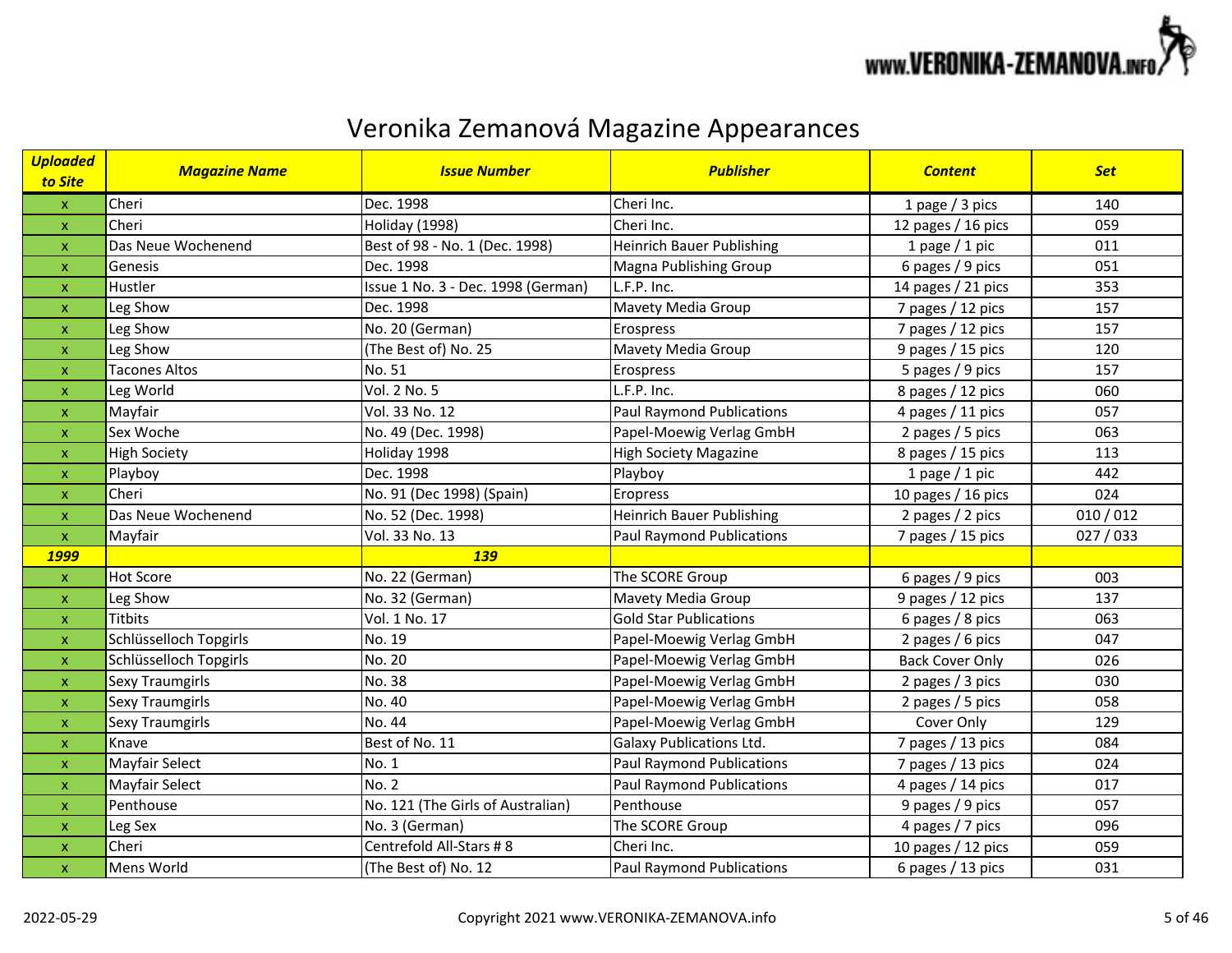# Veronika Zemanová Magazine Appearances

| *Uploaded to Site* | *Magazine Name* | *Issue Number* | *Publisher* | *Content* | *Set* |
|---|---|---|---|---|---|
| x | Cheri | Dec. 1998 | Cheri Inc. | 1 page / 3 pics | 140 |
| x | Cheri | Holiday (1998) | Cheri Inc. | 12 pages / 16 pics | 059 |
| x | Das Neue Wochenend | Best of 98 - No. 1 (Dec. 1998) | Heinrich Bauer Publishing | 1 page / 1 pic | 011 |
| x | Genesis | Dec. 1998 | Magna Publishing Group | 6 pages / 9 pics | 051 |
| x | Hustler | Issue 1 No. 3 - Dec. 1998 (German) | L.F.P. Inc. | 14 pages / 21 pics | 353 |
| x | Leg Show | Dec. 1998 | Mavety Media Group | 7 pages / 12 pics | 157 |
| x | Leg Show | No. 20 (German) | Erospress | 7 pages / 12 pics | 157 |
| x | Leg Show | (The Best of) No. 25 | Mavety Media Group | 9 pages / 15 pics | 120 |
| x | Tacones Altos | No. 51 | Erospress | 5 pages / 9 pics | 157 |
| x | Leg World | Vol. 2 No. 5 | L.F.P. Inc. | 8 pages / 12 pics | 060 |
| x | Mayfair | Vol. 33 No. 12 | Paul Raymond Publications | 4 pages / 11 pics | 057 |
| x | Sex Woche | No. 49 (Dec. 1998) | Papel-Moewig Verlag GmbH | 2 pages / 5 pics | 063 |
| x | High Society | Holiday 1998 | High Society Magazine | 8 pages / 15 pics | 113 |
| x | Playboy | Dec. 1998 | Playboy | 1 page / 1 pic | 442 |
| x | Cheri | No. 91 (Dec 1998) (Spain) | Eropress | 10 pages / 16 pics | 024 |
| x | Das Neue Wochenend | No. 52 (Dec. 1998) | Heinrich Bauer Publishing | 2 pages / 2 pics | 010 / 012 |
| x | Mayfair | Vol. 33 No. 13 | Paul Raymond Publications | 7 pages / 15 pics | 027 / 033 |
| ***1999*** | | ***139*** | | | |
| x | Hot Score | No. 22 (German) | The SCORE Group | 6 pages / 9 pics | 003 |
| x | Leg Show | No. 32 (German) | Mavety Media Group | 9 pages / 12 pics | 137 |
| x | Titbits | Vol. 1 No. 17 | Gold Star Publications | 6 pages / 8 pics | 063 |
| x | Schlüsselloch Topgirls | No. 19 | Papel-Moewig Verlag GmbH | 2 pages / 6 pics | 047 |
| x | Schlüsselloch Topgirls | No. 20 | Papel-Moewig Verlag GmbH | Back Cover Only | 026 |
| x | Sexy Traumgirls | No. 38 | Papel-Moewig Verlag GmbH | 2 pages / 3 pics | 030 |
| x | Sexy Traumgirls | No. 40 | Papel-Moewig Verlag GmbH | 2 pages / 5 pics | 058 |
| x | Sexy Traumgirls | No. 44 | Papel-Moewig Verlag GmbH | Cover Only | 129 |
| x | Knave | Best of No. 11 | Galaxy Publications Ltd. | 7 pages / 13 pics | 084 |
| x | Mayfair Select | No. 1 | Paul Raymond Publications | 7 pages / 13 pics | 024 |
| x | Mayfair Select | No. 2 | Paul Raymond Publications | 4 pages / 14 pics | 017 |
| x | Penthouse | No. 121 (The Girls of Australian) | Penthouse | 9 pages / 9 pics | 057 |
| x | Leg Sex | No. 3 (German) | The SCORE Group | 4 pages / 7 pics | 096 |
| x | Cheri | Centrefold All-Stars # 8 | Cheri Inc. | 10 pages / 12 pics | 059 |
| x | Mens World | (The Best of) No. 12 | Paul Raymond Publications | 6 pages / 13 pics | 031 |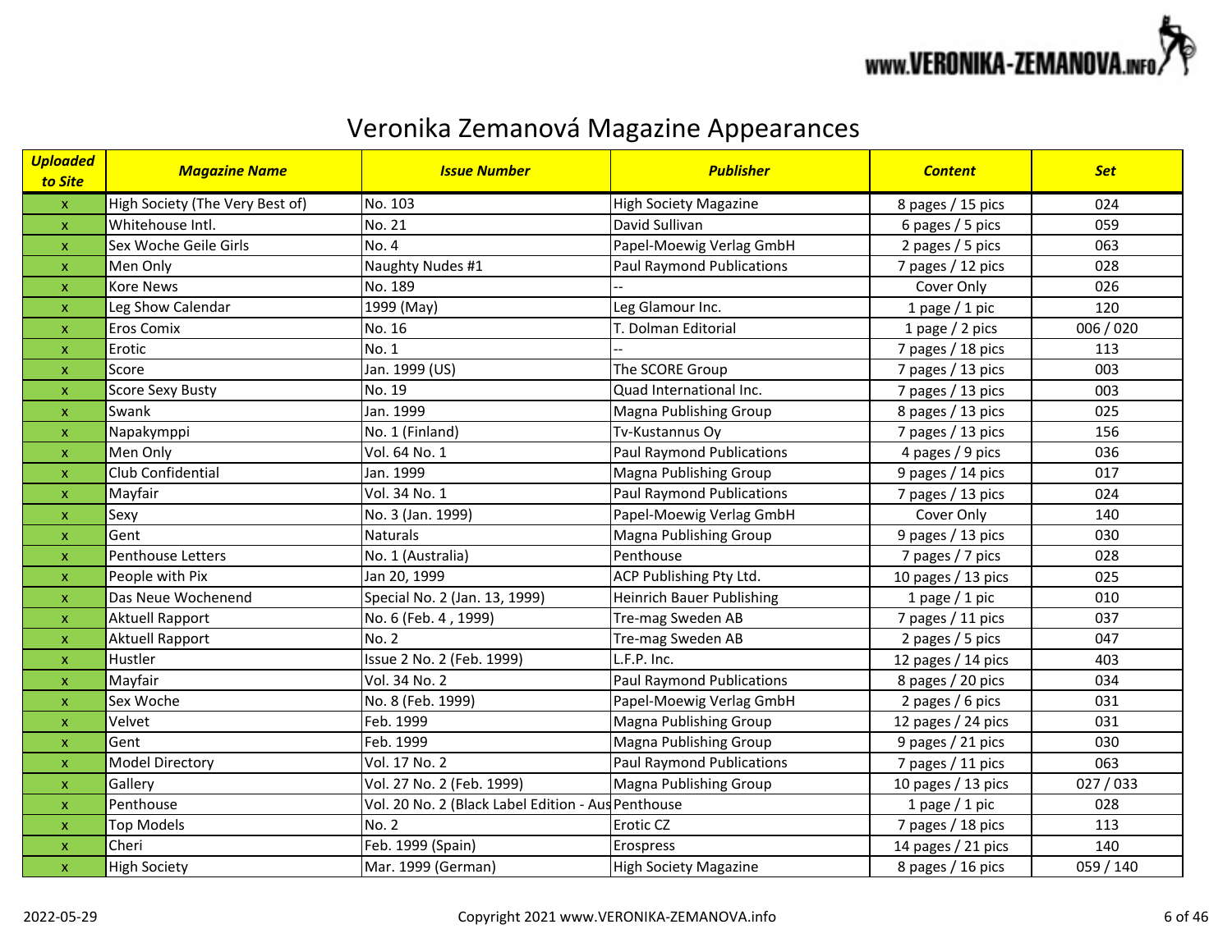# Veronika Zemanová Magazine Appearances

| *Uploaded to Site* | *Magazine Name* | *Issue Number* | *Publisher* | *Content* | *Set* |
|---|---|---|---|---|---|
| x | High Society (The Very Best of) | No. 103 | High Society Magazine | 8 pages / 15 pics | 024 |
| x | Whitehouse Intl. | No. 21 | David Sullivan | 6 pages / 5 pics | 059 |
| x | Sex Woche Geile Girls | No. 4 | Papel-Moewig Verlag GmbH | 2 pages / 5 pics | 063 |
| x | Men Only | Naughty Nudes #1 | Paul Raymond Publications | 7 pages / 12 pics | 028 |
| x | Kore News | No. 189 | -- | Cover Only | 026 |
| x | Leg Show Calendar | 1999 (May) | Leg Glamour Inc. | 1 page / 1 pic | 120 |
| x | Eros Comix | No. 16 | T. Dolman Editorial | 1 page / 2 pics | 006 / 020 |
| x | Erotic | No. 1 | -- | 7 pages / 18 pics | 113 |
| x | Score | Jan. 1999 (US) | The SCORE Group | 7 pages / 13 pics | 003 |
| x | Score Sexy Busty | No. 19 | Quad International Inc. | 7 pages / 13 pics | 003 |
| x | Swank | Jan. 1999 | Magna Publishing Group | 8 pages / 13 pics | 025 |
| x | Napakymppi | No. 1 (Finland) | Tv-Kustannus Oy | 7 pages / 13 pics | 156 |
| x | Men Only | Vol. 64 No. 1 | Paul Raymond Publications | 4 pages / 9 pics | 036 |
| x | Club Confidential | Jan. 1999 | Magna Publishing Group | 9 pages / 14 pics | 017 |
| x | Mayfair | Vol. 34 No. 1 | Paul Raymond Publications | 7 pages / 13 pics | 024 |
| x | Sexy | No. 3 (Jan. 1999) | Papel-Moewig Verlag GmbH | Cover Only | 140 |
| x | Gent | Naturals | Magna Publishing Group | 9 pages / 13 pics | 030 |
| x | Penthouse Letters | No. 1 (Australia) | Penthouse | 7 pages / 7 pics | 028 |
| x | People with Pix | Jan 20, 1999 | ACP Publishing Pty Ltd. | 10 pages / 13 pics | 025 |
| x | Das Neue Wochenend | Special No. 2 (Jan. 13, 1999) | Heinrich Bauer Publishing | 1 page / 1 pic | 010 |
| x | Aktuell Rapport | No. 6 (Feb. 4 , 1999) | Tre-mag Sweden AB | 7 pages / 11 pics | 037 |
| x | Aktuell Rapport | No. 2 | Tre-mag Sweden AB | 2 pages / 5 pics | 047 |
| x | Hustler | Issue 2 No. 2 (Feb. 1999) | L.F.P. Inc. | 12 pages / 14 pics | 403 |
| x | Mayfair | Vol. 34 No. 2 | Paul Raymond Publications | 8 pages / 20 pics | 034 |
| x | Sex Woche | No. 8 (Feb. 1999) | Papel-Moewig Verlag GmbH | 2 pages / 6 pics | 031 |
| x | Velvet | Feb. 1999 | Magna Publishing Group | 12 pages / 24 pics | 031 |
| x | Gent | Feb. 1999 | Magna Publishing Group | 9 pages / 21 pics | 030 |
| x | Model Directory | Vol. 17 No. 2 | Paul Raymond Publications | 7 pages / 11 pics | 063 |
| x | Gallery | Vol. 27 No. 2 (Feb. 1999) | Magna Publishing Group | 10 pages / 13 pics | 027 / 033 |
| x | Penthouse | Vol. 20 No. 2 (Black Label Edition - Aus | Penthouse | 1 page / 1 pic | 028 |
| x | Top Models | No. 2 | Erotic CZ | 7 pages / 18 pics | 113 |
| x | Cheri | Feb. 1999 (Spain) | Erospress | 14 pages / 21 pics | 140 |
| x | High Society | Mar. 1999 (German) | High Society Magazine | 8 pages / 16 pics | 059 / 140 |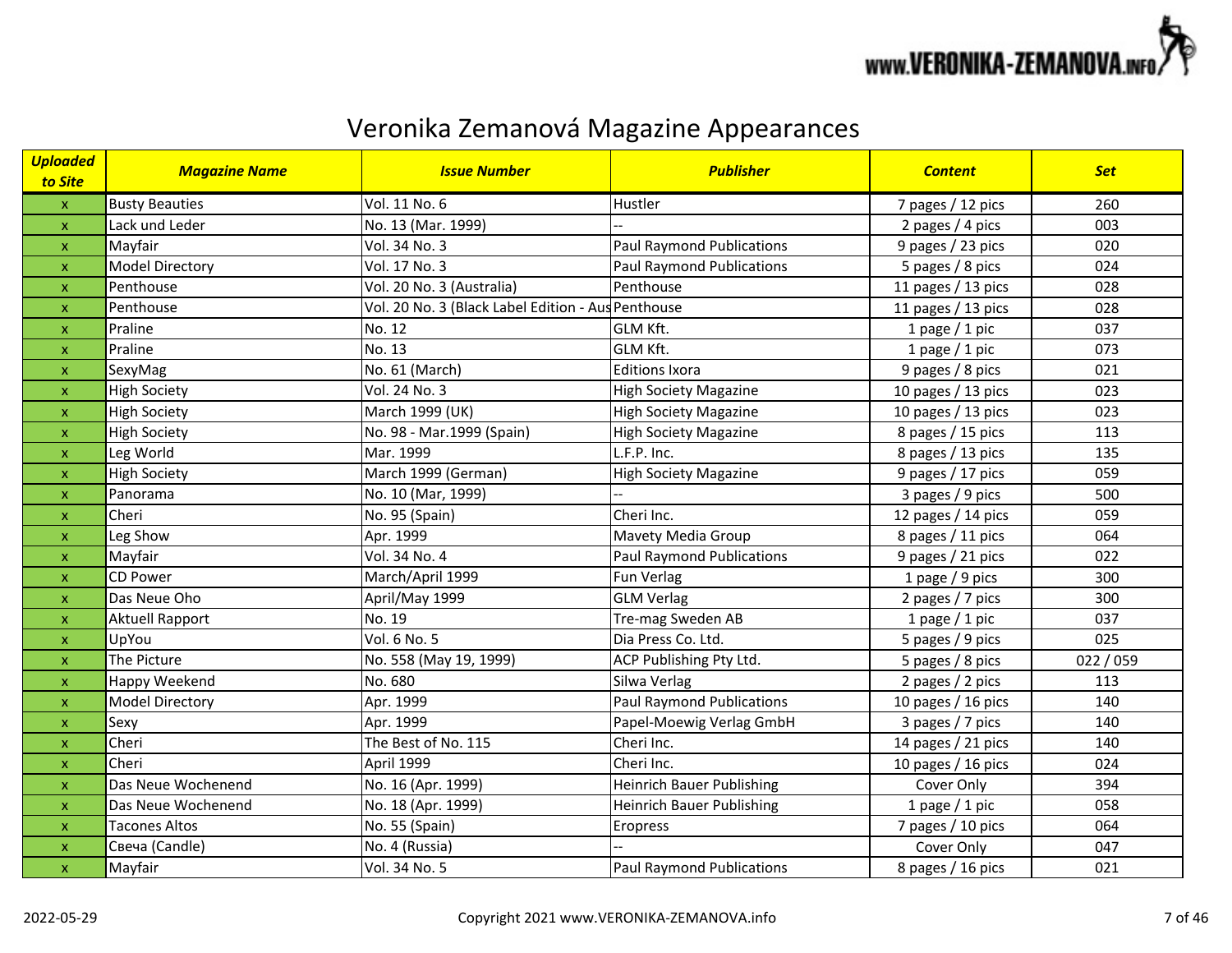# Veronika Zemanová Magazine Appearances

| *Uploaded to Site* | *Magazine Name* | *Issue Number* | *Publisher* | *Content* | *Set* |
|---|---|---|---|---|---|
| x | Busty Beauties | Vol. 11 No. 6 | Hustler | 7 pages / 12 pics | 260 |
| x | Lack und Leder | No. 13 (Mar. 1999) | -- | 2 pages / 4 pics | 003 |
| x | Mayfair | Vol. 34 No. 3 | Paul Raymond Publications | 9 pages / 23 pics | 020 |
| x | Model Directory | Vol. 17 No. 3 | Paul Raymond Publications | 5 pages / 8 pics | 024 |
| x | Penthouse | Vol. 20 No. 3 (Australia) | Penthouse | 11 pages / 13 pics | 028 |
| x | Penthouse | Vol. 20 No. 3 (Black Label Edition - Aus | Penthouse | 11 pages / 13 pics | 028 |
| x | Praline | No. 12 | GLM Kft. | 1 page / 1 pic | 037 |
| x | Praline | No. 13 | GLM Kft. | 1 page / 1 pic | 073 |
| x | SexyMag | No. 61 (March) | Editions Ixora | 9 pages / 8 pics | 021 |
| x | High Society | Vol. 24 No. 3 | High Society Magazine | 10 pages / 13 pics | 023 |
| x | High Society | March 1999 (UK) | High Society Magazine | 10 pages / 13 pics | 023 |
| x | High Society | No. 98 - Mar.1999 (Spain) | High Society Magazine | 8 pages / 15 pics | 113 |
| x | Leg World | Mar. 1999 | L.F.P. Inc. | 8 pages / 13 pics | 135 |
| x | High Society | March 1999 (German) | High Society Magazine | 9 pages / 17 pics | 059 |
| x | Panorama | No. 10 (Mar, 1999) | -- | 3 pages / 9 pics | 500 |
| x | Cheri | No. 95 (Spain) | Cheri Inc. | 12 pages / 14 pics | 059 |
| x | Leg Show | Apr. 1999 | Mavety Media Group | 8 pages / 11 pics | 064 |
| x | Mayfair | Vol. 34 No. 4 | Paul Raymond Publications | 9 pages / 21 pics | 022 |
| x | CD Power | March/April 1999 | Fun Verlag | 1 page / 9 pics | 300 |
| x | Das Neue Oho | April/May 1999 | GLM Verlag | 2 pages / 7 pics | 300 |
| x | Aktuell Rapport | No. 19 | Tre-mag Sweden AB | 1 page / 1 pic | 037 |
| x | UpYou | Vol. 6 No. 5 | Dia Press Co. Ltd. | 5 pages / 9 pics | 025 |
| x | The Picture | No. 558 (May 19, 1999) | ACP Publishing Pty Ltd. | 5 pages / 8 pics | 022 / 059 |
| x | Happy Weekend | No. 680 | Silwa Verlag | 2 pages / 2 pics | 113 |
| x | Model Directory | Apr. 1999 | Paul Raymond Publications | 10 pages / 16 pics | 140 |
| x | Sexy | Apr. 1999 | Papel-Moewig Verlag GmbH | 3 pages / 7 pics | 140 |
| x | Cheri | The Best of No. 115 | Cheri Inc. | 14 pages / 21 pics | 140 |
| x | Cheri | April 1999 | Cheri Inc. | 10 pages / 16 pics | 024 |
| x | Das Neue Wochenend | No. 16 (Apr. 1999) | Heinrich Bauer Publishing | Cover Only | 394 |
| x | Das Neue Wochenend | No. 18 (Apr. 1999) | Heinrich Bauer Publishing | 1 page / 1 pic | 058 |
| x | Tacones Altos | No. 55 (Spain) | Eropress | 7 pages / 10 pics | 064 |
| x | Свеча (Candle) | No. 4 (Russia) | -- | Cover Only | 047 |
| x | Mayfair | Vol. 34 No. 5 | Paul Raymond Publications | 8 pages / 16 pics | 021 |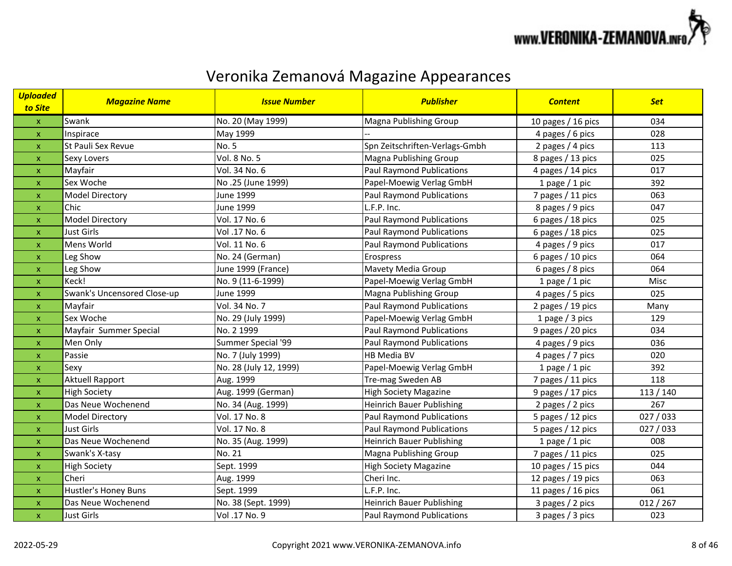# Veronika Zemanová Magazine Appearances

| Uploaded to Site | Magazine Name | Issue Number | Publisher | Content | Set |
|---|---|---|---|---|---|
| x | Swank | No. 20 (May 1999) | Magna Publishing Group | 10 pages / 16 pics | 034 |
| x | Inspirace | May 1999 | -- | 4 pages / 6 pics | 028 |
| x | St Pauli Sex Revue | No. 5 | Spn Zeitschriften-Verlags-Gmbh | 2 pages / 4 pics | 113 |
| x | Sexy Lovers | Vol. 8 No. 5 | Magna Publishing Group | 8 pages / 13 pics | 025 |
| x | Mayfair | Vol. 34 No. 6 | Paul Raymond Publications | 4 pages / 14 pics | 017 |
| x | Sex Woche | No .25 (June 1999) | Papel-Moewig Verlag GmbH | 1 page / 1 pic | 392 |
| x | Model Directory | June 1999 | Paul Raymond Publications | 7 pages / 11 pics | 063 |
| x | Chic | June 1999 | L.F.P. Inc. | 8 pages / 9 pics | 047 |
| x | Model Directory | Vol. 17 No. 6 | Paul Raymond Publications | 6 pages / 18 pics | 025 |
| x | Just Girls | Vol .17 No. 6 | Paul Raymond Publications | 6 pages / 18 pics | 025 |
| x | Mens World | Vol. 11 No. 6 | Paul Raymond Publications | 4 pages / 9 pics | 017 |
| x | Leg Show | No. 24 (German) | Erospress | 6 pages / 10 pics | 064 |
| x | Leg Show | June 1999 (France) | Mavety Media Group | 6 pages / 8 pics | 064 |
| x | Keck! | No. 9 (11-6-1999) | Papel-Moewig Verlag GmbH | 1 page / 1 pic | Misc |
| x | Swank's Uncensored Close-up | June 1999 | Magna Publishing Group | 4 pages / 5 pics | 025 |
| x | Mayfair | Vol. 34 No. 7 | Paul Raymond Publications | 2 pages / 19 pics | Many |
| x | Sex Woche | No. 29 (July 1999) | Papel-Moewig Verlag GmbH | 1 page / 3 pics | 129 |
| x | Mayfair  Summer Special | No. 2 1999 | Paul Raymond Publications | 9 pages / 20 pics | 034 |
| x | Men Only | Summer Special '99 | Paul Raymond Publications | 4 pages / 9 pics | 036 |
| x | Passie | No. 7 (July 1999) | HB Media BV | 4 pages / 7 pics | 020 |
| x | Sexy | No. 28 (July 12, 1999) | Papel-Moewig Verlag GmbH | 1 page / 1 pic | 392 |
| x | Aktuell Rapport | Aug. 1999 | Tre-mag Sweden AB | 7 pages / 11 pics | 118 |
| x | High Society | Aug. 1999 (German) | High Society Magazine | 9 pages / 17 pics | 113 / 140 |
| x | Das Neue Wochenend | No. 34 (Aug. 1999) | Heinrich Bauer Publishing | 2 pages / 2 pics | 267 |
| x | Model Directory | Vol. 17 No. 8 | Paul Raymond Publications | 5 pages / 12 pics | 027 / 033 |
| x | Just Girls | Vol. 17 No. 8 | Paul Raymond Publications | 5 pages / 12 pics | 027 / 033 |
| x | Das Neue Wochenend | No. 35 (Aug. 1999) | Heinrich Bauer Publishing | 1 page / 1 pic | 008 |
| x | Swank's X-tasy | No. 21 | Magna Publishing Group | 7 pages / 11 pics | 025 |
| x | High Society | Sept. 1999 | High Society Magazine | 10 pages / 15 pics | 044 |
| x | Cheri | Aug. 1999 | Cheri Inc. | 12 pages / 19 pics | 063 |
| x | Hustler's Honey Buns | Sept. 1999 | L.F.P. Inc. | 11 pages / 16 pics | 061 |
| x | Das Neue Wochenend | No. 38 (Sept. 1999) | Heinrich Bauer Publishing | 3 pages / 2 pics | 012 / 267 |
| x | Just Girls | Vol .17 No. 9 | Paul Raymond Publications | 3 pages / 3 pics | 023 |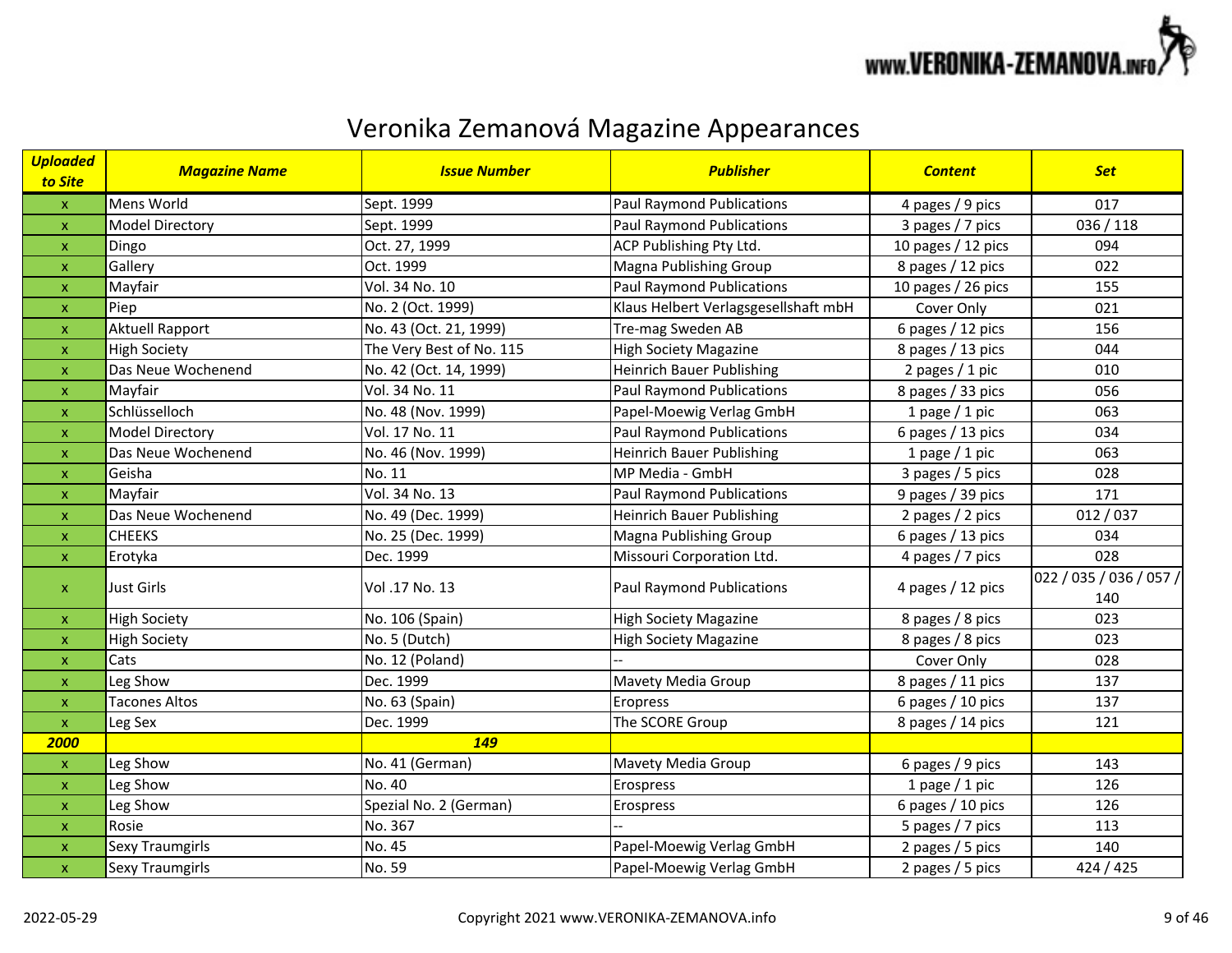# Veronika Zemanová Magazine Appearances

| *Uploaded to Site* | *Magazine Name* | *Issue Number* | *Publisher* | *Content* | *Set* |
|---|---|---|---|---|---|
| x | Mens World | Sept. 1999 | Paul Raymond Publications | 4 pages / 9 pics | 017 |
| x | Model Directory | Sept. 1999 | Paul Raymond Publications | 3 pages / 7 pics | 036 / 118 |
| x | Dingo | Oct. 27, 1999 | ACP Publishing Pty Ltd. | 10 pages / 12 pics | 094 |
| x | Gallery | Oct. 1999 | Magna Publishing Group | 8 pages / 12 pics | 022 |
| x | Mayfair | Vol. 34 No. 10 | Paul Raymond Publications | 10 pages / 26 pics | 155 |
| x | Piep | No. 2 (Oct. 1999) | Klaus Helbert Verlagsgesellshaft mbH | Cover Only | 021 |
| x | Aktuell Rapport | No. 43 (Oct. 21, 1999) | Tre-mag Sweden AB | 6 pages / 12 pics | 156 |
| x | High Society | The Very Best of No. 115 | High Society Magazine | 8 pages / 13 pics | 044 |
| x | Das Neue Wochenend | No. 42 (Oct. 14, 1999) | Heinrich Bauer Publishing | 2 pages / 1 pic | 010 |
| x | Mayfair | Vol. 34 No. 11 | Paul Raymond Publications | 8 pages / 33 pics | 056 |
| x | Schlüsselloch | No. 48 (Nov. 1999) | Papel-Moewig Verlag GmbH | 1 page / 1 pic | 063 |
| x | Model Directory | Vol. 17 No. 11 | Paul Raymond Publications | 6 pages / 13 pics | 034 |
| x | Das Neue Wochenend | No. 46 (Nov. 1999) | Heinrich Bauer Publishing | 1 page / 1 pic | 063 |
| x | Geisha | No. 11 | MP Media - GmbH | 3 pages / 5 pics | 028 |
| x | Mayfair | Vol. 34 No. 13 | Paul Raymond Publications | 9 pages / 39 pics | 171 |
| x | Das Neue Wochenend | No. 49 (Dec. 1999) | Heinrich Bauer Publishing | 2 pages / 2 pics | 012 / 037 |
| x | CHEEKS | No. 25 (Dec. 1999) | Magna Publishing Group | 6 pages / 13 pics | 034 |
| x | Erotyka | Dec. 1999 | Missouri Corporation Ltd. | 4 pages / 7 pics | 028 |
| x | Just Girls | Vol .17 No. 13 | Paul Raymond Publications | 4 pages / 12 pics | 022 / 035 / 036 / 057 / 140 |
| x | High Society | No. 106 (Spain) | High Society Magazine | 8 pages / 8 pics | 023 |
| x | High Society | No. 5 (Dutch) | High Society Magazine | 8 pages / 8 pics | 023 |
| x | Cats | No. 12 (Poland) | -- | Cover Only | 028 |
| x | Leg Show | Dec. 1999 | Mavety Media Group | 8 pages / 11 pics | 137 |
| x | Tacones Altos | No. 63 (Spain) | Eropress | 6 pages / 10 pics | 137 |
| x | Leg Sex | Dec. 1999 | The SCORE Group | 8 pages / 14 pics | 121 |
| ***2000*** | | ***149*** | | | |
| x | Leg Show | No. 41 (German) | Mavety Media Group | 6 pages / 9 pics | 143 |
| x | Leg Show | No. 40 | Erospress | 1 page / 1 pic | 126 |
| x | Leg Show | Spezial No. 2 (German) | Erospress | 6 pages / 10 pics | 126 |
| x | Rosie | No. 367 | -- | 5 pages / 7 pics | 113 |
| x | Sexy Traumgirls | No. 45 | Papel-Moewig Verlag GmbH | 2 pages / 5 pics | 140 |
| x | Sexy Traumgirls | No. 59 | Papel-Moewig Verlag GmbH | 2 pages / 5 pics | 424 / 425 |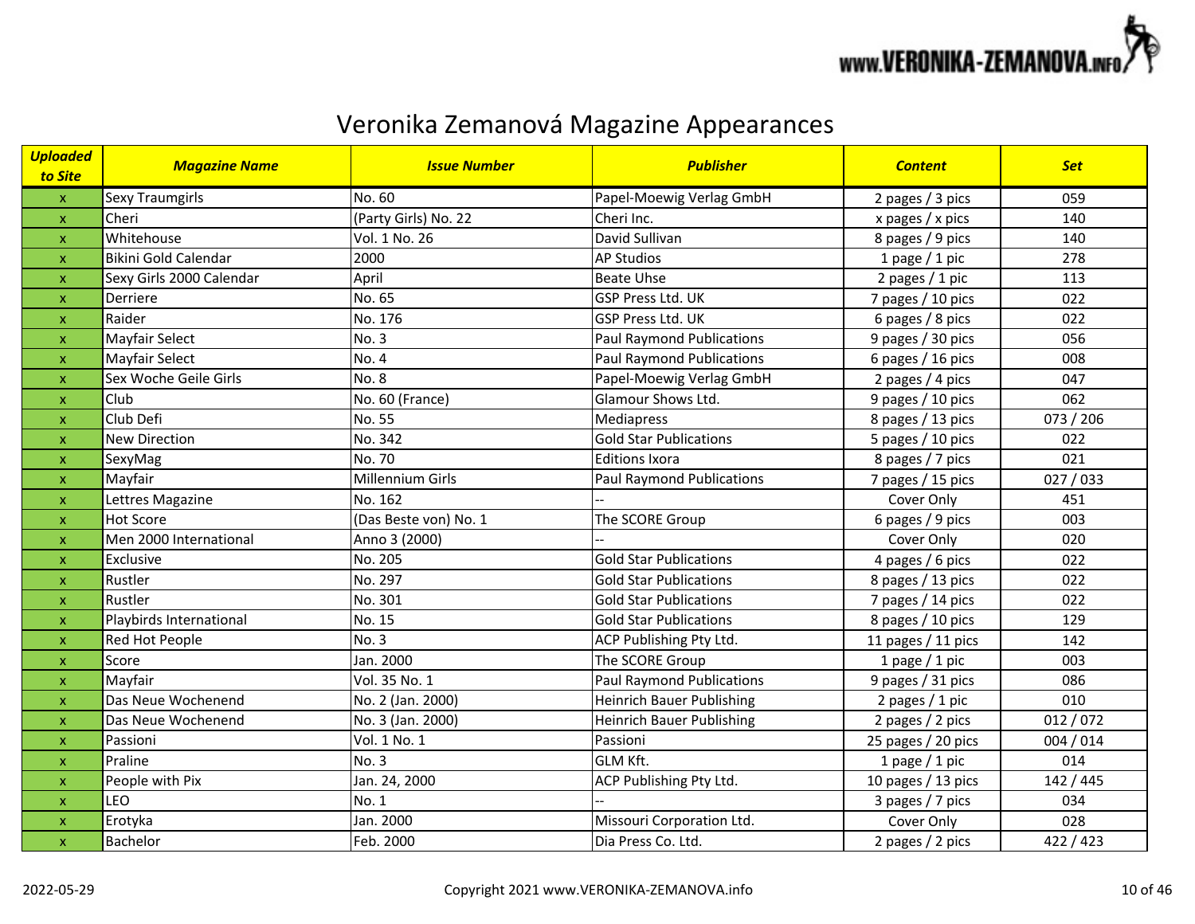# Veronika Zemanová Magazine Appearances

| *Uploaded to Site* | *Magazine Name* | *Issue Number* | *Publisher* | *Content* | *Set* |
|---|---|---|---|---|---|
| x | Sexy Traumgirls | No. 60 | Papel-Moewig Verlag GmbH | 2 pages / 3 pics | 059 |
| x | Cheri | (Party Girls) No. 22 | Cheri Inc. | x pages / x pics | 140 |
| x | Whitehouse | Vol. 1 No. 26 | David Sullivan | 8 pages / 9 pics | 140 |
| x | Bikini Gold Calendar | 2000 | AP Studios | 1 page / 1 pic | 278 |
| x | Sexy Girls 2000 Calendar | April | Beate Uhse | 2 pages / 1 pic | 113 |
| x | Derriere | No. 65 | GSP Press Ltd. UK | 7 pages / 10 pics | 022 |
| x | Raider | No. 176 | GSP Press Ltd. UK | 6 pages / 8 pics | 022 |
| x | Mayfair Select | No. 3 | Paul Raymond Publications | 9 pages / 30 pics | 056 |
| x | Mayfair Select | No. 4 | Paul Raymond Publications | 6 pages / 16 pics | 008 |
| x | Sex Woche Geile Girls | No. 8 | Papel-Moewig Verlag GmbH | 2 pages / 4 pics | 047 |
| x | Club | No. 60 (France) | Glamour Shows Ltd. | 9 pages / 10 pics | 062 |
| x | Club Defi | No. 55 | Mediapress | 8 pages / 13 pics | 073 / 206 |
| x | New Direction | No. 342 | Gold Star Publications | 5 pages / 10 pics | 022 |
| x | SexyMag | No. 70 | Editions Ixora | 8 pages / 7 pics | 021 |
| x | Mayfair | Millennium Girls | Paul Raymond Publications | 7 pages / 15 pics | 027 / 033 |
| x | Lettres Magazine | No. 162 | -- | Cover Only | 451 |
| x | Hot Score | (Das Beste von) No. 1 | The SCORE Group | 6 pages / 9 pics | 003 |
| x | Men 2000 International | Anno 3 (2000) | -- | Cover Only | 020 |
| x | Exclusive | No. 205 | Gold Star Publications | 4 pages / 6 pics | 022 |
| x | Rustler | No. 297 | Gold Star Publications | 8 pages / 13 pics | 022 |
| x | Rustler | No. 301 | Gold Star Publications | 7 pages / 14 pics | 022 |
| x | Playbirds International | No. 15 | Gold Star Publications | 8 pages / 10 pics | 129 |
| x | Red Hot People | No. 3 | ACP Publishing Pty Ltd. | 11 pages / 11 pics | 142 |
| x | Score | Jan. 2000 | The SCORE Group | 1 page / 1 pic | 003 |
| x | Mayfair | Vol. 35 No. 1 | Paul Raymond Publications | 9 pages / 31 pics | 086 |
| x | Das Neue Wochenend | No. 2 (Jan. 2000) | Heinrich Bauer Publishing | 2 pages / 1 pic | 010 |
| x | Das Neue Wochenend | No. 3 (Jan. 2000) | Heinrich Bauer Publishing | 2 pages / 2 pics | 012 / 072 |
| x | Passioni | Vol. 1 No. 1 | Passioni | 25 pages / 20 pics | 004 / 014 |
| x | Praline | No. 3 | GLM Kft. | 1 page / 1 pic | 014 |
| x | People with Pix | Jan. 24, 2000 | ACP Publishing Pty Ltd. | 10 pages / 13 pics | 142 / 445 |
| x | LEO | No. 1 | -- | 3 pages / 7 pics | 034 |
| x | Erotyka | Jan. 2000 | Missouri Corporation Ltd. | Cover Only | 028 |
| x | Bachelor | Feb. 2000 | Dia Press Co. Ltd. | 2 pages / 2 pics | 422 / 423 |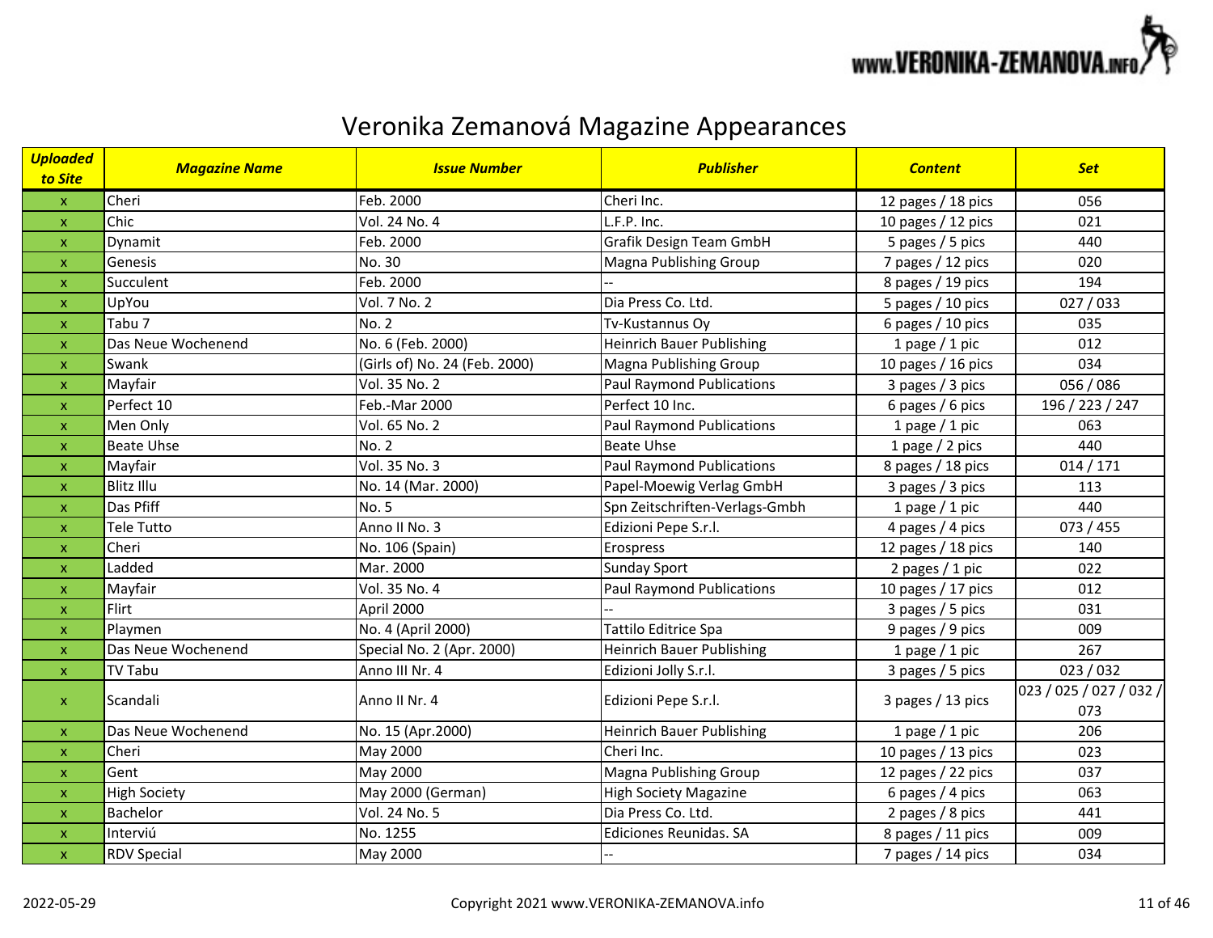# Veronika Zemanová Magazine Appearances

| ***Uploaded to Site*** | ***Magazine Name*** | ***Issue Number*** | ***Publisher*** | ***Content*** | ***Set*** |
|---|---|---|---|---|---|
| x | Cheri | Feb. 2000 | Cheri Inc. | 12 pages / 18 pics | 056 |
| x | Chic | Vol. 24 No. 4 | L.F.P. Inc. | 10 pages / 12 pics | 021 |
| x | Dynamit | Feb. 2000 | Grafik Design Team GmbH | 5 pages / 5 pics | 440 |
| x | Genesis | No. 30 | Magna Publishing Group | 7 pages / 12 pics | 020 |
| x | Succulent | Feb. 2000 | -- | 8 pages / 19 pics | 194 |
| x | UpYou | Vol. 7 No. 2 | Dia Press Co. Ltd. | 5 pages / 10 pics | 027 / 033 |
| x | Tabu 7 | No. 2 | Tv-Kustannus Oy | 6 pages / 10 pics | 035 |
| x | Das Neue Wochenend | No. 6 (Feb. 2000) | Heinrich Bauer Publishing | 1 page / 1 pic | 012 |
| x | Swank | (Girls of) No. 24 (Feb. 2000) | Magna Publishing Group | 10 pages / 16 pics | 034 |
| x | Mayfair | Vol. 35 No. 2 | Paul Raymond Publications | 3 pages / 3 pics | 056 / 086 |
| x | Perfect 10 | Feb.-Mar 2000 | Perfect 10 Inc. | 6 pages / 6 pics | 196 / 223 / 247 |
| x | Men Only | Vol. 65 No. 2 | Paul Raymond Publications | 1 page / 1 pic | 063 |
| x | Beate Uhse | No. 2 | Beate Uhse | 1 page / 2 pics | 440 |
| x | Mayfair | Vol. 35 No. 3 | Paul Raymond Publications | 8 pages / 18 pics | 014 / 171 |
| x | Blitz Illu | No. 14 (Mar. 2000) | Papel-Moewig Verlag GmbH | 3 pages / 3 pics | 113 |
| x | Das Pfiff | No. 5 | Spn Zeitschriften-Verlags-Gmbh | 1 page / 1 pic | 440 |
| x | Tele Tutto | Anno II No. 3 | Edizioni Pepe S.r.l. | 4 pages / 4 pics | 073 / 455 |
| x | Cheri | No. 106 (Spain) | Erospress | 12 pages / 18 pics | 140 |
| x | Ladded | Mar. 2000 | Sunday Sport | 2 pages / 1 pic | 022 |
| x | Mayfair | Vol. 35 No. 4 | Paul Raymond Publications | 10 pages / 17 pics | 012 |
| x | Flirt | April 2000 | -- | 3 pages / 5 pics | 031 |
| x | Playmen | No. 4 (April 2000) | Tattilo Editrice Spa | 9 pages / 9 pics | 009 |
| x | Das Neue Wochenend | Special No. 2 (Apr. 2000) | Heinrich Bauer Publishing | 1 page / 1 pic | 267 |
| x | TV Tabu | Anno III Nr. 4 | Edizioni Jolly S.r.l. | 3 pages / 5 pics | 023 / 032 |
| x | Scandali | Anno II Nr. 4 | Edizioni Pepe S.r.l. | 3 pages / 13 pics | 023 / 025 / 027 / 032 / 073 |
| x | Das Neue Wochenend | No. 15 (Apr.2000) | Heinrich Bauer Publishing | 1 page / 1 pic | 206 |
| x | Cheri | May 2000 | Cheri Inc. | 10 pages / 13 pics | 023 |
| x | Gent | May 2000 | Magna Publishing Group | 12 pages / 22 pics | 037 |
| x | High Society | May 2000 (German) | High Society Magazine | 6 pages / 4 pics | 063 |
| x | Bachelor | Vol. 24 No. 5 | Dia Press Co. Ltd. | 2 pages / 8 pics | 441 |
| x | Interviú | No. 1255 | Ediciones Reunidas. SA | 8 pages / 11 pics | 009 |
| x | RDV Special | May 2000 | -- | 7 pages / 14 pics | 034 |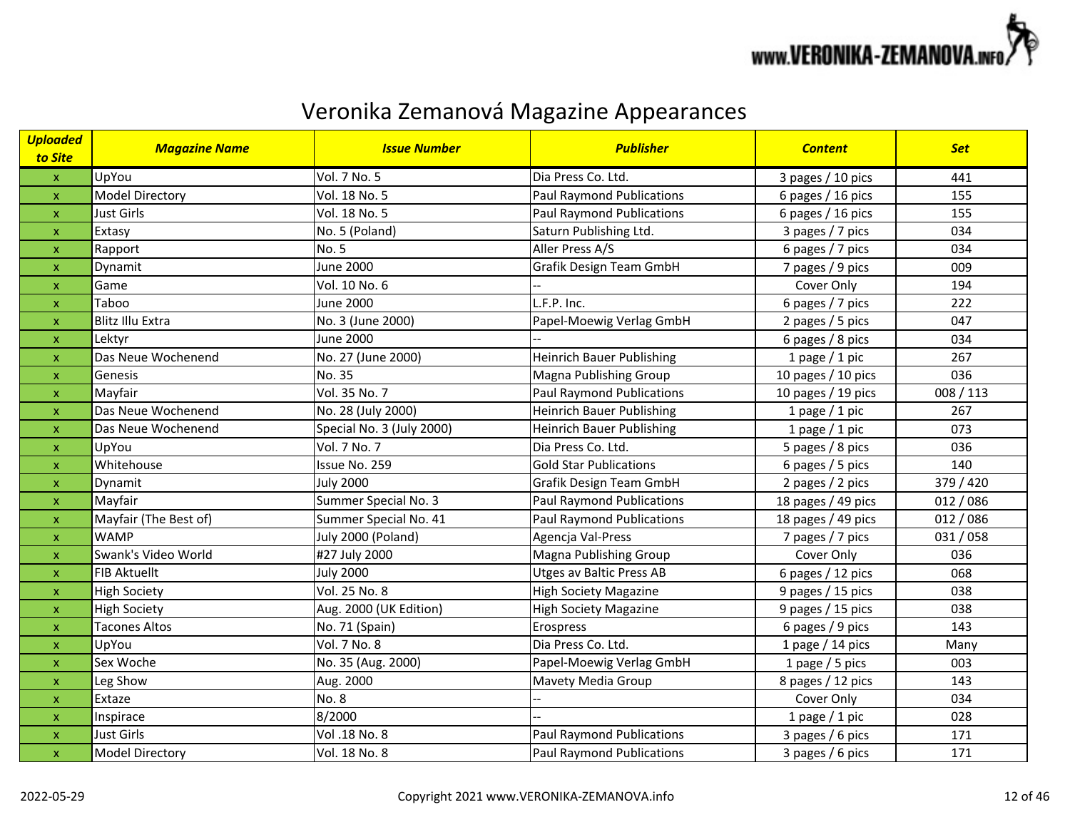# Veronika Zemanová Magazine Appearances

| *Uploaded to Site* | *Magazine Name* | *Issue Number* | *Publisher* | *Content* | *Set* |
|---|---|---|---|---|---|
| x | UpYou | Vol. 7 No. 5 | Dia Press Co. Ltd. | 3 pages / 10 pics | 441 |
| x | Model Directory | Vol. 18 No. 5 | Paul Raymond Publications | 6 pages / 16 pics | 155 |
| x | Just Girls | Vol. 18 No. 5 | Paul Raymond Publications | 6 pages / 16 pics | 155 |
| x | Extasy | No. 5 (Poland) | Saturn Publishing Ltd. | 3 pages / 7 pics | 034 |
| x | Rapport | No. 5 | Aller Press A/S | 6 pages / 7 pics | 034 |
| x | Dynamit | June 2000 | Grafik Design Team GmbH | 7 pages / 9 pics | 009 |
| x | Game | Vol. 10 No. 6 | -- | Cover Only | 194 |
| x | Taboo | June 2000 | L.F.P. Inc. | 6 pages / 7 pics | 222 |
| x | Blitz Illu Extra | No. 3 (June 2000) | Papel-Moewig Verlag GmbH | 2 pages / 5 pics | 047 |
| x | Lektyr | June 2000 | -- | 6 pages / 8 pics | 034 |
| x | Das Neue Wochenend | No. 27 (June 2000) | Heinrich Bauer Publishing | 1 page / 1 pic | 267 |
| x | Genesis | No. 35 | Magna Publishing Group | 10 pages / 10 pics | 036 |
| x | Mayfair | Vol. 35 No. 7 | Paul Raymond Publications | 10 pages / 19 pics | 008 / 113 |
| x | Das Neue Wochenend | No. 28 (July 2000) | Heinrich Bauer Publishing | 1 page / 1 pic | 267 |
| x | Das Neue Wochenend | Special No. 3 (July 2000) | Heinrich Bauer Publishing | 1 page / 1 pic | 073 |
| x | UpYou | Vol. 7 No. 7 | Dia Press Co. Ltd. | 5 pages / 8 pics | 036 |
| x | Whitehouse | Issue No. 259 | Gold Star Publications | 6 pages / 5 pics | 140 |
| x | Dynamit | July 2000 | Grafik Design Team GmbH | 2 pages / 2 pics | 379 / 420 |
| x | Mayfair | Summer Special No. 3 | Paul Raymond Publications | 18 pages / 49 pics | 012 / 086 |
| x | Mayfair (The Best of) | Summer Special No. 41 | Paul Raymond Publications | 18 pages / 49 pics | 012 / 086 |
| x | WAMP | July 2000 (Poland) | Agencja Val-Press | 7 pages / 7 pics | 031 / 058 |
| x | Swank's Video World | #27 July 2000 | Magna Publishing Group | Cover Only | 036 |
| x | FIB Aktuellt | July 2000 | Utges av Baltic Press AB | 6 pages / 12 pics | 068 |
| x | High Society | Vol. 25 No. 8 | High Society Magazine | 9 pages / 15 pics | 038 |
| x | High Society | Aug. 2000 (UK Edition) | High Society Magazine | 9 pages / 15 pics | 038 |
| x | Tacones Altos | No. 71 (Spain) | Erospress | 6 pages / 9 pics | 143 |
| x | UpYou | Vol. 7 No. 8 | Dia Press Co. Ltd. | 1 page / 14 pics | Many |
| x | Sex Woche | No. 35 (Aug. 2000) | Papel-Moewig Verlag GmbH | 1 page / 5 pics | 003 |
| x | Leg Show | Aug. 2000 | Mavety Media Group | 8 pages / 12 pics | 143 |
| x | Extaze | No. 8 | -- | Cover Only | 034 |
| x | Inspirace | 8/2000 | -- | 1 page / 1 pic | 028 |
| x | Just Girls | Vol .18 No. 8 | Paul Raymond Publications | 3 pages / 6 pics | 171 |
| x | Model Directory | Vol. 18 No. 8 | Paul Raymond Publications | 3 pages / 6 pics | 171 |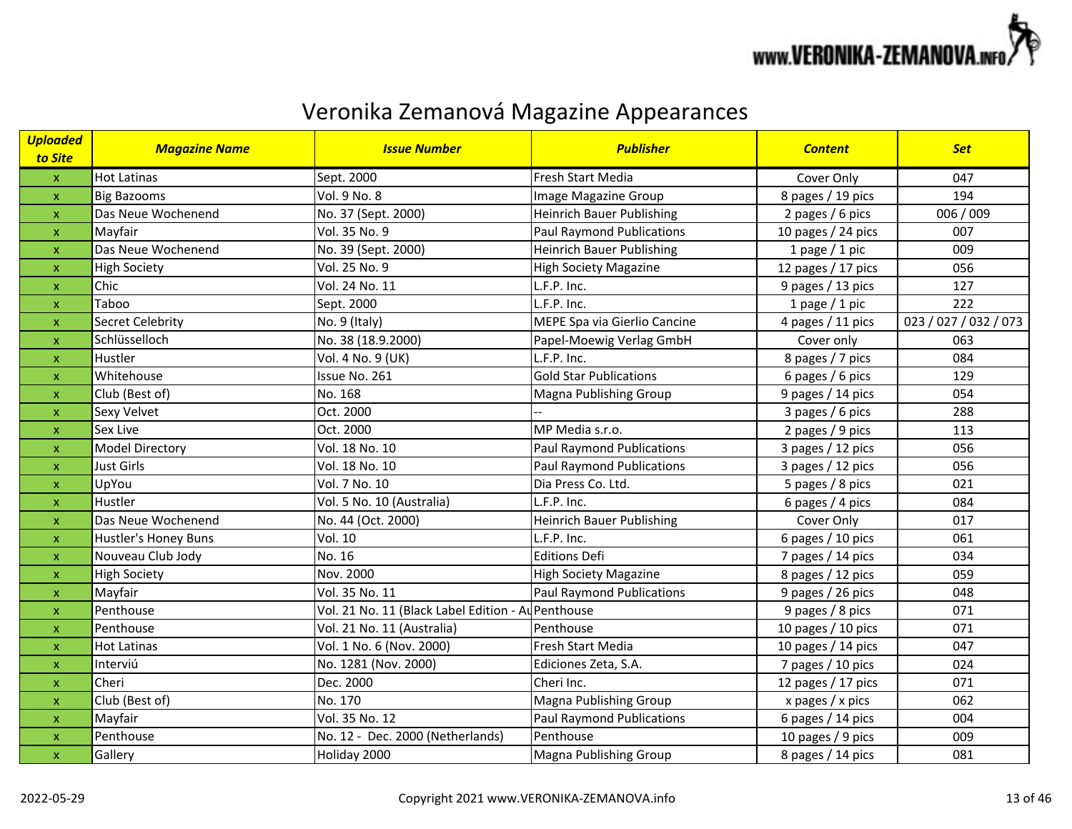# Veronika Zemanová Magazine Appearances

| *Uploaded to Site* | *Magazine Name* | *Issue Number* | *Publisher* | *Content* | *Set* |
|---|---|---|---|---|---|
| x | Hot Latinas | Sept. 2000 | Fresh Start Media | Cover Only | 047 |
| x | Big Bazooms | Vol. 9 No. 8 | Image Magazine Group | 8 pages / 19 pics | 194 |
| x | Das Neue Wochenend | No. 37 (Sept. 2000) | Heinrich Bauer Publishing | 2 pages / 6 pics | 006 / 009 |
| x | Mayfair | Vol. 35 No. 9 | Paul Raymond Publications | 10 pages / 24 pics | 007 |
| x | Das Neue Wochenend | No. 39 (Sept. 2000) | Heinrich Bauer Publishing | 1 page / 1 pic | 009 |
| x | High Society | Vol. 25 No. 9 | High Society Magazine | 12 pages / 17 pics | 056 |
| x | Chic | Vol. 24 No. 11 | L.F.P. Inc. | 9 pages / 13 pics | 127 |
| x | Taboo | Sept. 2000 | L.F.P. Inc. | 1 page / 1 pic | 222 |
| x | Secret Celebrity | No. 9 (Italy) | MEPE Spa via Gierlio Cancine | 4 pages / 11 pics | 023 / 027 / 032 / 073 |
| x | Schlüsselloch | No. 38 (18.9.2000) | Papel-Moewig Verlag GmbH | Cover only | 063 |
| x | Hustler | Vol. 4 No. 9 (UK) | L.F.P. Inc. | 8 pages / 7 pics | 084 |
| x | Whitehouse | Issue No. 261 | Gold Star Publications | 6 pages / 6 pics | 129 |
| x | Club (Best of) | No. 168 | Magna Publishing Group | 9 pages / 14 pics | 054 |
| x | Sexy Velvet | Oct. 2000 | -- | 3 pages / 6 pics | 288 |
| x | Sex Live | Oct. 2000 | MP Media s.r.o. | 2 pages / 9 pics | 113 |
| x | Model Directory | Vol. 18 No. 10 | Paul Raymond Publications | 3 pages / 12 pics | 056 |
| x | Just Girls | Vol. 18 No. 10 | Paul Raymond Publications | 3 pages / 12 pics | 056 |
| x | UpYou | Vol. 7 No. 10 | Dia Press Co. Ltd. | 5 pages / 8 pics | 021 |
| x | Hustler | Vol. 5 No. 10 (Australia) | L.F.P. Inc. | 6 pages / 4 pics | 084 |
| x | Das Neue Wochenend | No. 44 (Oct. 2000) | Heinrich Bauer Publishing | Cover Only | 017 |
| x | Hustler's Honey Buns | Vol. 10 | L.F.P. Inc. | 6 pages / 10 pics | 061 |
| x | Nouveau Club Jody | No. 16 | Editions Defi | 7 pages / 14 pics | 034 |
| x | High Society | Nov. 2000 | High Society Magazine | 8 pages / 12 pics | 059 |
| x | Mayfair | Vol. 35 No. 11 | Paul Raymond Publications | 9 pages / 26 pics | 048 |
| x | Penthouse | Vol. 21 No. 11 (Black Label Edition - Au | Penthouse | 9 pages / 8 pics | 071 |
| x | Penthouse | Vol. 21 No. 11 (Australia) | Penthouse | 10 pages / 10 pics | 071 |
| x | Hot Latinas | Vol. 1 No. 6 (Nov. 2000) | Fresh Start Media | 10 pages / 14 pics | 047 |
| x | Interviú | No. 1281 (Nov. 2000) | Ediciones Zeta, S.A. | 7 pages / 10 pics | 024 |
| x | Cheri | Dec. 2000 | Cheri Inc. | 12 pages / 17 pics | 071 |
| x | Club (Best of) | No. 170 | Magna Publishing Group | x pages / x pics | 062 |
| x | Mayfair | Vol. 35 No. 12 | Paul Raymond Publications | 6 pages / 14 pics | 004 |
| x | Penthouse | No. 12 - Dec. 2000 (Netherlands) | Penthouse | 10 pages / 9 pics | 009 |
| x | Gallery | Holiday 2000 | Magna Publishing Group | 8 pages / 14 pics | 081 |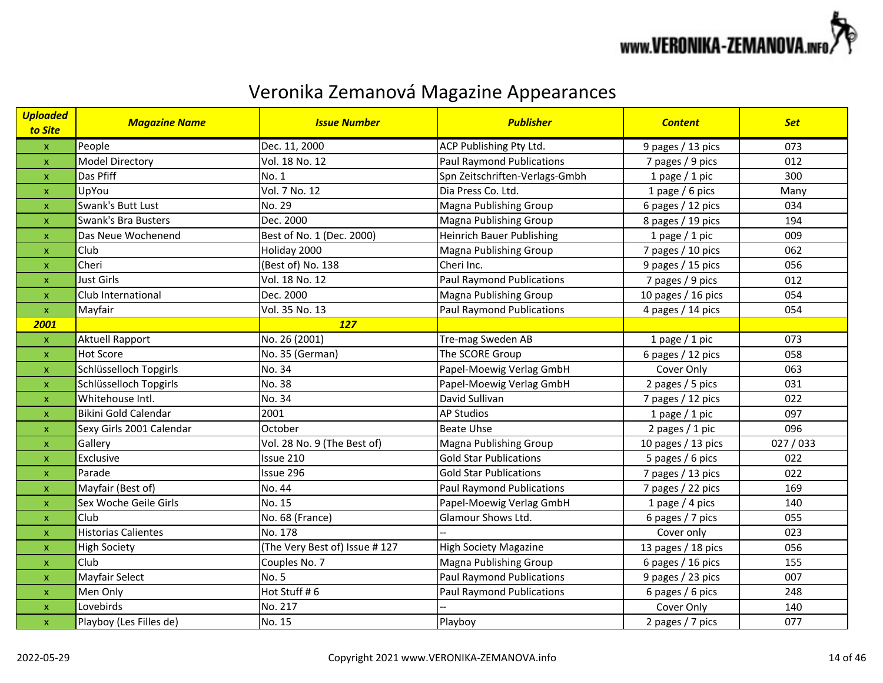# Veronika Zemanová Magazine Appearances

| *Uploaded to Site* | *Magazine Name* | *Issue Number* | *Publisher* | *Content* | *Set* |
|---|---|---|---|---|---|
| x | People | Dec. 11, 2000 | ACP Publishing Pty Ltd. | 9 pages / 13 pics | 073 |
| x | Model Directory | Vol. 18 No. 12 | Paul Raymond Publications | 7 pages / 9 pics | 012 |
| x | Das Pfiff | No. 1 | Spn Zeitschriften-Verlags-Gmbh | 1 page / 1 pic | 300 |
| x | UpYou | Vol. 7 No. 12 | Dia Press Co. Ltd. | 1 page / 6 pics | Many |
| x | Swank's Butt Lust | No. 29 | Magna Publishing Group | 6 pages / 12 pics | 034 |
| x | Swank's Bra Busters | Dec. 2000 | Magna Publishing Group | 8 pages / 19 pics | 194 |
| x | Das Neue Wochenend | Best of No. 1 (Dec. 2000) | Heinrich Bauer Publishing | 1 page / 1 pic | 009 |
| x | Club | Holiday 2000 | Magna Publishing Group | 7 pages / 10 pics | 062 |
| x | Cheri | (Best of) No. 138 | Cheri Inc. | 9 pages / 15 pics | 056 |
| x | Just Girls | Vol. 18 No. 12 | Paul Raymond Publications | 7 pages / 9 pics | 012 |
| x | Club International | Dec. 2000 | Magna Publishing Group | 10 pages / 16 pics | 054 |
| x | Mayfair | Vol. 35 No. 13 | Paul Raymond Publications | 4 pages / 14 pics | 054 |
| ***2001*** | | ***127*** | | | |
| x | Aktuell Rapport | No. 26 (2001) | Tre-mag Sweden AB | 1 page / 1 pic | 073 |
| x | Hot Score | No. 35 (German) | The SCORE Group | 6 pages / 12 pics | 058 |
| x | Schlüsselloch Topgirls | No. 34 | Papel-Moewig Verlag GmbH | Cover Only | 063 |
| x | Schlüsselloch Topgirls | No. 38 | Papel-Moewig Verlag GmbH | 2 pages / 5 pics | 031 |
| x | Whitehouse Intl. | No. 34 | David Sullivan | 7 pages / 12 pics | 022 |
| x | Bikini Gold Calendar | 2001 | AP Studios | 1 page / 1 pic | 097 |
| x | Sexy Girls 2001 Calendar | October | Beate Uhse | 2 pages / 1 pic | 096 |
| x | Gallery | Vol. 28 No. 9 (The Best of) | Magna Publishing Group | 10 pages / 13 pics | 027 / 033 |
| x | Exclusive | Issue 210 | Gold Star Publications | 5 pages / 6 pics | 022 |
| x | Parade | Issue 296 | Gold Star Publications | 7 pages / 13 pics | 022 |
| x | Mayfair (Best of) | No. 44 | Paul Raymond Publications | 7 pages / 22 pics | 169 |
| x | Sex Woche Geile Girls | No. 15 | Papel-Moewig Verlag GmbH | 1 page / 4 pics | 140 |
| x | Club | No. 68 (France) | Glamour Shows Ltd. | 6 pages / 7 pics | 055 |
| x | Historias Calientes | No. 178 | -- | Cover only | 023 |
| x | High Society | (The Very Best of) Issue # 127 | High Society Magazine | 13 pages / 18 pics | 056 |
| x | Club | Couples No. 7 | Magna Publishing Group | 6 pages / 16 pics | 155 |
| x | Mayfair Select | No. 5 | Paul Raymond Publications | 9 pages / 23 pics | 007 |
| x | Men Only | Hot Stuff # 6 | Paul Raymond Publications | 6 pages / 6 pics | 248 |
| x | Lovebirds | No. 217 | -- | Cover Only | 140 |
| x | Playboy (Les Filles de) | No. 15 | Playboy | 2 pages / 7 pics | 077 |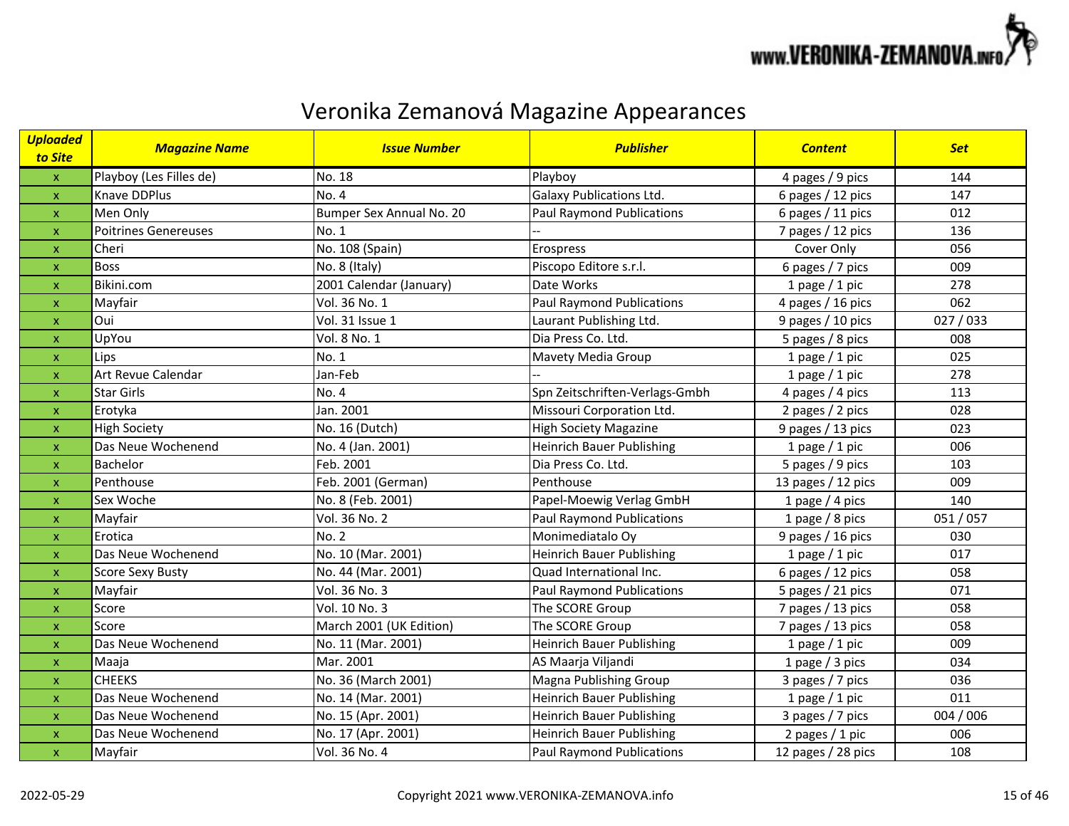# Veronika Zemanová Magazine Appearances

| *Uploaded to Site* | *Magazine Name* | *Issue Number* | *Publisher* | *Content* | *Set* |
|---|---|---|---|---|---|
| x | Playboy (Les Filles de) | No. 18 | Playboy | 4 pages / 9 pics | 144 |
| x | Knave DDPlus | No. 4 | Galaxy Publications Ltd. | 6 pages / 12 pics | 147 |
| x | Men Only | Bumper Sex Annual No. 20 | Paul Raymond Publications | 6 pages / 11 pics | 012 |
| x | Poitrines Genereuses | No. 1 | -- | 7 pages / 12 pics | 136 |
| x | Cheri | No. 108 (Spain) | Erospress | Cover Only | 056 |
| x | Boss | No. 8 (Italy) | Piscopo Editore s.r.l. | 6 pages / 7 pics | 009 |
| x | Bikini.com | 2001 Calendar (January) | Date Works | 1 page / 1 pic | 278 |
| x | Mayfair | Vol. 36 No. 1 | Paul Raymond Publications | 4 pages / 16 pics | 062 |
| x | Oui | Vol. 31 Issue 1 | Laurant Publishing Ltd. | 9 pages / 10 pics | 027 / 033 |
| x | UpYou | Vol. 8 No. 1 | Dia Press Co. Ltd. | 5 pages / 8 pics | 008 |
| x | Lips | No. 1 | Mavety Media Group | 1 page / 1 pic | 025 |
| x | Art Revue Calendar | Jan-Feb | -- | 1 page / 1 pic | 278 |
| x | Star Girls | No. 4 | Spn Zeitschriften-Verlags-Gmbh | 4 pages / 4 pics | 113 |
| x | Erotyka | Jan. 2001 | Missouri Corporation Ltd. | 2 pages / 2 pics | 028 |
| x | High Society | No. 16 (Dutch) | High Society Magazine | 9 pages / 13 pics | 023 |
| x | Das Neue Wochenend | No. 4 (Jan. 2001) | Heinrich Bauer Publishing | 1 page / 1 pic | 006 |
| x | Bachelor | Feb. 2001 | Dia Press Co. Ltd. | 5 pages / 9 pics | 103 |
| x | Penthouse | Feb. 2001 (German) | Penthouse | 13 pages / 12 pics | 009 |
| x | Sex Woche | No. 8 (Feb. 2001) | Papel-Moewig Verlag GmbH | 1 page / 4 pics | 140 |
| x | Mayfair | Vol. 36 No. 2 | Paul Raymond Publications | 1 page / 8 pics | 051 / 057 |
| x | Erotica | No. 2 | Monimediatalo Oy | 9 pages / 16 pics | 030 |
| x | Das Neue Wochenend | No. 10 (Mar. 2001) | Heinrich Bauer Publishing | 1 page / 1 pic | 017 |
| x | Score Sexy Busty | No. 44 (Mar. 2001) | Quad International Inc. | 6 pages / 12 pics | 058 |
| x | Mayfair | Vol. 36 No. 3 | Paul Raymond Publications | 5 pages / 21 pics | 071 |
| x | Score | Vol. 10 No. 3 | The SCORE Group | 7 pages / 13 pics | 058 |
| x | Score | March 2001 (UK Edition) | The SCORE Group | 7 pages / 13 pics | 058 |
| x | Das Neue Wochenend | No. 11 (Mar. 2001) | Heinrich Bauer Publishing | 1 page / 1 pic | 009 |
| x | Maaja | Mar. 2001 | AS Maarja Viljandi | 1 page / 3 pics | 034 |
| x | CHEEKS | No. 36 (March 2001) | Magna Publishing Group | 3 pages / 7 pics | 036 |
| x | Das Neue Wochenend | No. 14 (Mar. 2001) | Heinrich Bauer Publishing | 1 page / 1 pic | 011 |
| x | Das Neue Wochenend | No. 15 (Apr. 2001) | Heinrich Bauer Publishing | 3 pages / 7 pics | 004 / 006 |
| x | Das Neue Wochenend | No. 17 (Apr. 2001) | Heinrich Bauer Publishing | 2 pages / 1 pic | 006 |
| x | Mayfair | Vol. 36 No. 4 | Paul Raymond Publications | 12 pages / 28 pics | 108 |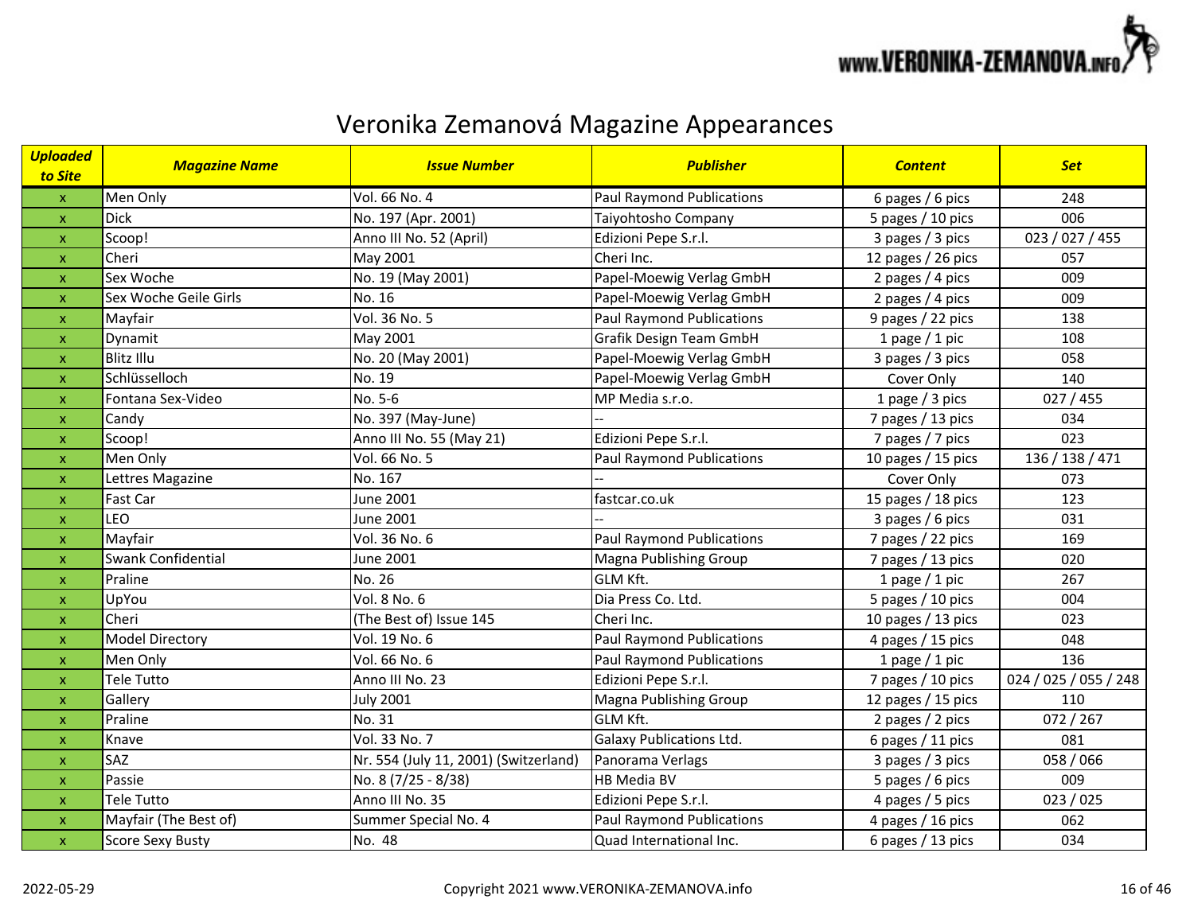# Veronika Zemanová Magazine Appearances

| ***Uploaded to Site*** | ***Magazine Name*** | ***Issue Number*** | ***Publisher*** | ***Content*** | ***Set*** |
|---|---|---|---|---|---|
| x | Men Only | Vol. 66 No. 4 | Paul Raymond Publications | 6 pages / 6 pics | 248 |
| x | Dick | No. 197 (Apr. 2001) | Taiyohtosho Company | 5 pages / 10 pics | 006 |
| x | Scoop! | Anno III No. 52 (April) | Edizioni Pepe S.r.l. | 3 pages / 3 pics | 023 / 027 / 455 |
| x | Cheri | May 2001 | Cheri Inc. | 12 pages / 26 pics | 057 |
| x | Sex Woche | No. 19 (May 2001) | Papel-Moewig Verlag GmbH | 2 pages / 4 pics | 009 |
| x | Sex Woche Geile Girls | No. 16 | Papel-Moewig Verlag GmbH | 2 pages / 4 pics | 009 |
| x | Mayfair | Vol. 36 No. 5 | Paul Raymond Publications | 9 pages / 22 pics | 138 |
| x | Dynamit | May 2001 | Grafik Design Team GmbH | 1 page / 1 pic | 108 |
| x | Blitz Illu | No. 20 (May 2001) | Papel-Moewig Verlag GmbH | 3 pages / 3 pics | 058 |
| x | Schlüsselloch | No. 19 | Papel-Moewig Verlag GmbH | Cover Only | 140 |
| x | Fontana Sex-Video | No. 5-6 | MP Media s.r.o. | 1 page / 3 pics | 027 / 455 |
| x | Candy | No. 397 (May-June) | -- | 7 pages / 13 pics | 034 |
| x | Scoop! | Anno III No. 55 (May 21) | Edizioni Pepe S.r.l. | 7 pages / 7 pics | 023 |
| x | Men Only | Vol. 66 No. 5 | Paul Raymond Publications | 10 pages / 15 pics | 136 / 138 / 471 |
| x | Lettres Magazine | No. 167 | -- | Cover Only | 073 |
| x | Fast Car | June 2001 | fastcar.co.uk | 15 pages / 18 pics | 123 |
| x | LEO | June 2001 | -- | 3 pages / 6 pics | 031 |
| x | Mayfair | Vol. 36 No. 6 | Paul Raymond Publications | 7 pages / 22 pics | 169 |
| x | Swank Confidential | June 2001 | Magna Publishing Group | 7 pages / 13 pics | 020 |
| x | Praline | No. 26 | GLM Kft. | 1 page / 1 pic | 267 |
| x | UpYou | Vol. 8 No. 6 | Dia Press Co. Ltd. | 5 pages / 10 pics | 004 |
| x | Cheri | (The Best of) Issue 145 | Cheri Inc. | 10 pages / 13 pics | 023 |
| x | Model Directory | Vol. 19 No. 6 | Paul Raymond Publications | 4 pages / 15 pics | 048 |
| x | Men Only | Vol. 66 No. 6 | Paul Raymond Publications | 1 page / 1 pic | 136 |
| x | Tele Tutto | Anno III No. 23 | Edizioni Pepe S.r.l. | 7 pages / 10 pics | 024 / 025 / 055 / 248 |
| x | Gallery | July 2001 | Magna Publishing Group | 12 pages / 15 pics | 110 |
| x | Praline | No. 31 | GLM Kft. | 2 pages / 2 pics | 072 / 267 |
| x | Knave | Vol. 33 No. 7 | Galaxy Publications Ltd. | 6 pages / 11 pics | 081 |
| x | SAZ | Nr. 554 (July 11, 2001) (Switzerland) | Panorama Verlags | 3 pages / 3 pics | 058 / 066 |
| x | Passie | No. 8 (7/25 - 8/38) | HB Media BV | 5 pages / 6 pics | 009 |
| x | Tele Tutto | Anno III No. 35 | Edizioni Pepe S.r.l. | 4 pages / 5 pics | 023 / 025 |
| x | Mayfair (The Best of) | Summer Special No. 4 | Paul Raymond Publications | 4 pages / 16 pics | 062 |
| x | Score Sexy Busty | No. 48 | Quad International Inc. | 6 pages / 13 pics | 034 |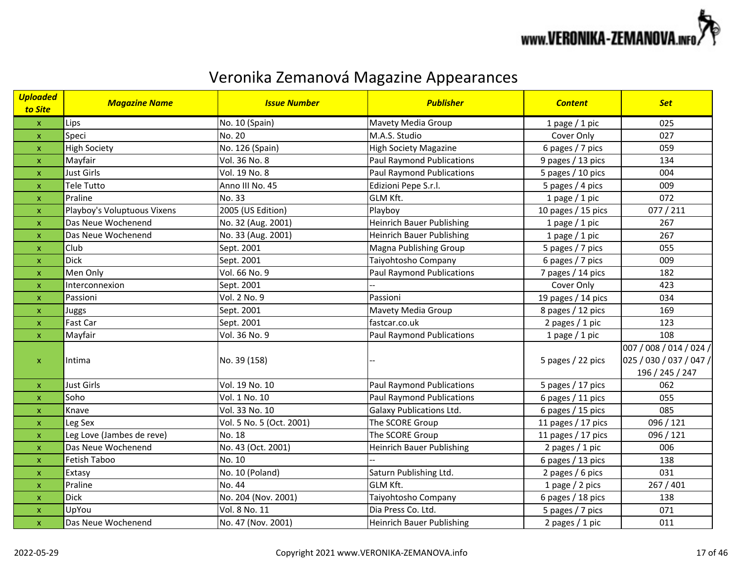# Veronika Zemanová Magazine Appearances

| ***Uploaded to Site*** | ***Magazine Name*** | ***Issue Number*** | ***Publisher*** | ***Content*** | ***Set*** |
|---|---|---|---|---|---|
| x | Lips | No. 10 (Spain) | Mavety Media Group | 1 page / 1 pic | 025 |
| x | Speci | No. 20 | M.A.S. Studio | Cover Only | 027 |
| x | High Society | No. 126 (Spain) | High Society Magazine | 6 pages / 7 pics | 059 |
| x | Mayfair | Vol. 36 No. 8 | Paul Raymond Publications | 9 pages / 13 pics | 134 |
| x | Just Girls | Vol. 19 No. 8 | Paul Raymond Publications | 5 pages / 10 pics | 004 |
| x | Tele Tutto | Anno III No. 45 | Edizioni Pepe S.r.l. | 5 pages / 4 pics | 009 |
| x | Praline | No. 33 | GLM Kft. | 1 page / 1 pic | 072 |
| x | Playboy's Voluptuous Vixens | 2005 (US Edition) | Playboy | 10 pages / 15 pics | 077 / 211 |
| x | Das Neue Wochenend | No. 32 (Aug. 2001) | Heinrich Bauer Publishing | 1 page / 1 pic | 267 |
| x | Das Neue Wochenend | No. 33 (Aug. 2001) | Heinrich Bauer Publishing | 1 page / 1 pic | 267 |
| x | Club | Sept. 2001 | Magna Publishing Group | 5 pages / 7 pics | 055 |
| x | Dick | Sept. 2001 | Taiyohtosho Company | 6 pages / 7 pics | 009 |
| x | Men Only | Vol. 66 No. 9 | Paul Raymond Publications | 7 pages / 14 pics | 182 |
| x | Interconnexion | Sept. 2001 | -- | Cover Only | 423 |
| x | Passioni | Vol. 2 No. 9 | Passioni | 19 pages / 14 pics | 034 |
| x | Juggs | Sept. 2001 | Mavety Media Group | 8 pages / 12 pics | 169 |
| x | Fast Car | Sept. 2001 | fastcar.co.uk | 2 pages / 1 pic | 123 |
| x | Mayfair | Vol. 36 No. 9 | Paul Raymond Publications | 1 page / 1 pic | 108 |
| x | Intima | No. 39 (158) | -- | 5 pages / 22 pics | 007 / 008 / 014 / 024 / 025 / 030 / 037 / 047 / 196 / 245 / 247 |
| x | Just Girls | Vol. 19 No. 10 | Paul Raymond Publications | 5 pages / 17 pics | 062 |
| x | Soho | Vol. 1 No. 10 | Paul Raymond Publications | 6 pages / 11 pics | 055 |
| x | Knave | Vol. 33 No. 10 | Galaxy Publications Ltd. | 6 pages / 15 pics | 085 |
| x | Leg Sex | Vol. 5 No. 5 (Oct. 2001) | The SCORE Group | 11 pages / 17 pics | 096 / 121 |
| x | Leg Love (Jambes de reve) | No. 18 | The SCORE Group | 11 pages / 17 pics | 096 / 121 |
| x | Das Neue Wochenend | No. 43 (Oct. 2001) | Heinrich Bauer Publishing | 2 pages / 1 pic | 006 |
| x | Fetish Taboo | No. 10 | -- | 6 pages / 13 pics | 138 |
| x | Extasy | No. 10 (Poland) | Saturn Publishing Ltd. | 2 pages / 6 pics | 031 |
| x | Praline | No. 44 | GLM Kft. | 1 page / 2 pics | 267 / 401 |
| x | Dick | No. 204 (Nov. 2001) | Taiyohtosho Company | 6 pages / 18 pics | 138 |
| x | UpYou | Vol. 8 No. 11 | Dia Press Co. Ltd. | 5 pages / 7 pics | 071 |
| x | Das Neue Wochenend | No. 47 (Nov. 2001) | Heinrich Bauer Publishing | 2 pages / 1 pic | 011 |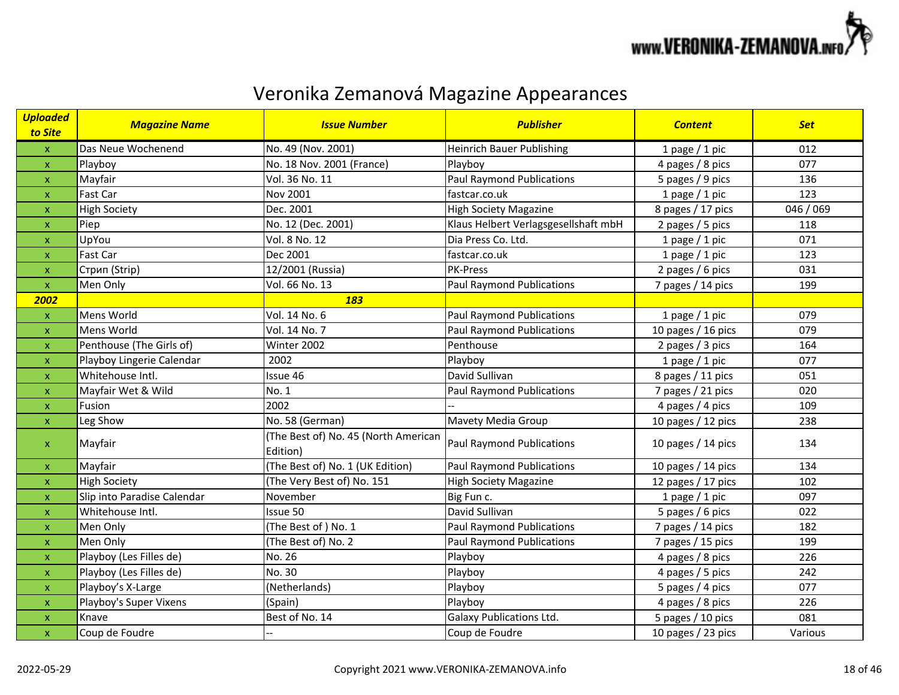# Veronika Zemanová Magazine Appearances

| ***Uploaded to Site*** | ***Magazine Name*** | ***Issue Number*** | ***Publisher*** | ***Content*** | ***Set*** |
|---|---|---|---|---|---|
| x | Das Neue Wochenend | No. 49 (Nov. 2001) | Heinrich Bauer Publishing | 1 page / 1 pic | 012 |
| x | Playboy | No. 18 Nov. 2001 (France) | Playboy | 4 pages / 8 pics | 077 |
| x | Mayfair | Vol. 36 No. 11 | Paul Raymond Publications | 5 pages / 9 pics | 136 |
| x | Fast Car | Nov 2001 | fastcar.co.uk | 1 page / 1 pic | 123 |
| x | High Society | Dec. 2001 | High Society Magazine | 8 pages / 17 pics | 046 / 069 |
| x | Piep | No. 12 (Dec. 2001) | Klaus Helbert Verlagsgesellshaft mbH | 2 pages / 5 pics | 118 |
| x | UpYou | Vol. 8 No. 12 | Dia Press Co. Ltd. | 1 page / 1 pic | 071 |
| x | Fast Car | Dec 2001 | fastcar.co.uk | 1 page / 1 pic | 123 |
| x | Стрип (Strip) | 12/2001 (Russia) | PK-Press | 2 pages / 6 pics | 031 |
| x | Men Only | Vol. 66 No. 13 | Paul Raymond Publications | 7 pages / 14 pics | 199 |
| ***2002*** | | ***183*** | | | |
| x | Mens World | Vol. 14 No. 6 | Paul Raymond Publications | 1 page / 1 pic | 079 |
| x | Mens World | Vol. 14 No. 7 | Paul Raymond Publications | 10 pages / 16 pics | 079 |
| x | Penthouse (The Girls of) | Winter 2002 | Penthouse | 2 pages / 3 pics | 164 |
| x | Playboy Lingerie Calendar | 2002 | Playboy | 1 page / 1 pic | 077 |
| x | Whitehouse Intl. | Issue 46 | David Sullivan | 8 pages / 11 pics | 051 |
| x | Mayfair Wet & Wild | No. 1 | Paul Raymond Publications | 7 pages / 21 pics | 020 |
| x | Fusion | 2002 | -- | 4 pages / 4 pics | 109 |
| x | Leg Show | No. 58 (German) | Mavety Media Group | 10 pages / 12 pics | 238 |
| x | Mayfair | (The Best of) No. 45 (North American Edition) | Paul Raymond Publications | 10 pages / 14 pics | 134 |
| x | Mayfair | (The Best of) No. 1 (UK Edition) | Paul Raymond Publications | 10 pages / 14 pics | 134 |
| x | High Society | (The Very Best of) No. 151 | High Society Magazine | 12 pages / 17 pics | 102 |
| x | Slip into Paradise Calendar | November | Big Fun c. | 1 page / 1 pic | 097 |
| x | Whitehouse Intl. | Issue 50 | David Sullivan | 5 pages / 6 pics | 022 |
| x | Men Only | (The Best of ) No. 1 | Paul Raymond Publications | 7 pages / 14 pics | 182 |
| x | Men Only | (The Best of) No. 2 | Paul Raymond Publications | 7 pages / 15 pics | 199 |
| x | Playboy (Les Filles de) | No. 26 | Playboy | 4 pages / 8 pics | 226 |
| x | Playboy (Les Filles de) | No. 30 | Playboy | 4 pages / 5 pics | 242 |
| x | Playboy's X-Large | (Netherlands) | Playboy | 5 pages / 4 pics | 077 |
| x | Playboy's Super Vixens | (Spain) | Playboy | 4 pages / 8 pics | 226 |
| x | Knave | Best of No. 14 | Galaxy Publications Ltd. | 5 pages / 10 pics | 081 |
| x | Coup de Foudre | -- | Coup de Foudre | 10 pages / 23 pics | Various |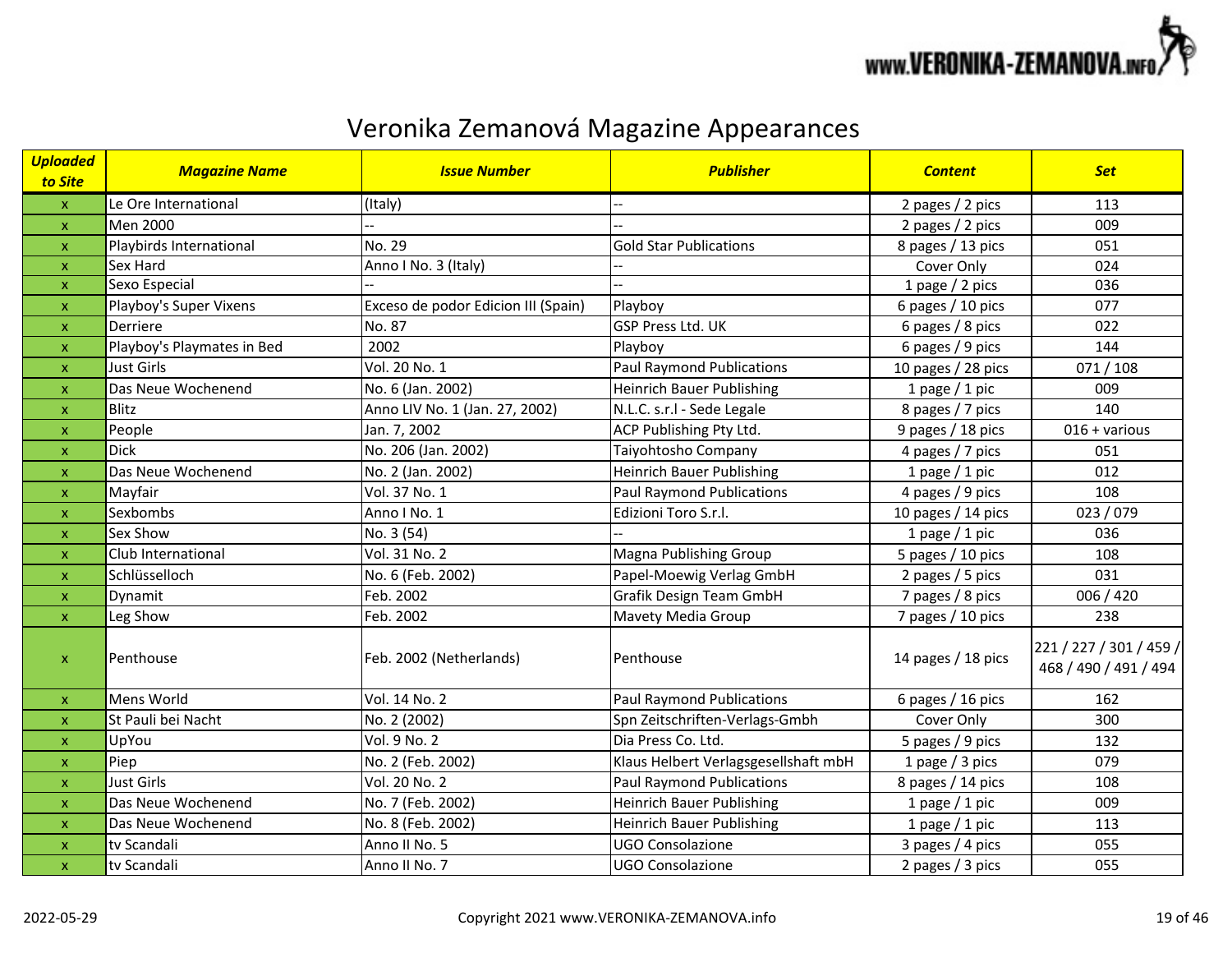# Veronika Zemanová Magazine Appearances

| ***Uploaded to Site*** | ***Magazine Name*** | ***Issue Number*** | ***Publisher*** | ***Content*** | ***Set*** |
|---|---|---|---|---|---|
| x | Le Ore International | (Italy) | -- | 2 pages / 2 pics | 113 |
| x | Men 2000 | -- | -- | 2 pages / 2 pics | 009 |
| x | Playbirds International | No. 29 | Gold Star Publications | 8 pages / 13 pics | 051 |
| x | Sex Hard | Anno I No. 3 (Italy) | -- | Cover Only | 024 |
| x | Sexo Especial | -- | -- | 1 page / 2 pics | 036 |
| x | Playboy's Super Vixens | Exceso de podor Edicion III (Spain) | Playboy | 6 pages / 10 pics | 077 |
| x | Derriere | No. 87 | GSP Press Ltd. UK | 6 pages / 8 pics | 022 |
| x | Playboy's Playmates in Bed | 2002 | Playboy | 6 pages / 9 pics | 144 |
| x | Just Girls | Vol. 20 No. 1 | Paul Raymond Publications | 10 pages / 28 pics | 071 / 108 |
| x | Das Neue Wochenend | No. 6 (Jan. 2002) | Heinrich Bauer Publishing | 1 page / 1 pic | 009 |
| x | Blitz | Anno LIV No. 1 (Jan. 27, 2002) | N.L.C. s.r.l - Sede Legale | 8 pages / 7 pics | 140 |
| x | People | Jan. 7, 2002 | ACP Publishing Pty Ltd. | 9 pages / 18 pics | 016 + various |
| x | Dick | No. 206 (Jan. 2002) | Taiyohtosho Company | 4 pages / 7 pics | 051 |
| x | Das Neue Wochenend | No. 2 (Jan. 2002) | Heinrich Bauer Publishing | 1 page / 1 pic | 012 |
| x | Mayfair | Vol. 37 No. 1 | Paul Raymond Publications | 4 pages / 9 pics | 108 |
| x | Sexbombs | Anno I No. 1 | Edizioni Toro S.r.l. | 10 pages / 14 pics | 023 / 079 |
| x | Sex Show | No. 3 (54) | -- | 1 page / 1 pic | 036 |
| x | Club International | Vol. 31 No. 2 | Magna Publishing Group | 5 pages / 10 pics | 108 |
| x | Schlüsselloch | No. 6 (Feb. 2002) | Papel-Moewig Verlag GmbH | 2 pages / 5 pics | 031 |
| x | Dynamit | Feb. 2002 | Grafik Design Team GmbH | 7 pages / 8 pics | 006 / 420 |
| x | Leg Show | Feb. 2002 | Mavety Media Group | 7 pages / 10 pics | 238 |
| x | Penthouse | Feb. 2002 (Netherlands) | Penthouse | 14 pages / 18 pics | 221 / 227 / 301 / 459 / 468 / 490 / 491 / 494 |
| x | Mens World | Vol. 14 No. 2 | Paul Raymond Publications | 6 pages / 16 pics | 162 |
| x | St Pauli bei Nacht | No. 2 (2002) | Spn Zeitschriften-Verlags-Gmbh | Cover Only | 300 |
| x | UpYou | Vol. 9 No. 2 | Dia Press Co. Ltd. | 5 pages / 9 pics | 132 |
| x | Piep | No. 2 (Feb. 2002) | Klaus Helbert Verlagsgesellshaft mbH | 1 page / 3 pics | 079 |
| x | Just Girls | Vol. 20 No. 2 | Paul Raymond Publications | 8 pages / 14 pics | 108 |
| x | Das Neue Wochenend | No. 7 (Feb. 2002) | Heinrich Bauer Publishing | 1 page / 1 pic | 009 |
| x | Das Neue Wochenend | No. 8 (Feb. 2002) | Heinrich Bauer Publishing | 1 page / 1 pic | 113 |
| x | tv Scandali | Anno II No. 5 | UGO Consolazione | 3 pages / 4 pics | 055 |
| x | tv Scandali | Anno II No. 7 | UGO Consolazione | 2 pages / 3 pics | 055 |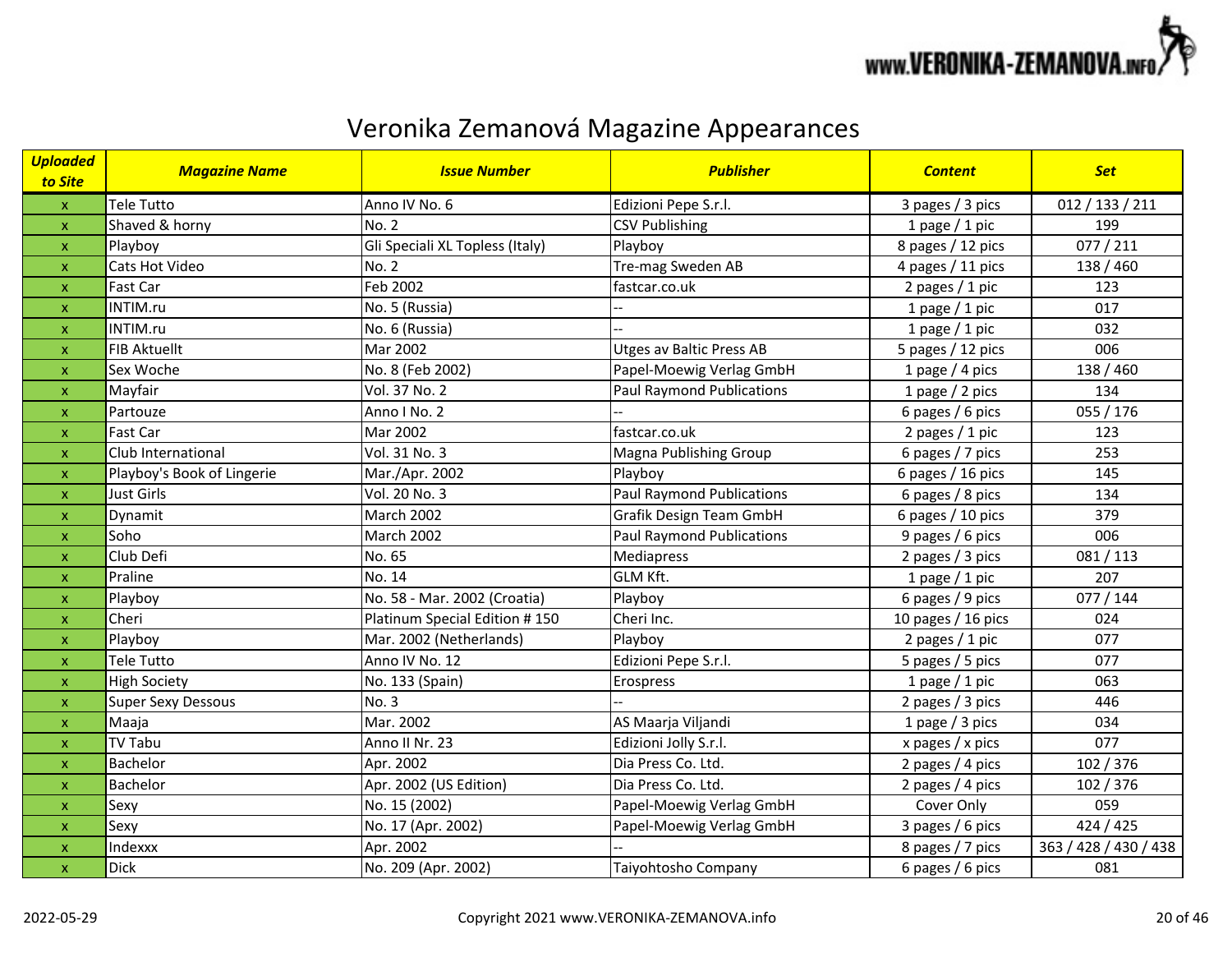# Veronika Zemanová Magazine Appearances

| *Uploaded to Site* | *Magazine Name* | *Issue Number* | *Publisher* | *Content* | *Set* |
|---|---|---|---|---|---|
| x | Tele Tutto | Anno IV No. 6 | Edizioni Pepe S.r.l. | 3 pages / 3 pics | 012 / 133 / 211 |
| x | Shaved & horny | No. 2 | CSV Publishing | 1 page / 1 pic | 199 |
| x | Playboy | Gli Speciali XL Topless (Italy) | Playboy | 8 pages / 12 pics | 077 / 211 |
| x | Cats Hot Video | No. 2 | Tre-mag Sweden AB | 4 pages / 11 pics | 138 / 460 |
| x | Fast Car | Feb 2002 | fastcar.co.uk | 2 pages / 1 pic | 123 |
| x | INTIM.ru | No. 5 (Russia) | -- | 1 page / 1 pic | 017 |
| x | INTIM.ru | No. 6 (Russia) | -- | 1 page / 1 pic | 032 |
| x | FIB Aktuellt | Mar 2002 | Utges av Baltic Press AB | 5 pages / 12 pics | 006 |
| x | Sex Woche | No. 8 (Feb 2002) | Papel-Moewig Verlag GmbH | 1 page / 4 pics | 138 / 460 |
| x | Mayfair | Vol. 37 No. 2 | Paul Raymond Publications | 1 page / 2 pics | 134 |
| x | Partouze | Anno I No. 2 | -- | 6 pages / 6 pics | 055 / 176 |
| x | Fast Car | Mar 2002 | fastcar.co.uk | 2 pages / 1 pic | 123 |
| x | Club International | Vol. 31 No. 3 | Magna Publishing Group | 6 pages / 7 pics | 253 |
| x | Playboy's Book of Lingerie | Mar./Apr. 2002 | Playboy | 6 pages / 16 pics | 145 |
| x | Just Girls | Vol. 20 No. 3 | Paul Raymond Publications | 6 pages / 8 pics | 134 |
| x | Dynamit | March 2002 | Grafik Design Team GmbH | 6 pages / 10 pics | 379 |
| x | Soho | March 2002 | Paul Raymond Publications | 9 pages / 6 pics | 006 |
| x | Club Defi | No. 65 | Mediapress | 2 pages / 3 pics | 081 / 113 |
| x | Praline | No. 14 | GLM Kft. | 1 page / 1 pic | 207 |
| x | Playboy | No. 58 - Mar. 2002 (Croatia) | Playboy | 6 pages / 9 pics | 077 / 144 |
| x | Cheri | Platinum Special Edition # 150 | Cheri Inc. | 10 pages / 16 pics | 024 |
| x | Playboy | Mar. 2002 (Netherlands) | Playboy | 2 pages / 1 pic | 077 |
| x | Tele Tutto | Anno IV No. 12 | Edizioni Pepe S.r.l. | 5 pages / 5 pics | 077 |
| x | High Society | No. 133 (Spain) | Erospress | 1 page / 1 pic | 063 |
| x | Super Sexy Dessous | No. 3 | -- | 2 pages / 3 pics | 446 |
| x | Maaja | Mar. 2002 | AS Maarja Viljandi | 1 page / 3 pics | 034 |
| x | TV Tabu | Anno II Nr. 23 | Edizioni Jolly S.r.l. | x pages / x pics | 077 |
| x | Bachelor | Apr. 2002 | Dia Press Co. Ltd. | 2 pages / 4 pics | 102 / 376 |
| x | Bachelor | Apr. 2002 (US Edition) | Dia Press Co. Ltd. | 2 pages / 4 pics | 102 / 376 |
| x | Sexy | No. 15 (2002) | Papel-Moewig Verlag GmbH | Cover Only | 059 |
| x | Sexy | No. 17 (Apr. 2002) | Papel-Moewig Verlag GmbH | 3 pages / 6 pics | 424 / 425 |
| x | Indexxx | Apr. 2002 | -- | 8 pages / 7 pics | 363 / 428 / 430 / 438 |
| x | Dick | No. 209 (Apr. 2002) | Taiyohtosho Company | 6 pages / 6 pics | 081 |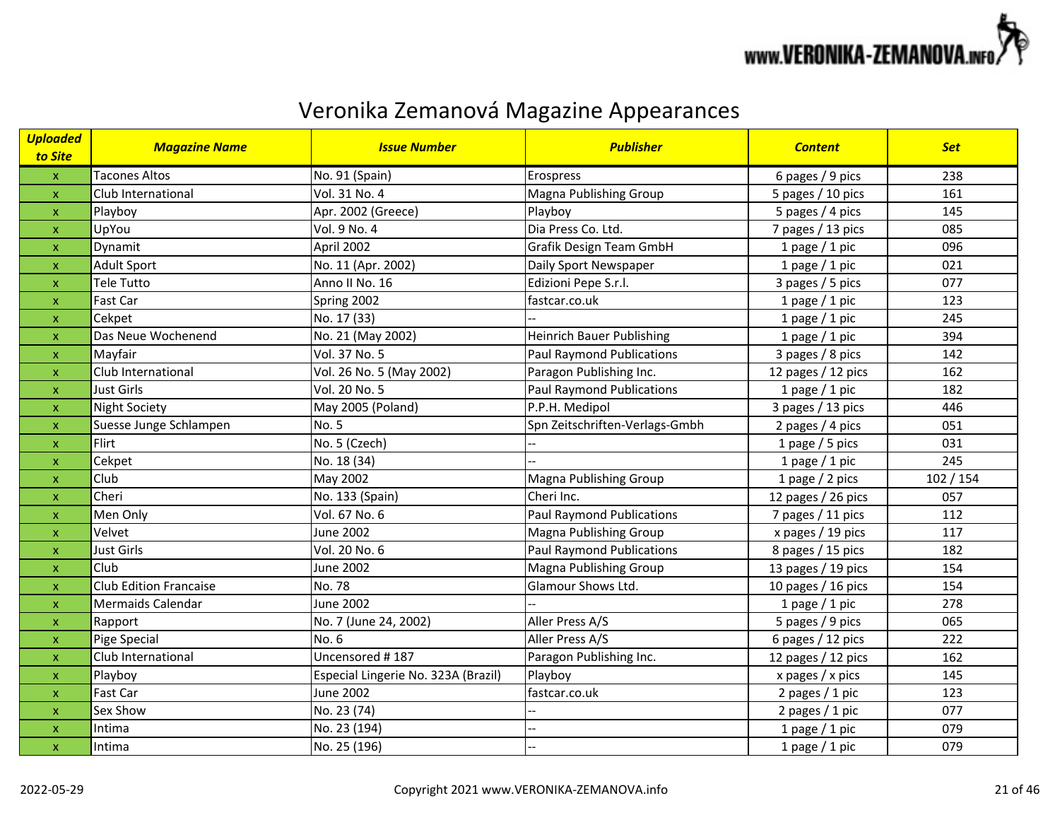# Veronika Zemanová Magazine Appearances

| *Uploaded to Site* | *Magazine Name* | *Issue Number* | *Publisher* | *Content* | *Set* |
|---|---|---|---|---|---|
| x | Tacones Altos | No. 91 (Spain) | Erospress | 6 pages / 9 pics | 238 |
| x | Club International | Vol. 31 No. 4 | Magna Publishing Group | 5 pages / 10 pics | 161 |
| x | Playboy | Apr. 2002 (Greece) | Playboy | 5 pages / 4 pics | 145 |
| x | UpYou | Vol. 9 No. 4 | Dia Press Co. Ltd. | 7 pages / 13 pics | 085 |
| x | Dynamit | April 2002 | Grafik Design Team GmbH | 1 page / 1 pic | 096 |
| x | Adult Sport | No. 11 (Apr. 2002) | Daily Sport Newspaper | 1 page / 1 pic | 021 |
| x | Tele Tutto | Anno II No. 16 | Edizioni Pepe S.r.l. | 3 pages / 5 pics | 077 |
| x | Fast Car | Spring 2002 | fastcar.co.uk | 1 page / 1 pic | 123 |
| x | Cekpet | No. 17 (33) | -- | 1 page / 1 pic | 245 |
| x | Das Neue Wochenend | No. 21 (May 2002) | Heinrich Bauer Publishing | 1 page / 1 pic | 394 |
| x | Mayfair | Vol. 37 No. 5 | Paul Raymond Publications | 3 pages / 8 pics | 142 |
| x | Club International | Vol. 26 No. 5 (May 2002) | Paragon Publishing Inc. | 12 pages / 12 pics | 162 |
| x | Just Girls | Vol. 20 No. 5 | Paul Raymond Publications | 1 page / 1 pic | 182 |
| x | Night Society | May 2005 (Poland) | P.P.H. Medipol | 3 pages / 13 pics | 446 |
| x | Suesse Junge Schlampen | No. 5 | Spn Zeitschriften-Verlags-Gmbh | 2 pages / 4 pics | 051 |
| x | Flirt | No. 5 (Czech) | -- | 1 page / 5 pics | 031 |
| x | Cekpet | No. 18 (34) | -- | 1 page / 1 pic | 245 |
| x | Club | May 2002 | Magna Publishing Group | 1 page / 2 pics | 102 / 154 |
| x | Cheri | No. 133 (Spain) | Cheri Inc. | 12 pages / 26 pics | 057 |
| x | Men Only | Vol. 67 No. 6 | Paul Raymond Publications | 7 pages / 11 pics | 112 |
| x | Velvet | June 2002 | Magna Publishing Group | x pages / 19 pics | 117 |
| x | Just Girls | Vol. 20 No. 6 | Paul Raymond Publications | 8 pages / 15 pics | 182 |
| x | Club | June 2002 | Magna Publishing Group | 13 pages / 19 pics | 154 |
| x | Club Edition Francaise | No. 78 | Glamour Shows Ltd. | 10 pages / 16 pics | 154 |
| x | Mermaids Calendar | June 2002 | -- | 1 page / 1 pic | 278 |
| x | Rapport | No. 7 (June 24, 2002) | Aller Press A/S | 5 pages / 9 pics | 065 |
| x | Pige Special | No. 6 | Aller Press A/S | 6 pages / 12 pics | 222 |
| x | Club International | Uncensored # 187 | Paragon Publishing Inc. | 12 pages / 12 pics | 162 |
| x | Playboy | Especial Lingerie No. 323A (Brazil) | Playboy | x pages / x pics | 145 |
| x | Fast Car | June 2002 | fastcar.co.uk | 2 pages / 1 pic | 123 |
| x | Sex Show | No. 23 (74) | -- | 2 pages / 1 pic | 077 |
| x | Intima | No. 23 (194) | -- | 1 page / 1 pic | 079 |
| x | Intima | No. 25 (196) | -- | 1 page / 1 pic | 079 |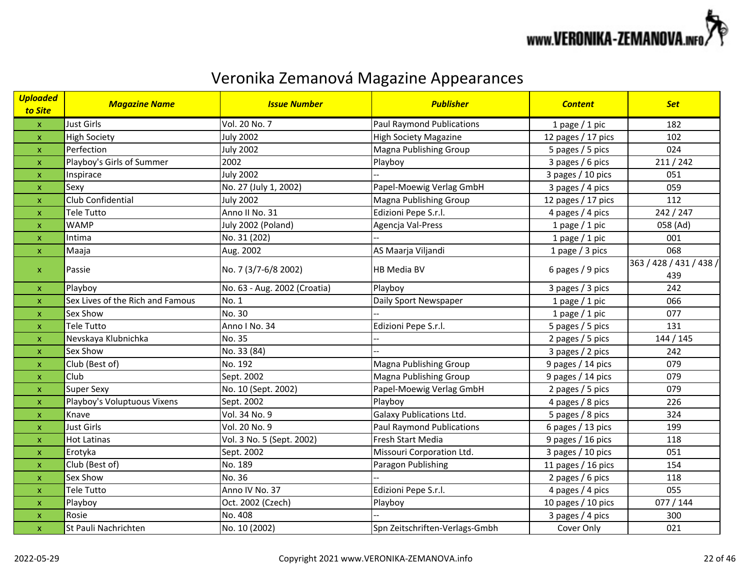# Veronika Zemanová Magazine Appearances

| Uploaded to Site | Magazine Name | Issue Number | Publisher | Content | Set |
|---|---|---|---|---|---|
| x | Just Girls | Vol. 20 No. 7 | Paul Raymond Publications | 1 page / 1 pic | 182 |
| x | High Society | July 2002 | High Society Magazine | 12 pages / 17 pics | 102 |
| x | Perfection | July 2002 | Magna Publishing Group | 5 pages / 5 pics | 024 |
| x | Playboy's Girls of Summer | 2002 | Playboy | 3 pages / 6 pics | 211 / 242 |
| x | Inspirace | July 2002 | -- | 3 pages / 10 pics | 051 |
| x | Sexy | No. 27 (July 1, 2002) | Papel-Moewig Verlag GmbH | 3 pages / 4 pics | 059 |
| x | Club Confidential | July 2002 | Magna Publishing Group | 12 pages / 17 pics | 112 |
| x | Tele Tutto | Anno II No. 31 | Edizioni Pepe S.r.l. | 4 pages / 4 pics | 242 / 247 |
| x | WAMP | July 2002 (Poland) | Agencja Val-Press | 1 page / 1 pic | 058 (Ad) |
| x | Intima | No. 31 (202) | -- | 1 page / 1 pic | 001 |
| x | Maaja | Aug. 2002 | AS Maarja Viljandi | 1 page / 3 pics | 068 |
| x | Passie | No. 7 (3/7-6/8 2002) | HB Media BV | 6 pages / 9 pics | 363 / 428 / 431 / 438 / 439 |
| x | Playboy | No. 63 - Aug. 2002 (Croatia) | Playboy | 3 pages / 3 pics | 242 |
| x | Sex Lives of the Rich and Famous | No. 1 | Daily Sport Newspaper | 1 page / 1 pic | 066 |
| x | Sex Show | No. 30 | -- | 1 page / 1 pic | 077 |
| x | Tele Tutto | Anno I No. 34 | Edizioni Pepe S.r.l. | 5 pages / 5 pics | 131 |
| x | Nevskaya Klubnichka | No. 35 | -- | 2 pages / 5 pics | 144 / 145 |
| x | Sex Show | No. 33 (84) | -- | 3 pages / 2 pics | 242 |
| x | Club (Best of) | No. 192 | Magna Publishing Group | 9 pages / 14 pics | 079 |
| x | Club | Sept. 2002 | Magna Publishing Group | 9 pages / 14 pics | 079 |
| x | Super Sexy | No. 10 (Sept. 2002) | Papel-Moewig Verlag GmbH | 2 pages / 5 pics | 079 |
| x | Playboy's Voluptuous Vixens | Sept. 2002 | Playboy | 4 pages / 8 pics | 226 |
| x | Knave | Vol. 34 No. 9 | Galaxy Publications Ltd. | 5 pages / 8 pics | 324 |
| x | Just Girls | Vol. 20 No. 9 | Paul Raymond Publications | 6 pages / 13 pics | 199 |
| x | Hot Latinas | Vol. 3 No. 5 (Sept. 2002) | Fresh Start Media | 9 pages / 16 pics | 118 |
| x | Erotyka | Sept. 2002 | Missouri Corporation Ltd. | 3 pages / 10 pics | 051 |
| x | Club (Best of) | No. 189 | Paragon Publishing | 11 pages / 16 pics | 154 |
| x | Sex Show | No. 36 | -- | 2 pages / 6 pics | 118 |
| x | Tele Tutto | Anno IV No. 37 | Edizioni Pepe S.r.l. | 4 pages / 4 pics | 055 |
| x | Playboy | Oct. 2002 (Czech) | Playboy | 10 pages / 10 pics | 077 / 144 |
| x | Rosie | No. 408 | -- | 3 pages / 4 pics | 300 |
| x | St Pauli Nachrichten | No. 10 (2002) | Spn Zeitschriften-Verlags-Gmbh | Cover Only | 021 |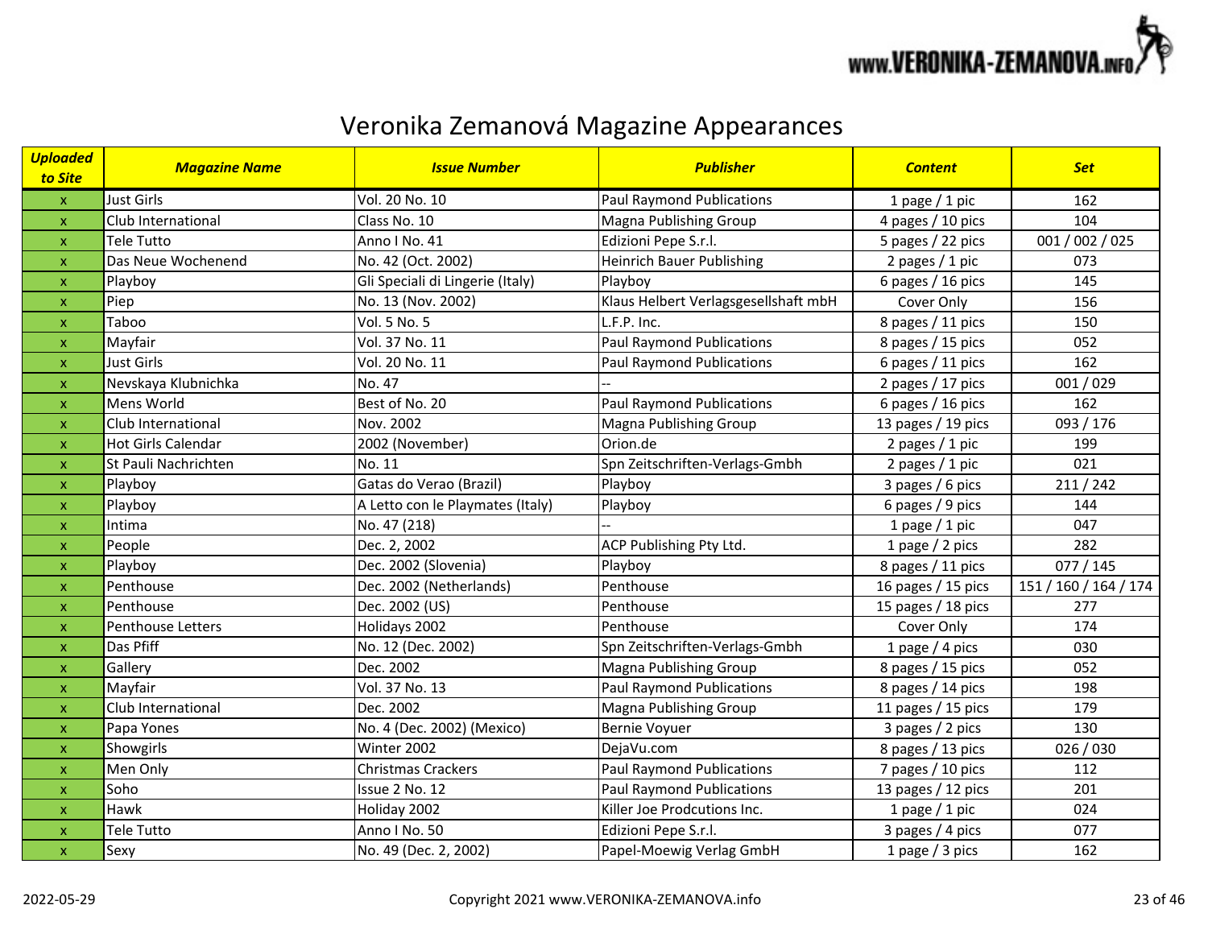# Veronika Zemanová Magazine Appearances

| *Uploaded to Site* | *Magazine Name* | *Issue Number* | *Publisher* | *Content* | *Set* |
|---|---|---|---|---|---|
| x | Just Girls | Vol. 20 No. 10 | Paul Raymond Publications | 1 page / 1 pic | 162 |
| x | Club International | Class No. 10 | Magna Publishing Group | 4 pages / 10 pics | 104 |
| x | Tele Tutto | Anno I No. 41 | Edizioni Pepe S.r.l. | 5 pages / 22 pics | 001 / 002 / 025 |
| x | Das Neue Wochenend | No. 42 (Oct. 2002) | Heinrich Bauer Publishing | 2 pages / 1 pic | 073 |
| x | Playboy | Gli Speciali di Lingerie (Italy) | Playboy | 6 pages / 16 pics | 145 |
| x | Piep | No. 13 (Nov. 2002) | Klaus Helbert Verlagsgesellshaft mbH | Cover Only | 156 |
| x | Taboo | Vol. 5 No. 5 | L.F.P. Inc. | 8 pages / 11 pics | 150 |
| x | Mayfair | Vol. 37 No. 11 | Paul Raymond Publications | 8 pages / 15 pics | 052 |
| x | Just Girls | Vol. 20 No. 11 | Paul Raymond Publications | 6 pages / 11 pics | 162 |
| x | Nevskaya Klubnichka | No. 47 | -- | 2 pages / 17 pics | 001 / 029 |
| x | Mens World | Best of No. 20 | Paul Raymond Publications | 6 pages / 16 pics | 162 |
| x | Club International | Nov. 2002 | Magna Publishing Group | 13 pages / 19 pics | 093 / 176 |
| x | Hot Girls Calendar | 2002 (November) | Orion.de | 2 pages / 1 pic | 199 |
| x | St Pauli Nachrichten | No. 11 | Spn Zeitschriften-Verlags-Gmbh | 2 pages / 1 pic | 021 |
| x | Playboy | Gatas do Verao (Brazil) | Playboy | 3 pages / 6 pics | 211 / 242 |
| x | Playboy | A Letto con le Playmates (Italy) | Playboy | 6 pages / 9 pics | 144 |
| x | Intima | No. 47 (218) | -- | 1 page / 1 pic | 047 |
| x | People | Dec. 2, 2002 | ACP Publishing Pty Ltd. | 1 page / 2 pics | 282 |
| x | Playboy | Dec. 2002 (Slovenia) | Playboy | 8 pages / 11 pics | 077 / 145 |
| x | Penthouse | Dec. 2002 (Netherlands) | Penthouse | 16 pages / 15 pics | 151 / 160 / 164 / 174 |
| x | Penthouse | Dec. 2002 (US) | Penthouse | 15 pages / 18 pics | 277 |
| x | Penthouse Letters | Holidays 2002 | Penthouse | Cover Only | 174 |
| x | Das Pfiff | No. 12 (Dec. 2002) | Spn Zeitschriften-Verlags-Gmbh | 1 page / 4 pics | 030 |
| x | Gallery | Dec. 2002 | Magna Publishing Group | 8 pages / 15 pics | 052 |
| x | Mayfair | Vol. 37 No. 13 | Paul Raymond Publications | 8 pages / 14 pics | 198 |
| x | Club International | Dec. 2002 | Magna Publishing Group | 11 pages / 15 pics | 179 |
| x | Papa Yones | No. 4 (Dec. 2002) (Mexico) | Bernie Voyuer | 3 pages / 2 pics | 130 |
| x | Showgirls | Winter 2002 | DejaVu.com | 8 pages / 13 pics | 026 / 030 |
| x | Men Only | Christmas Crackers | Paul Raymond Publications | 7 pages / 10 pics | 112 |
| x | Soho | Issue 2 No. 12 | Paul Raymond Publications | 13 pages / 12 pics | 201 |
| x | Hawk | Holiday 2002 | Killer Joe Prodcutions Inc. | 1 page / 1 pic | 024 |
| x | Tele Tutto | Anno I No. 50 | Edizioni Pepe S.r.l. | 3 pages / 4 pics | 077 |
| x | Sexy | No. 49 (Dec. 2, 2002) | Papel-Moewig Verlag GmbH | 1 page / 3 pics | 162 |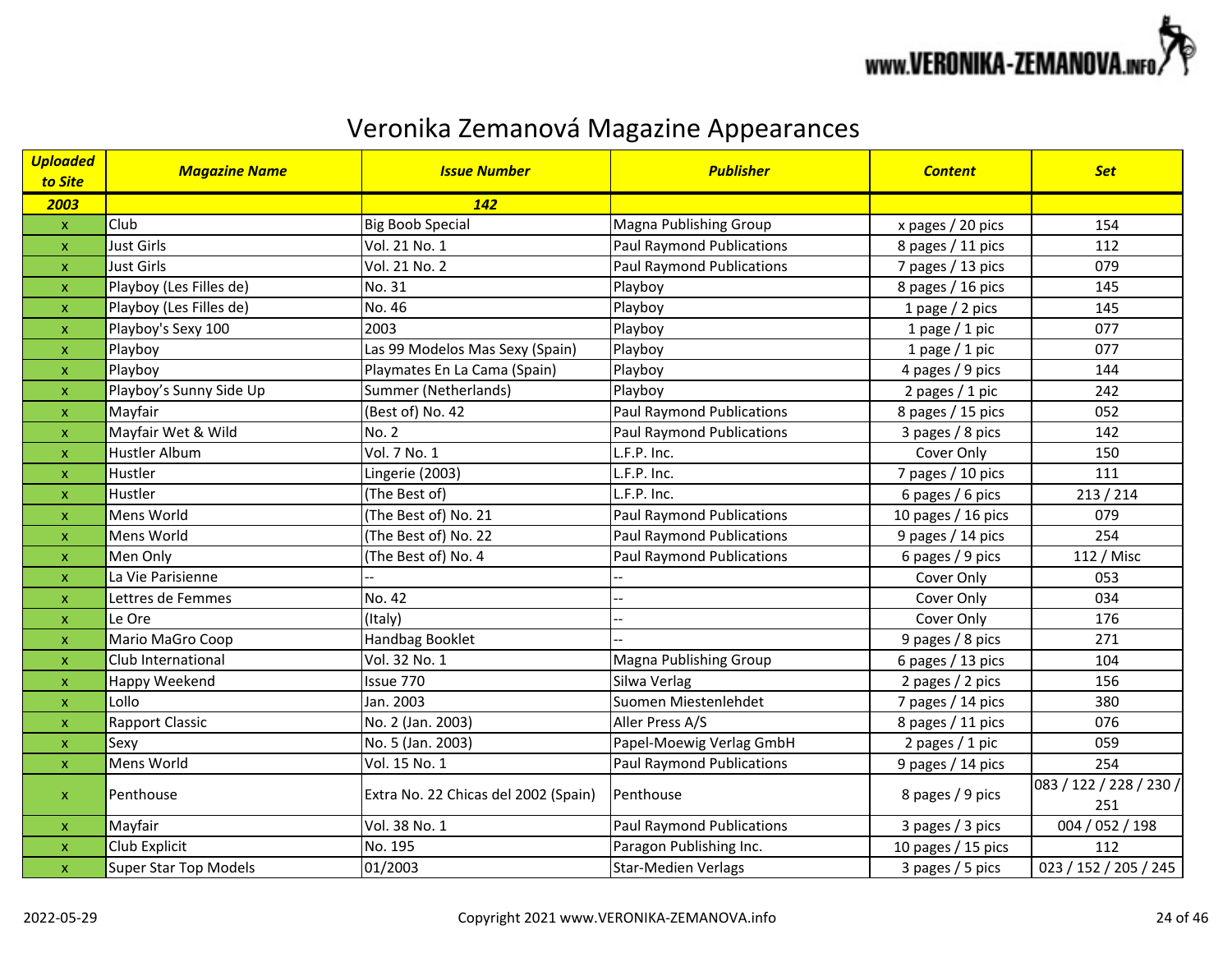# Veronika Zemanová Magazine Appearances

| *Uploaded to Site* | *Magazine Name* | *Issue Number* | *Publisher* | *Content* | *Set* |
|---|---|---|---|---|---|
| **2003** | | **142** | | | |
| x | Club | Big Boob Special | Magna Publishing Group | x pages / 20 pics | 154 |
| x | Just Girls | Vol. 21 No. 1 | Paul Raymond Publications | 8 pages / 11 pics | 112 |
| x | Just Girls | Vol. 21 No. 2 | Paul Raymond Publications | 7 pages / 13 pics | 079 |
| x | Playboy (Les Filles de) | No. 31 | Playboy | 8 pages / 16 pics | 145 |
| x | Playboy (Les Filles de) | No. 46 | Playboy | 1 page / 2 pics | 145 |
| x | Playboy's Sexy 100 | 2003 | Playboy | 1 page / 1 pic | 077 |
| x | Playboy | Las 99 Modelos Mas Sexy (Spain) | Playboy | 1 page / 1 pic | 077 |
| x | Playboy | Playmates En La Cama (Spain) | Playboy | 4 pages / 9 pics | 144 |
| x | Playboy's Sunny Side Up | Summer (Netherlands) | Playboy | 2 pages / 1 pic | 242 |
| x | Mayfair | (Best of) No. 42 | Paul Raymond Publications | 8 pages / 15 pics | 052 |
| x | Mayfair Wet & Wild | No. 2 | Paul Raymond Publications | 3 pages / 8 pics | 142 |
| x | Hustler Album | Vol. 7 No. 1 | L.F.P. Inc. | Cover Only | 150 |
| x | Hustler | Lingerie (2003) | L.F.P. Inc. | 7 pages / 10 pics | 111 |
| x | Hustler | (The Best of) | L.F.P. Inc. | 6 pages / 6 pics | 213 / 214 |
| x | Mens World | (The Best of) No. 21 | Paul Raymond Publications | 10 pages / 16 pics | 079 |
| x | Mens World | (The Best of) No. 22 | Paul Raymond Publications | 9 pages / 14 pics | 254 |
| x | Men Only | (The Best of) No. 4 | Paul Raymond Publications | 6 pages / 9 pics | 112 / Misc |
| x | La Vie Parisienne | -- | -- | Cover Only | 053 |
| x | Lettres de Femmes | No. 42 | -- | Cover Only | 034 |
| x | Le Ore | (Italy) | -- | Cover Only | 176 |
| x | Mario MaGro Coop | Handbag Booklet | -- | 9 pages / 8 pics | 271 |
| x | Club International | Vol. 32 No. 1 | Magna Publishing Group | 6 pages / 13 pics | 104 |
| x | Happy Weekend | Issue 770 | Silwa Verlag | 2 pages / 2 pics | 156 |
| x | Lollo | Jan. 2003 | Suomen Miestenlehdet | 7 pages / 14 pics | 380 |
| x | Rapport Classic | No. 2 (Jan. 2003) | Aller Press A/S | 8 pages / 11 pics | 076 |
| x | Sexy | No. 5 (Jan. 2003) | Papel-Moewig Verlag GmbH | 2 pages / 1 pic | 059 |
| x | Mens World | Vol. 15 No. 1 | Paul Raymond Publications | 9 pages / 14 pics | 254 |
| x | Penthouse | Extra No. 22 Chicas del 2002 (Spain) | Penthouse | 8 pages / 9 pics | 083 / 122 / 228 / 230 / 251 |
| x | Mayfair | Vol. 38 No. 1 | Paul Raymond Publications | 3 pages / 3 pics | 004 / 052 / 198 |
| x | Club Explicit | No. 195 | Paragon Publishing Inc. | 10 pages / 15 pics | 112 |
| x | Super Star Top Models | 01/2003 | Star-Medien Verlags | 3 pages / 5 pics | 023 / 152 / 205 / 245 |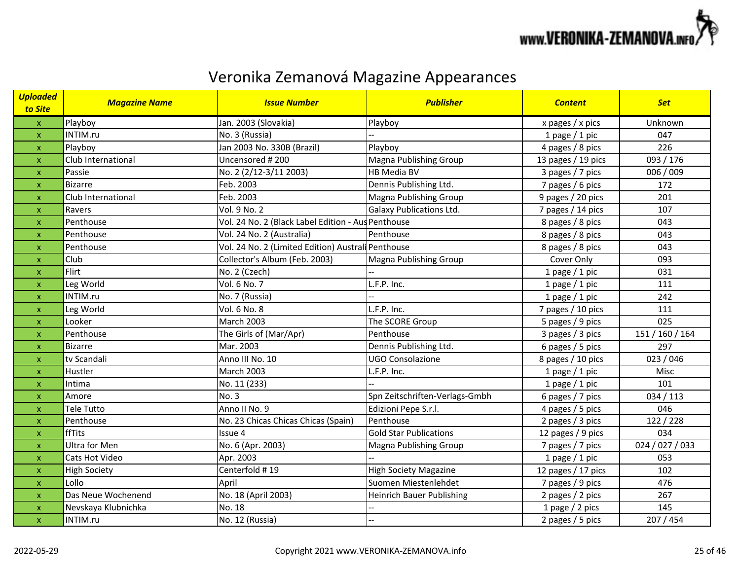# Veronika Zemanová Magazine Appearances

| Uploaded to Site | Magazine Name | Issue Number | Publisher | Content | Set |
|---|---|---|---|---|---|
| x | Playboy | Jan. 2003 (Slovakia) | Playboy | x pages / x pics | Unknown |
| x | INTIM.ru | No. 3 (Russia) | -- | 1 page / 1 pic | 047 |
| x | Playboy | Jan 2003 No. 330B (Brazil) | Playboy | 4 pages / 8 pics | 226 |
| x | Club International | Uncensored # 200 | Magna Publishing Group | 13 pages / 19 pics | 093 / 176 |
| x | Passie | No. 2 (2/12-3/11 2003) | HB Media BV | 3 pages / 7 pics | 006 / 009 |
| x | Bizarre | Feb. 2003 | Dennis Publishing Ltd. | 7 pages / 6 pics | 172 |
| x | Club International | Feb. 2003 | Magna Publishing Group | 9 pages / 20 pics | 201 |
| x | Ravers | Vol. 9 No. 2 | Galaxy Publications Ltd. | 7 pages / 14 pics | 107 |
| x | Penthouse | Vol. 24 No. 2 (Black Label Edition - Aus | Penthouse | 8 pages / 8 pics | 043 |
| x | Penthouse | Vol. 24 No. 2 (Australia) | Penthouse | 8 pages / 8 pics | 043 |
| x | Penthouse | Vol. 24 No. 2 (Limited Edition) Australi | Penthouse | 8 pages / 8 pics | 043 |
| x | Club | Collector's Album (Feb. 2003) | Magna Publishing Group | Cover Only | 093 |
| x | Flirt | No. 2 (Czech) | -- | 1 page / 1 pic | 031 |
| x | Leg World | Vol. 6 No. 7 | L.F.P. Inc. | 1 page / 1 pic | 111 |
| x | INTIM.ru | No. 7 (Russia) | -- | 1 page / 1 pic | 242 |
| x | Leg World | Vol. 6 No. 8 | L.F.P. Inc. | 7 pages / 10 pics | 111 |
| x | Looker | March 2003 | The SCORE Group | 5 pages / 9 pics | 025 |
| x | Penthouse | The Girls of (Mar/Apr) | Penthouse | 3 pages / 3 pics | 151 / 160 / 164 |
| x | Bizarre | Mar. 2003 | Dennis Publishing Ltd. | 6 pages / 5 pics | 297 |
| x | tv Scandali | Anno III No. 10 | UGO Consolazione | 8 pages / 10 pics | 023 / 046 |
| x | Hustler | March 2003 | L.F.P. Inc. | 1 page / 1 pic | Misc |
| x | Intima | No. 11 (233) | -- | 1 page / 1 pic | 101 |
| x | Amore | No. 3 | Spn Zeitschriften-Verlags-Gmbh | 6 pages / 7 pics | 034 / 113 |
| x | Tele Tutto | Anno II No. 9 | Edizioni Pepe S.r.l. | 4 pages / 5 pics | 046 |
| x | Penthouse | No. 23 Chicas Chicas Chicas (Spain) | Penthouse | 2 pages / 3 pics | 122 / 228 |
| x | ffTits | Issue 4 | Gold Star Publications | 12 pages / 9 pics | 034 |
| x | Ultra for Men | No. 6 (Apr. 2003) | Magna Publishing Group | 7 pages / 7 pics | 024 / 027 / 033 |
| x | Cats Hot Video | Apr. 2003 | -- | 1 page / 1 pic | 053 |
| x | High Society | Centerfold # 19 | High Society Magazine | 12 pages / 17 pics | 102 |
| x | Lollo | April | Suomen Miestenlehdet | 7 pages / 9 pics | 476 |
| x | Das Neue Wochenend | No. 18 (April 2003) | Heinrich Bauer Publishing | 2 pages / 2 pics | 267 |
| x | Nevskaya Klubnichka | No. 18 | -- | 1 page / 2 pics | 145 |
| x | INTIM.ru | No. 12 (Russia) | -- | 2 pages / 5 pics | 207 / 454 |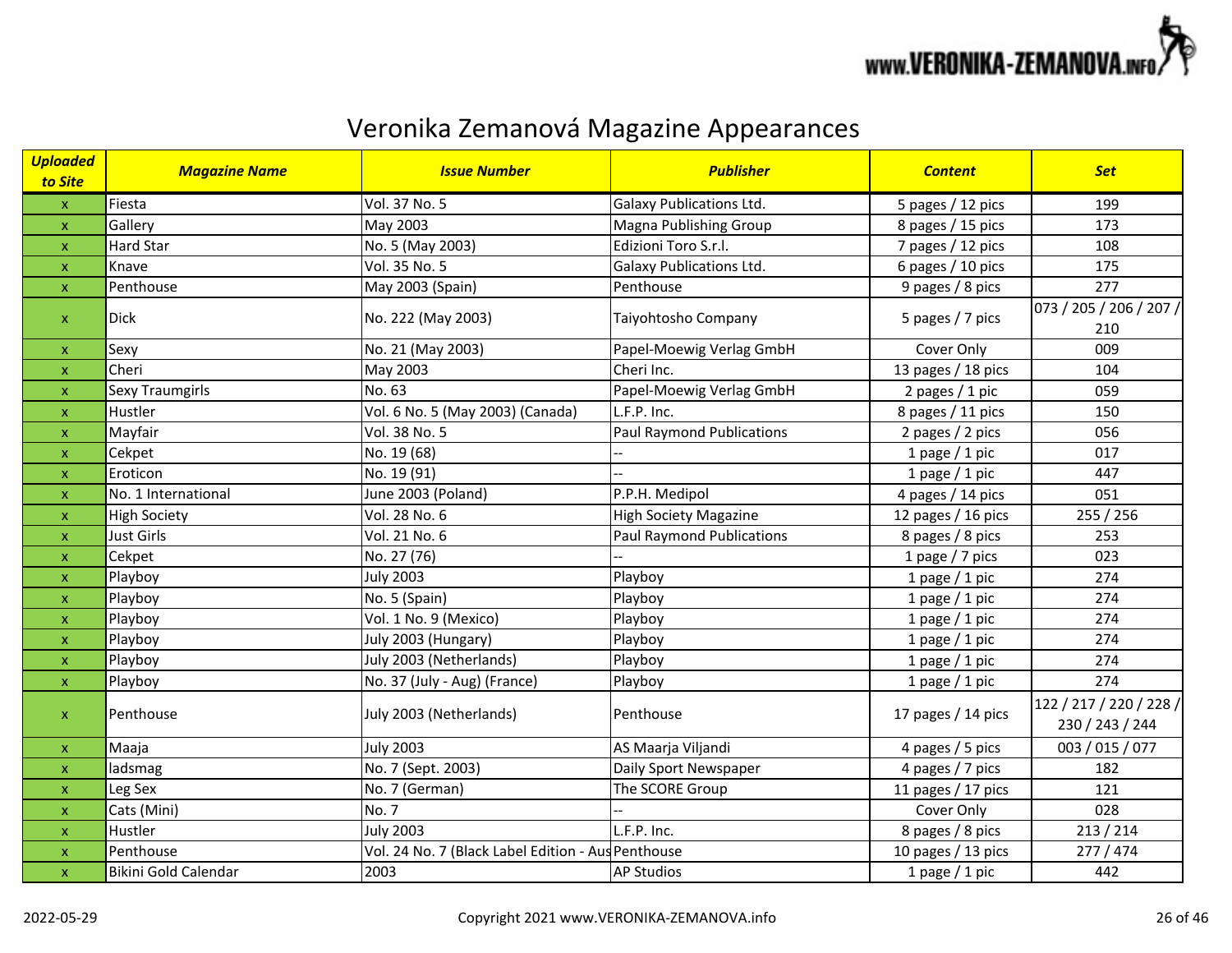# Veronika Zemanová Magazine Appearances

| Uploaded to Site | Magazine Name | Issue Number | Publisher | Content | Set |
|---|---|---|---|---|---|
| x | Fiesta | Vol. 37 No. 5 | Galaxy Publications Ltd. | 5 pages / 12 pics | 199 |
| x | Gallery | May 2003 | Magna Publishing Group | 8 pages / 15 pics | 173 |
| x | Hard Star | No. 5 (May 2003) | Edizioni Toro S.r.l. | 7 pages / 12 pics | 108 |
| x | Knave | Vol. 35 No. 5 | Galaxy Publications Ltd. | 6 pages / 10 pics | 175 |
| x | Penthouse | May 2003 (Spain) | Penthouse | 9 pages / 8 pics | 277 |
| x | Dick | No. 222 (May 2003) | Taiyohtosho Company | 5 pages / 7 pics | 073 / 205 / 206 / 207 / 210 |
| x | Sexy | No. 21 (May 2003) | Papel-Moewig Verlag GmbH | Cover Only | 009 |
| x | Cheri | May 2003 | Cheri Inc. | 13 pages / 18 pics | 104 |
| x | Sexy Traumgirls | No. 63 | Papel-Moewig Verlag GmbH | 2 pages / 1 pic | 059 |
| x | Hustler | Vol. 6 No. 5 (May 2003) (Canada) | L.F.P. Inc. | 8 pages / 11 pics | 150 |
| x | Mayfair | Vol. 38 No. 5 | Paul Raymond Publications | 2 pages / 2 pics | 056 |
| x | Cekpet | No. 19 (68) | -- | 1 page / 1 pic | 017 |
| x | Eroticon | No. 19 (91) | -- | 1 page / 1 pic | 447 |
| x | No. 1 International | June 2003 (Poland) | P.P.H. Medipol | 4 pages / 14 pics | 051 |
| x | High Society | Vol. 28 No. 6 | High Society Magazine | 12 pages / 16 pics | 255 / 256 |
| x | Just Girls | Vol. 21 No. 6 | Paul Raymond Publications | 8 pages / 8 pics | 253 |
| x | Cekpet | No. 27 (76) | -- | 1 page / 7 pics | 023 |
| x | Playboy | July 2003 | Playboy | 1 page / 1 pic | 274 |
| x | Playboy | No. 5 (Spain) | Playboy | 1 page / 1 pic | 274 |
| x | Playboy | Vol. 1 No. 9 (Mexico) | Playboy | 1 page / 1 pic | 274 |
| x | Playboy | July 2003 (Hungary) | Playboy | 1 page / 1 pic | 274 |
| x | Playboy | July 2003 (Netherlands) | Playboy | 1 page / 1 pic | 274 |
| x | Playboy | No. 37 (July - Aug) (France) | Playboy | 1 page / 1 pic | 274 |
| x | Penthouse | July 2003 (Netherlands) | Penthouse | 17 pages / 14 pics | 122 / 217 / 220 / 228 / 230 / 243 / 244 |
| x | Maaja | July 2003 | AS Maarja Viljandi | 4 pages / 5 pics | 003 / 015 / 077 |
| x | ladsmag | No. 7 (Sept. 2003) | Daily Sport Newspaper | 4 pages / 7 pics | 182 |
| x | Leg Sex | No. 7 (German) | The SCORE Group | 11 pages / 17 pics | 121 |
| x | Cats (Mini) | No. 7 | -- | Cover Only | 028 |
| x | Hustler | July 2003 | L.F.P. Inc. | 8 pages / 8 pics | 213 / 214 |
| x | Penthouse | Vol. 24 No. 7 (Black Label Edition - Aus | Penthouse | 10 pages / 13 pics | 277 / 474 |
| x | Bikini Gold Calendar | 2003 | AP Studios | 1 page / 1 pic | 442 |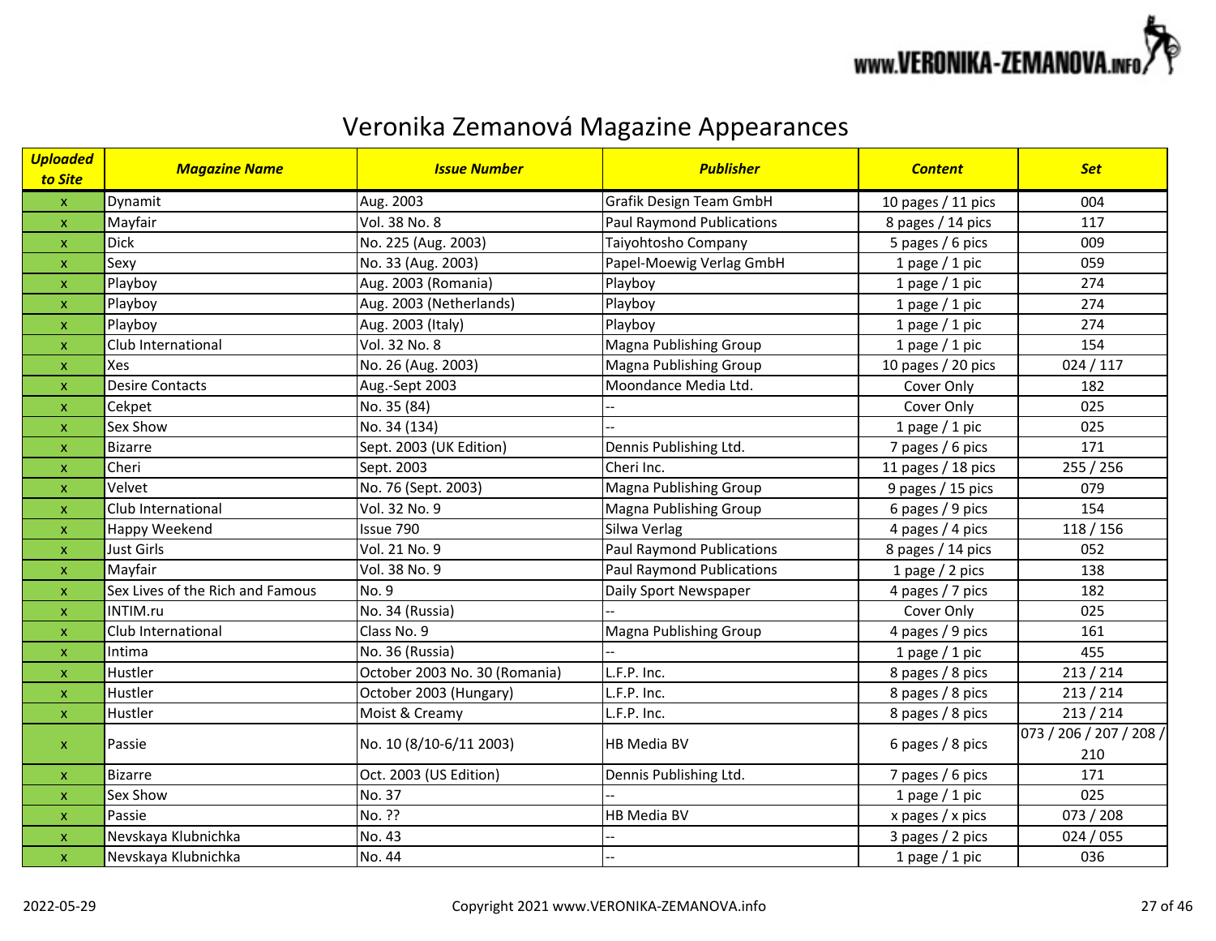# Veronika Zemanová Magazine Appearances

| *Uploaded to Site* | *Magazine Name* | *Issue Number* | *Publisher* | *Content* | *Set* |
|---|---|---|---|---|---|
| x | Dynamit | Aug. 2003 | Grafik Design Team GmbH | 10 pages / 11 pics | 004 |
| x | Mayfair | Vol. 38 No. 8 | Paul Raymond Publications | 8 pages / 14 pics | 117 |
| x | Dick | No. 225 (Aug. 2003) | Taiyohtosho Company | 5 pages / 6 pics | 009 |
| x | Sexy | No. 33 (Aug. 2003) | Papel-Moewig Verlag GmbH | 1 page / 1 pic | 059 |
| x | Playboy | Aug. 2003 (Romania) | Playboy | 1 page / 1 pic | 274 |
| x | Playboy | Aug. 2003 (Netherlands) | Playboy | 1 page / 1 pic | 274 |
| x | Playboy | Aug. 2003 (Italy) | Playboy | 1 page / 1 pic | 274 |
| x | Club International | Vol. 32 No. 8 | Magna Publishing Group | 1 page / 1 pic | 154 |
| x | Xes | No. 26 (Aug. 2003) | Magna Publishing Group | 10 pages / 20 pics | 024 / 117 |
| x | Desire Contacts | Aug.-Sept 2003 | Moondance Media Ltd. | Cover Only | 182 |
| x | Cekpet | No. 35 (84) | -- | Cover Only | 025 |
| x | Sex Show | No. 34 (134) | -- | 1 page / 1 pic | 025 |
| x | Bizarre | Sept. 2003 (UK Edition) | Dennis Publishing Ltd. | 7 pages / 6 pics | 171 |
| x | Cheri | Sept. 2003 | Cheri Inc. | 11 pages / 18 pics | 255 / 256 |
| x | Velvet | No. 76 (Sept. 2003) | Magna Publishing Group | 9 pages / 15 pics | 079 |
| x | Club International | Vol. 32 No. 9 | Magna Publishing Group | 6 pages / 9 pics | 154 |
| x | Happy Weekend | Issue 790 | Silwa Verlag | 4 pages / 4 pics | 118 / 156 |
| x | Just Girls | Vol. 21 No. 9 | Paul Raymond Publications | 8 pages / 14 pics | 052 |
| x | Mayfair | Vol. 38 No. 9 | Paul Raymond Publications | 1 page / 2 pics | 138 |
| x | Sex Lives of the Rich and Famous | No. 9 | Daily Sport Newspaper | 4 pages / 7 pics | 182 |
| x | INTIM.ru | No. 34 (Russia) | -- | Cover Only | 025 |
| x | Club International | Class No. 9 | Magna Publishing Group | 4 pages / 9 pics | 161 |
| x | Intima | No. 36 (Russia) | -- | 1 page / 1 pic | 455 |
| x | Hustler | October 2003 No. 30 (Romania) | L.F.P. Inc. | 8 pages / 8 pics | 213 / 214 |
| x | Hustler | October 2003 (Hungary) | L.F.P. Inc. | 8 pages / 8 pics | 213 / 214 |
| x | Hustler | Moist & Creamy | L.F.P. Inc. | 8 pages / 8 pics | 213 / 214 |
| x | Passie | No. 10 (8/10-6/11 2003) | HB Media BV | 6 pages / 8 pics | 073 / 206 / 207 / 208 / 210 |
| x | Bizarre | Oct. 2003 (US Edition) | Dennis Publishing Ltd. | 7 pages / 6 pics | 171 |
| x | Sex Show | No. 37 | -- | 1 page / 1 pic | 025 |
| x | Passie | No. ?? | HB Media BV | x pages / x pics | 073 / 208 |
| x | Nevskaya Klubnichka | No. 43 | -- | 3 pages / 2 pics | 024 / 055 |
| x | Nevskaya Klubnichka | No. 44 | -- | 1 page / 1 pic | 036 |

2022-05-29

Copyright 2021 www.VERONIKA-ZEMANOVA.info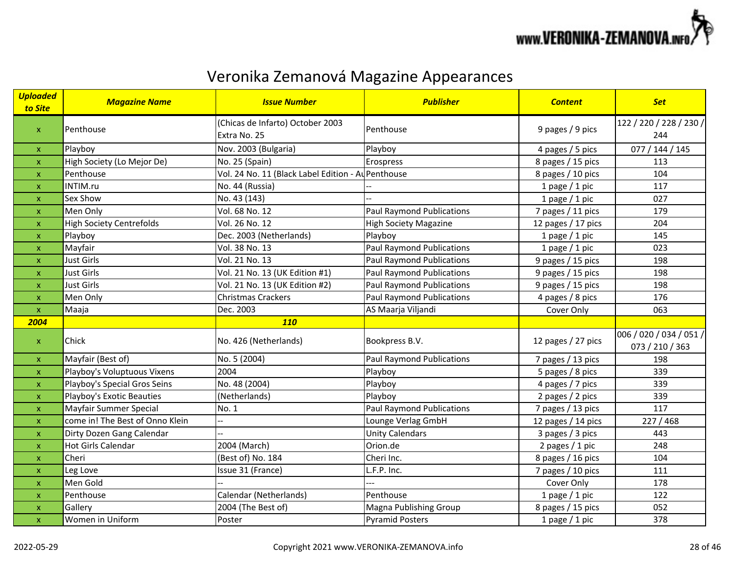# Veronika Zemanová Magazine Appearances

| Uploaded to Site | Magazine Name | Issue Number | Publisher | Content | Set |
|---|---|---|---|---|---|
| x | Penthouse | (Chicas de Infarto) October 2003 Extra No. 25 | Penthouse | 9 pages / 9 pics | 122 / 220 / 228 / 230 / 244 |
| x | Playboy | Nov. 2003 (Bulgaria) | Playboy | 4 pages / 5 pics | 077 / 144 / 145 |
| x | High Society (Lo Mejor De) | No. 25 (Spain) | Erospress | 8 pages / 15 pics | 113 |
| x | Penthouse | Vol. 24 No. 11 (Black Label Edition - Au | Penthouse | 8 pages / 10 pics | 104 |
| x | INTIM.ru | No. 44 (Russia) | -- | 1 page / 1 pic | 117 |
| x | Sex Show | No. 43 (143) | -- | 1 page / 1 pic | 027 |
| x | Men Only | Vol. 68 No. 12 | Paul Raymond Publications | 7 pages / 11 pics | 179 |
| x | High Society Centrefolds | Vol. 26 No. 12 | High Society Magazine | 12 pages / 17 pics | 204 |
| x | Playboy | Dec. 2003 (Netherlands) | Playboy | 1 page / 1 pic | 145 |
| x | Mayfair | Vol. 38 No. 13 | Paul Raymond Publications | 1 page / 1 pic | 023 |
| x | Just Girls | Vol. 21 No. 13 | Paul Raymond Publications | 9 pages / 15 pics | 198 |
| x | Just Girls | Vol. 21 No. 13 (UK Edition #1) | Paul Raymond Publications | 9 pages / 15 pics | 198 |
| x | Just Girls | Vol. 21 No. 13 (UK Edition #2) | Paul Raymond Publications | 9 pages / 15 pics | 198 |
| x | Men Only | Christmas Crackers | Paul Raymond Publications | 4 pages / 8 pics | 176 |
| x | Maaja | Dec. 2003 | AS Maarja Viljandi | Cover Only | 063 |
| **2004** | | **110** | | | |
| x | Chick | No. 426 (Netherlands) | Bookpress B.V. | 12 pages / 27 pics | 006 / 020 / 034 / 051 / 073 / 210 / 363 |
| x | Mayfair (Best of) | No. 5 (2004) | Paul Raymond Publications | 7 pages / 13 pics | 198 |
| x | Playboy's Voluptuous Vixens | 2004 | Playboy | 5 pages / 8 pics | 339 |
| x | Playboy's Special Gros Seins | No. 48 (2004) | Playboy | 4 pages / 7 pics | 339 |
| x | Playboy's Exotic Beauties | (Netherlands) | Playboy | 2 pages / 2 pics | 339 |
| x | Mayfair Summer Special | No. 1 | Paul Raymond Publications | 7 pages / 13 pics | 117 |
| x | come in! The Best of Onno Klein | -- | Lounge Verlag GmbH | 12 pages / 14 pics | 227 / 468 |
| x | Dirty Dozen Gang Calendar | -- | Unity Calendars | 3 pages / 3 pics | 443 |
| x | Hot Girls Calendar | 2004 (March) | Orion.de | 2 pages / 1 pic | 248 |
| x | Cheri | (Best of) No. 184 | Cheri Inc. | 8 pages / 16 pics | 104 |
| x | Leg Love | Issue 31 (France) | L.F.P. Inc. | 7 pages / 10 pics | 111 |
| x | Men Gold | -- | --- | Cover Only | 178 |
| x | Penthouse | Calendar (Netherlands) | Penthouse | 1 page / 1 pic | 122 |
| x | Gallery | 2004 (The Best of) | Magna Publishing Group | 8 pages / 15 pics | 052 |
| x | Women in Uniform | Poster | Pyramid Posters | 1 page / 1 pic | 378 |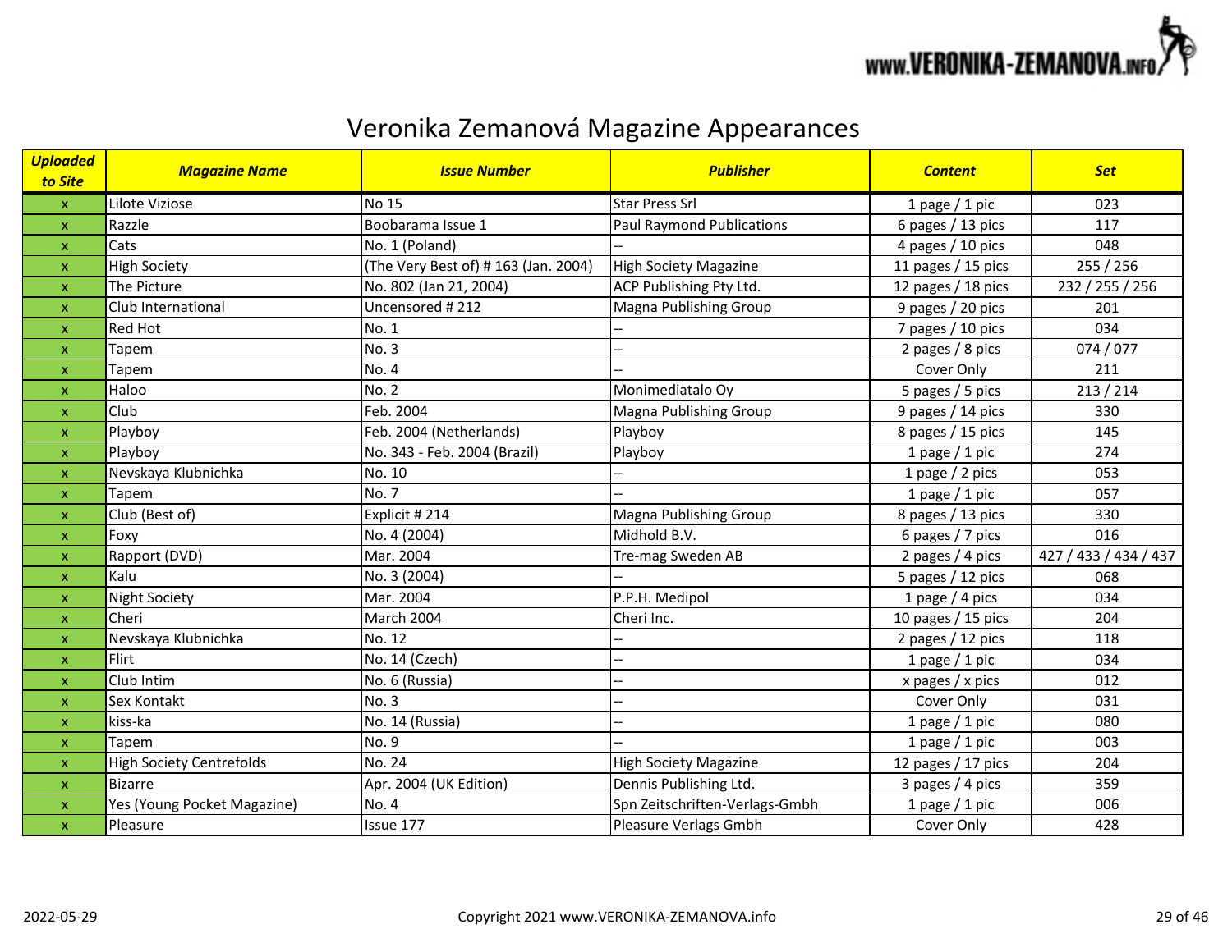# Veronika Zemanová Magazine Appearances

| *Uploaded to Site* | *Magazine Name* | *Issue Number* | *Publisher* | *Content* | *Set* |
|---|---|---|---|---|---|
| x | Lilote Viziose | No 15 | Star Press Srl | 1 page / 1 pic | 023 |
| x | Razzle | Boobarama Issue 1 | Paul Raymond Publications | 6 pages / 13 pics | 117 |
| x | Cats | No. 1 (Poland) | -- | 4 pages / 10 pics | 048 |
| x | High Society | (The Very Best of) # 163 (Jan. 2004) | High Society Magazine | 11 pages / 15 pics | 255 / 256 |
| x | The Picture | No. 802 (Jan 21, 2004) | ACP Publishing Pty Ltd. | 12 pages / 18 pics | 232 / 255 / 256 |
| x | Club International | Uncensored # 212 | Magna Publishing Group | 9 pages / 20 pics | 201 |
| x | Red Hot | No. 1 | -- | 7 pages / 10 pics | 034 |
| x | Tapem | No. 3 | -- | 2 pages / 8 pics | 074 / 077 |
| x | Tapem | No. 4 | -- | Cover Only | 211 |
| x | Haloo | No. 2 | Monimediatalo Oy | 5 pages / 5 pics | 213 / 214 |
| x | Club | Feb. 2004 | Magna Publishing Group | 9 pages / 14 pics | 330 |
| x | Playboy | Feb. 2004 (Netherlands) | Playboy | 8 pages / 15 pics | 145 |
| x | Playboy | No. 343 - Feb. 2004 (Brazil) | Playboy | 1 page / 1 pic | 274 |
| x | Nevskaya Klubnichka | No. 10 | -- | 1 page / 2 pics | 053 |
| x | Tapem | No. 7 | -- | 1 page / 1 pic | 057 |
| x | Club (Best of) | Explicit # 214 | Magna Publishing Group | 8 pages / 13 pics | 330 |
| x | Foxy | No. 4 (2004) | Midhold B.V. | 6 pages / 7 pics | 016 |
| x | Rapport (DVD) | Mar. 2004 | Tre-mag Sweden AB | 2 pages / 4 pics | 427 / 433 / 434 / 437 |
| x | Kalu | No. 3 (2004) | -- | 5 pages / 12 pics | 068 |
| x | Night Society | Mar. 2004 | P.P.H. Medipol | 1 page / 4 pics | 034 |
| x | Cheri | March 2004 | Cheri Inc. | 10 pages / 15 pics | 204 |
| x | Nevskaya Klubnichka | No. 12 | -- | 2 pages / 12 pics | 118 |
| x | Flirt | No. 14 (Czech) | -- | 1 page / 1 pic | 034 |
| x | Club Intim | No. 6 (Russia) | -- | x pages / x pics | 012 |
| x | Sex Kontakt | No. 3 | -- | Cover Only | 031 |
| x | kiss-ka | No. 14 (Russia) | -- | 1 page / 1 pic | 080 |
| x | Tapem | No. 9 | -- | 1 page / 1 pic | 003 |
| x | High Society Centrefolds | No. 24 | High Society Magazine | 12 pages / 17 pics | 204 |
| x | Bizarre | Apr. 2004 (UK Edition) | Dennis Publishing Ltd. | 3 pages / 4 pics | 359 |
| x | Yes (Young Pocket Magazine) | No. 4 | Spn Zeitschriften-Verlags-Gmbh | 1 page / 1 pic | 006 |
| x | Pleasure | Issue 177 | Pleasure Verlags Gmbh | Cover Only | 428 |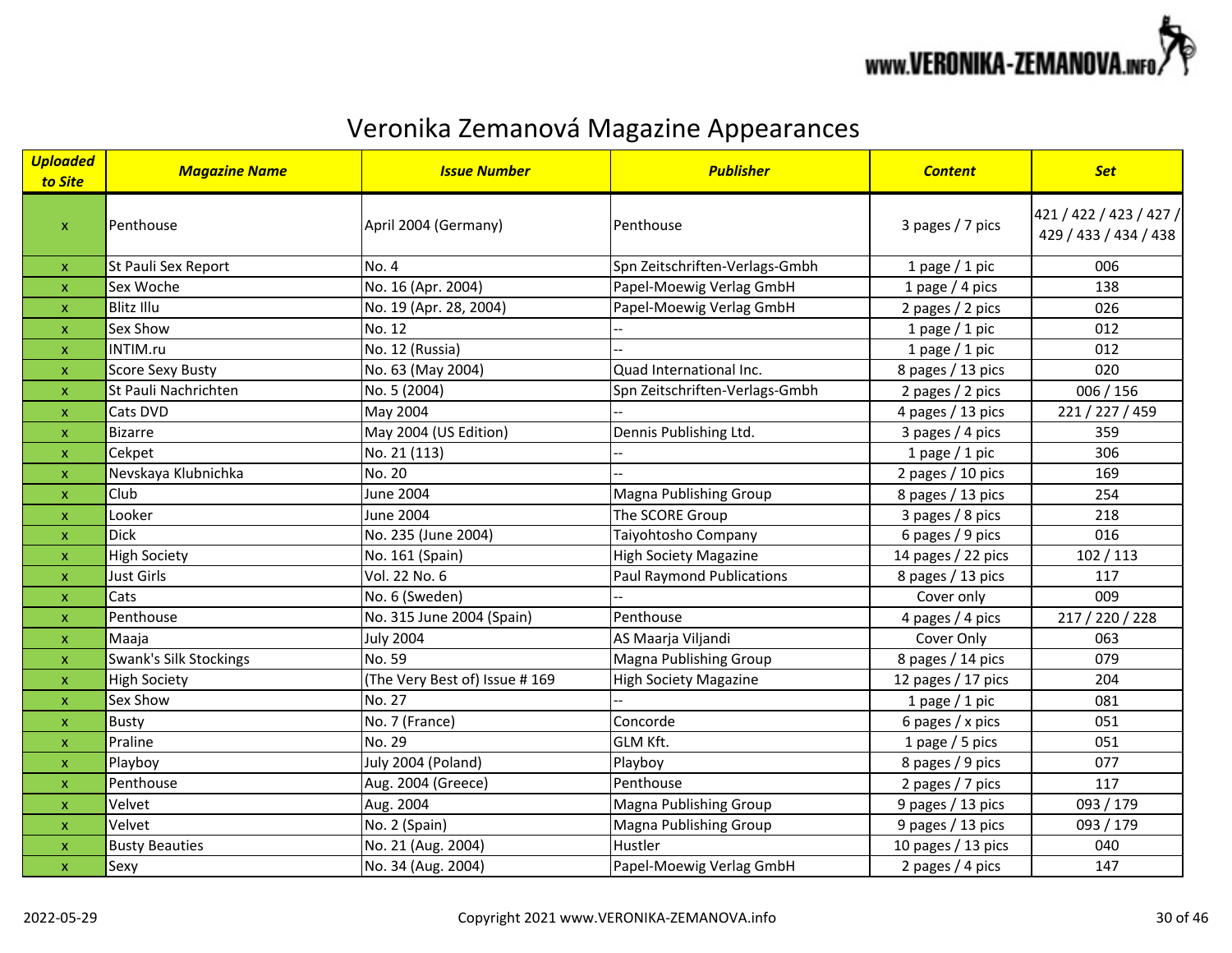# Veronika Zemanová Magazine Appearances

| *Uploaded to Site* | *Magazine Name* | *Issue Number* | *Publisher* | *Content* | *Set* |
|---|---|---|---|---|---|
| x | Penthouse | April 2004 (Germany) | Penthouse | 3 pages / 7 pics | 421 / 422 / 423 / 427 / 429 / 433 / 434 / 438 |
| x | St Pauli Sex Report | No. 4 | Spn Zeitschriften-Verlags-Gmbh | 1 page / 1 pic | 006 |
| x | Sex Woche | No. 16 (Apr. 2004) | Papel-Moewig Verlag GmbH | 1 page / 4 pics | 138 |
| x | Blitz Illu | No. 19 (Apr. 28, 2004) | Papel-Moewig Verlag GmbH | 2 pages / 2 pics | 026 |
| x | Sex Show | No. 12 | -- | 1 page / 1 pic | 012 |
| x | INTIM.ru | No. 12 (Russia) | -- | 1 page / 1 pic | 012 |
| x | Score Sexy Busty | No. 63 (May 2004) | Quad International Inc. | 8 pages / 13 pics | 020 |
| x | St Pauli Nachrichten | No. 5 (2004) | Spn Zeitschriften-Verlags-Gmbh | 2 pages / 2 pics | 006 / 156 |
| x | Cats DVD | May 2004 | -- | 4 pages / 13 pics | 221 / 227 / 459 |
| x | Bizarre | May 2004 (US Edition) | Dennis Publishing Ltd. | 3 pages / 4 pics | 359 |
| x | Cekpet | No. 21 (113) | -- | 1 page / 1 pic | 306 |
| x | Nevskaya Klubnichka | No. 20 | -- | 2 pages / 10 pics | 169 |
| x | Club | June 2004 | Magna Publishing Group | 8 pages / 13 pics | 254 |
| x | Looker | June 2004 | The SCORE Group | 3 pages / 8 pics | 218 |
| x | Dick | No. 235 (June 2004) | Taiyohtosho Company | 6 pages / 9 pics | 016 |
| x | High Society | No. 161 (Spain) | High Society Magazine | 14 pages / 22 pics | 102 / 113 |
| x | Just Girls | Vol. 22 No. 6 | Paul Raymond Publications | 8 pages / 13 pics | 117 |
| x | Cats | No. 6 (Sweden) | -- | Cover only | 009 |
| x | Penthouse | No. 315 June 2004 (Spain) | Penthouse | 4 pages / 4 pics | 217 / 220 / 228 |
| x | Maaja | July 2004 | AS Maarja Viljandi | Cover Only | 063 |
| x | Swank's Silk Stockings | No. 59 | Magna Publishing Group | 8 pages / 14 pics | 079 |
| x | High Society | (The Very Best of) Issue # 169 | High Society Magazine | 12 pages / 17 pics | 204 |
| x | Sex Show | No. 27 | -- | 1 page / 1 pic | 081 |
| x | Busty | No. 7 (France) | Concorde | 6 pages / x pics | 051 |
| x | Praline | No. 29 | GLM Kft. | 1 page / 5 pics | 051 |
| x | Playboy | July 2004 (Poland) | Playboy | 8 pages / 9 pics | 077 |
| x | Penthouse | Aug. 2004 (Greece) | Penthouse | 2 pages / 7 pics | 117 |
| x | Velvet | Aug. 2004 | Magna Publishing Group | 9 pages / 13 pics | 093 / 179 |
| x | Velvet | No. 2 (Spain) | Magna Publishing Group | 9 pages / 13 pics | 093 / 179 |
| x | Busty Beauties | No. 21 (Aug. 2004) | Hustler | 10 pages / 13 pics | 040 |
| x | Sexy | No. 34 (Aug. 2004) | Papel-Moewig Verlag GmbH | 2 pages / 4 pics | 147 |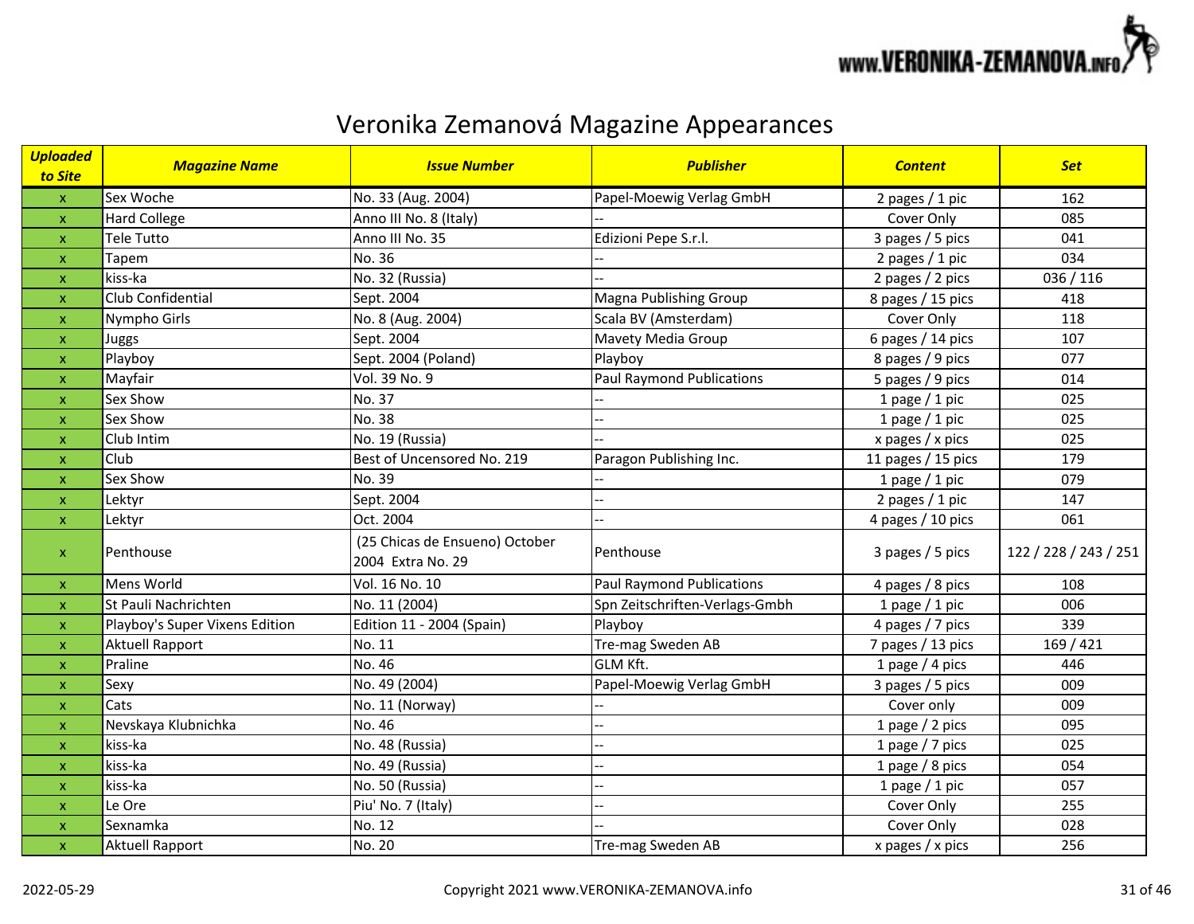# Veronika Zemanová Magazine Appearances

| Uploaded to Site | Magazine Name | Issue Number | Publisher | Content | Set |
|---|---|---|---|---|---|
| x | Sex Woche | No. 33 (Aug. 2004) | Papel-Moewig Verlag GmbH | 2 pages / 1 pic | 162 |
| x | Hard College | Anno III No. 8 (Italy) | -- | Cover Only | 085 |
| x | Tele Tutto | Anno III No. 35 | Edizioni Pepe S.r.l. | 3 pages / 5 pics | 041 |
| x | Tapem | No. 36 | -- | 2 pages / 1 pic | 034 |
| x | kiss-ka | No. 32 (Russia) | -- | 2 pages / 2 pics | 036 / 116 |
| x | Club Confidential | Sept. 2004 | Magna Publishing Group | 8 pages / 15 pics | 418 |
| x | Nympho Girls | No. 8 (Aug. 2004) | Scala BV (Amsterdam) | Cover Only | 118 |
| x | Juggs | Sept. 2004 | Mavety Media Group | 6 pages / 14 pics | 107 |
| x | Playboy | Sept. 2004 (Poland) | Playboy | 8 pages / 9 pics | 077 |
| x | Mayfair | Vol. 39 No. 9 | Paul Raymond Publications | 5 pages / 9 pics | 014 |
| x | Sex Show | No. 37 | -- | 1 page / 1 pic | 025 |
| x | Sex Show | No. 38 | -- | 1 page / 1 pic | 025 |
| x | Club Intim | No. 19 (Russia) | -- | x pages / x pics | 025 |
| x | Club | Best of Uncensored No. 219 | Paragon Publishing Inc. | 11 pages / 15 pics | 179 |
| x | Sex Show | No. 39 | -- | 1 page / 1 pic | 079 |
| x | Lektyr | Sept. 2004 | -- | 2 pages / 1 pic | 147 |
| x | Lektyr | Oct. 2004 | -- | 4 pages / 10 pics | 061 |
| x | Penthouse | (25 Chicas de Ensueno) October 2004 Extra No. 29 | Penthouse | 3 pages / 5 pics | 122 / 228 / 243 / 251 |
| x | Mens World | Vol. 16 No. 10 | Paul Raymond Publications | 4 pages / 8 pics | 108 |
| x | St Pauli Nachrichten | No. 11 (2004) | Spn Zeitschriften-Verlags-Gmbh | 1 page / 1 pic | 006 |
| x | Playboy's Super Vixens Edition | Edition 11 - 2004 (Spain) | Playboy | 4 pages / 7 pics | 339 |
| x | Aktuell Rapport | No. 11 | Tre-mag Sweden AB | 7 pages / 13 pics | 169 / 421 |
| x | Praline | No. 46 | GLM Kft. | 1 page / 4 pics | 446 |
| x | Sexy | No. 49 (2004) | Papel-Moewig Verlag GmbH | 3 pages / 5 pics | 009 |
| x | Cats | No. 11 (Norway) | -- | Cover only | 009 |
| x | Nevskaya Klubnichka | No. 46 | -- | 1 page / 2 pics | 095 |
| x | kiss-ka | No. 48 (Russia) | -- | 1 page / 7 pics | 025 |
| x | kiss-ka | No. 49 (Russia) | -- | 1 page / 8 pics | 054 |
| x | kiss-ka | No. 50 (Russia) | -- | 1 page / 1 pic | 057 |
| x | Le Ore | Piu' No. 7 (Italy) | -- | Cover Only | 255 |
| x | Sexnamka | No. 12 | -- | Cover Only | 028 |
| x | Aktuell Rapport | No. 20 | Tre-mag Sweden AB | x pages / x pics | 256 |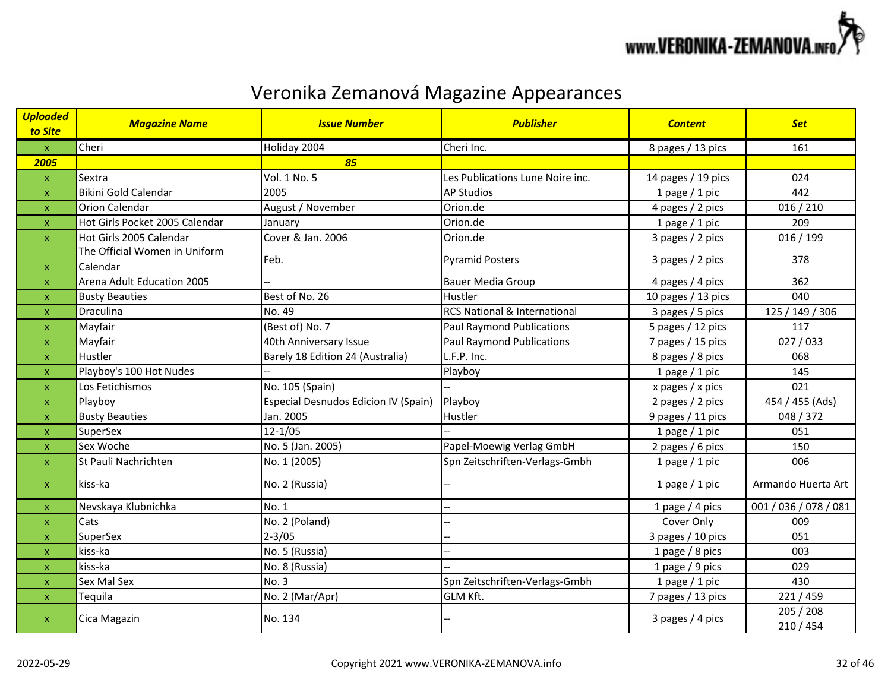# Veronika Zemanová Magazine Appearances

| ***Uploaded to Site*** | ***Magazine Name*** | ***Issue Number*** | ***Publisher*** | ***Content*** | ***Set*** |
|---|---|---|---|---|---|
| x | Cheri | Holiday 2004 | Cheri Inc. | 8 pages / 13 pics | 161 |
| ***2005*** | | ***85*** | | | |
| x | Sextra | Vol. 1 No. 5 | Les Publications Lune Noire inc. | 14 pages / 19 pics | 024 |
| x | Bikini Gold Calendar | 2005 | AP Studios | 1 page / 1 pic | 442 |
| x | Orion Calendar | August / November | Orion.de | 4 pages / 2 pics | 016 / 210 |
| x | Hot Girls Pocket 2005 Calendar | January | Orion.de | 1 page / 1 pic | 209 |
| x | Hot Girls 2005 Calendar | Cover & Jan. 2006 | Orion.de | 3 pages / 2 pics | 016 / 199 |
| x | The Official Women in Uniform Calendar | Feb. | Pyramid Posters | 3 pages / 2 pics | 378 |
| x | Arena Adult Education 2005 | -- | Bauer Media Group | 4 pages / 4 pics | 362 |
| x | Busty Beauties | Best of No. 26 | Hustler | 10 pages / 13 pics | 040 |
| x | Draculina | No. 49 | RCS National & International | 3 pages / 5 pics | 125 / 149 / 306 |
| x | Mayfair | (Best of) No. 7 | Paul Raymond Publications | 5 pages / 12 pics | 117 |
| x | Mayfair | 40th Anniversary Issue | Paul Raymond Publications | 7 pages / 15 pics | 027 / 033 |
| x | Hustler | Barely 18 Edition 24 (Australia) | L.F.P. Inc. | 8 pages / 8 pics | 068 |
| x | Playboy's 100 Hot Nudes | -- | Playboy | 1 page / 1 pic | 145 |
| x | Los Fetichismos | No. 105 (Spain) | -- | x pages / x pics | 021 |
| x | Playboy | Especial Desnudos Edicion IV (Spain) | Playboy | 2 pages / 2 pics | 454 / 455 (Ads) |
| x | Busty Beauties | Jan. 2005 | Hustler | 9 pages / 11 pics | 048 / 372 |
| x | SuperSex | 12-1/05 | -- | 1 page / 1 pic | 051 |
| x | Sex Woche | No. 5 (Jan. 2005) | Papel-Moewig Verlag GmbH | 2 pages / 6 pics | 150 |
| x | St Pauli Nachrichten | No. 1 (2005) | Spn Zeitschriften-Verlags-Gmbh | 1 page / 1 pic | 006 |
| x | kiss-ka | No. 2 (Russia) | -- | 1 page / 1 pic | Armando Huerta Art |
| x | Nevskaya Klubnichka | No. 1 | -- | 1 page / 4 pics | 001 / 036 / 078 / 081 |
| x | Cats | No. 2 (Poland) | -- | Cover Only | 009 |
| x | SuperSex | 2-3/05 | -- | 3 pages / 10 pics | 051 |
| x | kiss-ka | No. 5 (Russia) | -- | 1 page / 8 pics | 003 |
| x | kiss-ka | No. 8 (Russia) | -- | 1 page / 9 pics | 029 |
| x | Sex Mal Sex | No. 3 | Spn Zeitschriften-Verlags-Gmbh | 1 page / 1 pic | 430 |
| x | Tequila | No. 2 (Mar/Apr) | GLM Kft. | 7 pages / 13 pics | 221 / 459 |
| x | Cica Magazin | No. 134 | -- | 3 pages / 4 pics | 205 / 208 210 / 454 |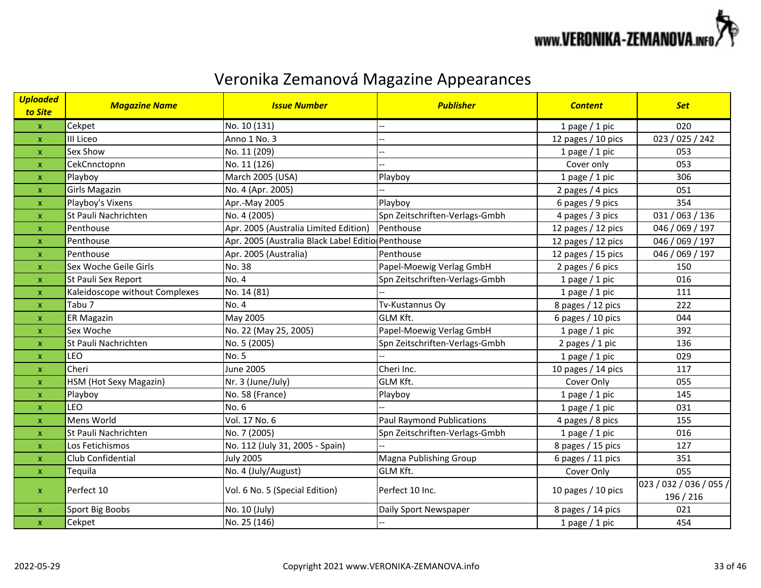# Veronika Zemanová Magazine Appearances

| Uploaded to Site | Magazine Name | Issue Number | Publisher | Content | Set |
|---|---|---|---|---|---|
| x | Cekpet | No. 10 (131) | -- | 1 page / 1 pic | 020 |
| x | Ill Liceo | Anno 1 No. 3 | -- | 12 pages / 10 pics | 023 / 025 / 242 |
| x | Sex Show | No. 11 (209) | -- | 1 page / 1 pic | 053 |
| x | CekCnnctopnn | No. 11 (126) | -- | Cover only | 053 |
| x | Playboy | March 2005 (USA) | Playboy | 1 page / 1 pic | 306 |
| x | Girls Magazin | No. 4 (Apr. 2005) | -- | 2 pages / 4 pics | 051 |
| x | Playboy's Vixens | Apr.-May 2005 | Playboy | 6 pages / 9 pics | 354 |
| x | St Pauli Nachrichten | No. 4 (2005) | Spn Zeitschriften-Verlags-Gmbh | 4 pages / 3 pics | 031 / 063 / 136 |
| x | Penthouse | Apr. 2005 (Australia Limited Edition) | Penthouse | 12 pages / 12 pics | 046 / 069 / 197 |
| x | Penthouse | Apr. 2005 (Australia Black Label Editio | Penthouse | 12 pages / 12 pics | 046 / 069 / 197 |
| x | Penthouse | Apr. 2005 (Australia) | Penthouse | 12 pages / 15 pics | 046 / 069 / 197 |
| x | Sex Woche Geile Girls | No. 38 | Papel-Moewig Verlag GmbH | 2 pages / 6 pics | 150 |
| x | St Pauli Sex Report | No. 4 | Spn Zeitschriften-Verlags-Gmbh | 1 page / 1 pic | 016 |
| x | Kaleidoscope without Complexes | No. 14 (81) | -- | 1 page / 1 pic | 111 |
| x | Tabu 7 | No. 4 | Tv-Kustannus Oy | 8 pages / 12 pics | 222 |
| x | ER Magazin | May 2005 | GLM Kft. | 6 pages / 10 pics | 044 |
| x | Sex Woche | No. 22 (May 25, 2005) | Papel-Moewig Verlag GmbH | 1 page / 1 pic | 392 |
| x | St Pauli Nachrichten | No. 5 (2005) | Spn Zeitschriften-Verlags-Gmbh | 2 pages / 1 pic | 136 |
| x | LEO | No. 5 | -- | 1 page / 1 pic | 029 |
| x | Cheri | June 2005 | Cheri Inc. | 10 pages / 14 pics | 117 |
| x | HSM (Hot Sexy Magazin) | Nr. 3 (June/July) | GLM Kft. | Cover Only | 055 |
| x | Playboy | No. 58 (France) | Playboy | 1 page / 1 pic | 145 |
| x | LEO | No. 6 | -- | 1 page / 1 pic | 031 |
| x | Mens World | Vol. 17 No. 6 | Paul Raymond Publications | 4 pages / 8 pics | 155 |
| x | St Pauli Nachrichten | No. 7 (2005) | Spn Zeitschriften-Verlags-Gmbh | 1 page / 1 pic | 016 |
| x | Los Fetichismos | No. 112 (July 31, 2005 - Spain) | -- | 8 pages / 15 pics | 127 |
| x | Club Confidential | July 2005 | Magna Publishing Group | 6 pages / 11 pics | 351 |
| x | Tequila | No. 4 (July/August) | GLM Kft. | Cover Only | 055 |
| x | Perfect 10 | Vol. 6 No. 5 (Special Edition) | Perfect 10 Inc. | 10 pages / 10 pics | 023 / 032 / 036 / 055 / 196 / 216 |
| x | Sport Big Boobs | No. 10 (July) | Daily Sport Newspaper | 8 pages / 14 pics | 021 |
| x | Cekpet | No. 25 (146) | -- | 1 page / 1 pic | 454 |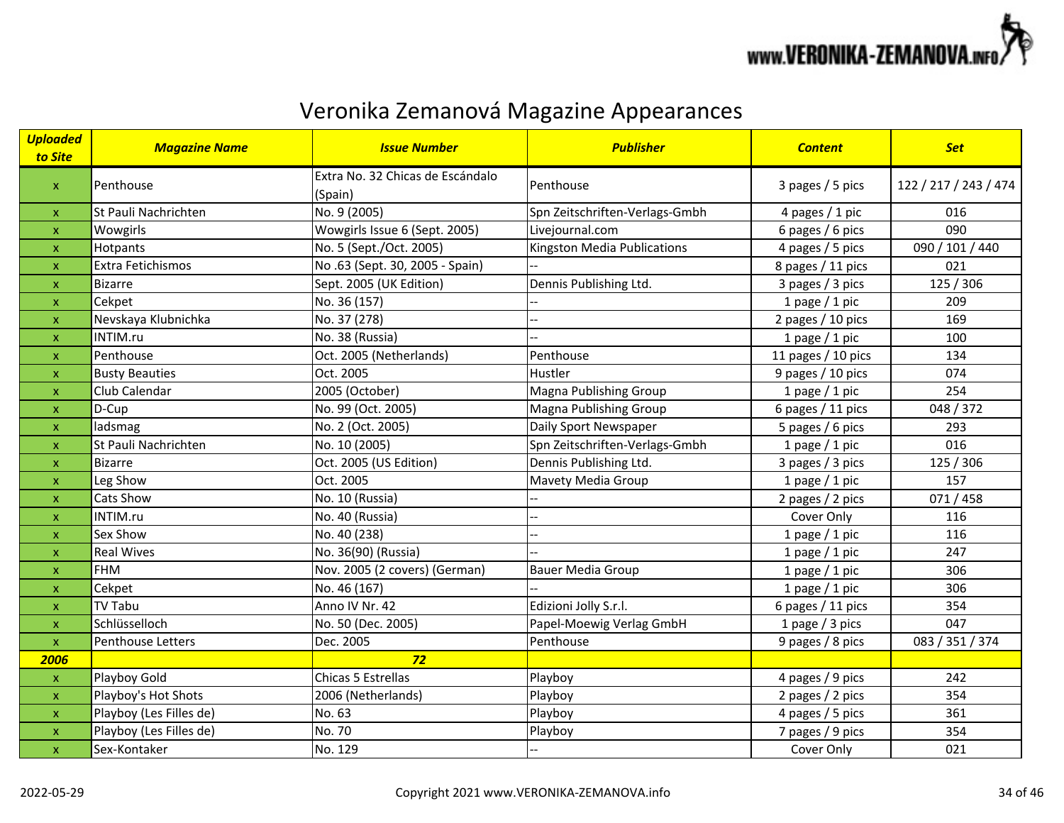# Veronika Zemanová Magazine Appearances

| ***Uploaded to Site*** | ***Magazine Name*** | ***Issue Number*** | ***Publisher*** | ***Content*** | ***Set*** |
|---|---|---|---|---|---|
| x | Penthouse | Extra No. 32 Chicas de Escándalo (Spain) | Penthouse | 3 pages / 5 pics | 122 / 217 / 243 / 474 |
| x | St Pauli Nachrichten | No. 9 (2005) | Spn Zeitschriften-Verlags-Gmbh | 4 pages / 1 pic | 016 |
| x | Wowgirls | Wowgirls Issue 6 (Sept. 2005) | Livejournal.com | 6 pages / 6 pics | 090 |
| x | Hotpants | No. 5 (Sept./Oct. 2005) | Kingston Media Publications | 4 pages / 5 pics | 090 / 101 / 440 |
| x | Extra Fetichismos | No .63 (Sept. 30, 2005 - Spain) | -- | 8 pages / 11 pics | 021 |
| x | Bizarre | Sept. 2005 (UK Edition) | Dennis Publishing Ltd. | 3 pages / 3 pics | 125 / 306 |
| x | Cekpet | No. 36 (157) | -- | 1 page / 1 pic | 209 |
| x | Nevskaya Klubnichka | No. 37 (278) | -- | 2 pages / 10 pics | 169 |
| x | INTIM.ru | No. 38 (Russia) | -- | 1 page / 1 pic | 100 |
| x | Penthouse | Oct. 2005 (Netherlands) | Penthouse | 11 pages / 10 pics | 134 |
| x | Busty Beauties | Oct. 2005 | Hustler | 9 pages / 10 pics | 074 |
| x | Club Calendar | 2005 (October) | Magna Publishing Group | 1 page / 1 pic | 254 |
| x | D-Cup | No. 99 (Oct. 2005) | Magna Publishing Group | 6 pages / 11 pics | 048 / 372 |
| x | ladsmag | No. 2 (Oct. 2005) | Daily Sport Newspaper | 5 pages / 6 pics | 293 |
| x | St Pauli Nachrichten | No. 10 (2005) | Spn Zeitschriften-Verlags-Gmbh | 1 page / 1 pic | 016 |
| x | Bizarre | Oct. 2005 (US Edition) | Dennis Publishing Ltd. | 3 pages / 3 pics | 125 / 306 |
| x | Leg Show | Oct. 2005 | Mavety Media Group | 1 page / 1 pic | 157 |
| x | Cats Show | No. 10 (Russia) | -- | 2 pages / 2 pics | 071 / 458 |
| x | INTIM.ru | No. 40 (Russia) | -- | Cover Only | 116 |
| x | Sex Show | No. 40 (238) | -- | 1 page / 1 pic | 116 |
| x | Real Wives | No. 36(90) (Russia) | -- | 1 page / 1 pic | 247 |
| x | FHM | Nov. 2005 (2 covers) (German) | Bauer Media Group | 1 page / 1 pic | 306 |
| x | Cekpet | No. 46 (167) | -- | 1 page / 1 pic | 306 |
| x | TV Tabu | Anno IV Nr. 42 | Edizioni Jolly S.r.l. | 6 pages / 11 pics | 354 |
| x | Schlüsselloch | No. 50 (Dec. 2005) | Papel-Moewig Verlag GmbH | 1 page / 3 pics | 047 |
| x | Penthouse Letters | Dec. 2005 | Penthouse | 9 pages / 8 pics | 083 / 351 / 374 |
| ***2006*** | | ***72*** | | | |
| x | Playboy Gold | Chicas 5 Estrellas | Playboy | 4 pages / 9 pics | 242 |
| x | Playboy's Hot Shots | 2006 (Netherlands) | Playboy | 2 pages / 2 pics | 354 |
| x | Playboy (Les Filles de) | No. 63 | Playboy | 4 pages / 5 pics | 361 |
| x | Playboy (Les Filles de) | No. 70 | Playboy | 7 pages / 9 pics | 354 |
| x | Sex-Kontaker | No. 129 | -- | Cover Only | 021 |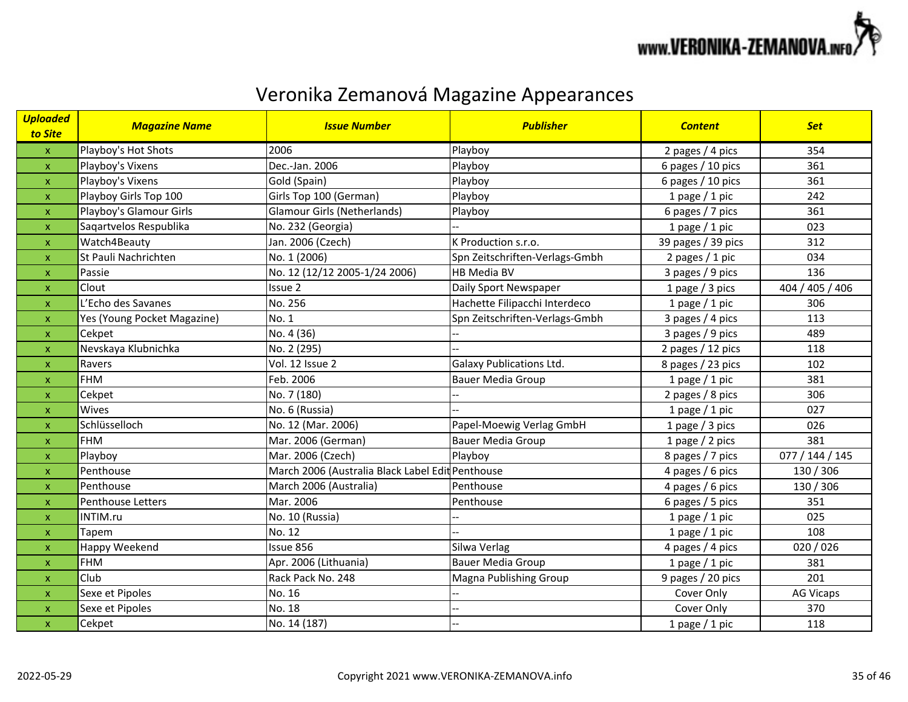# Veronika Zemanová Magazine Appearances

| ***Uploaded to Site*** | ***Magazine Name*** | ***Issue Number*** | ***Publisher*** | ***Content*** | ***Set*** |
|---|---|---|---|---|---|
| x | Playboy's Hot Shots | 2006 | Playboy | 2 pages / 4 pics | 354 |
| x | Playboy's Vixens | Dec.-Jan. 2006 | Playboy | 6 pages / 10 pics | 361 |
| x | Playboy's Vixens | Gold (Spain) | Playboy | 6 pages / 10 pics | 361 |
| x | Playboy Girls Top 100 | Girls Top 100 (German) | Playboy | 1 page / 1 pic | 242 |
| x | Playboy's Glamour Girls | Glamour Girls (Netherlands) | Playboy | 6 pages / 7 pics | 361 |
| x | Saqartvelos Respublika | No. 232 (Georgia) | -- | 1 page / 1 pic | 023 |
| x | Watch4Beauty | Jan. 2006 (Czech) | K Production s.r.o. | 39 pages / 39 pics | 312 |
| x | St Pauli Nachrichten | No. 1 (2006) | Spn Zeitschriften-Verlags-Gmbh | 2 pages / 1 pic | 034 |
| x | Passie | No. 12 (12/12 2005-1/24 2006) | HB Media BV | 3 pages / 9 pics | 136 |
| x | Clout | Issue 2 | Daily Sport Newspaper | 1 page / 3 pics | 404 / 405 / 406 |
| x | L'Echo des Savanes | No. 256 | Hachette Filipacchi Interdeco | 1 page / 1 pic | 306 |
| x | Yes (Young Pocket Magazine) | No. 1 | Spn Zeitschriften-Verlags-Gmbh | 3 pages / 4 pics | 113 |
| x | Cekpet | No. 4 (36) | -- | 3 pages / 9 pics | 489 |
| x | Nevskaya Klubnichka | No. 2 (295) | -- | 2 pages / 12 pics | 118 |
| x | Ravers | Vol. 12 Issue 2 | Galaxy Publications Ltd. | 8 pages / 23 pics | 102 |
| x | FHM | Feb. 2006 | Bauer Media Group | 1 page / 1 pic | 381 |
| x | Cekpet | No. 7 (180) | -- | 2 pages / 8 pics | 306 |
| x | Wives | No. 6 (Russia) | -- | 1 page / 1 pic | 027 |
| x | Schlüsselloch | No. 12 (Mar. 2006) | Papel-Moewig Verlag GmbH | 1 page / 3 pics | 026 |
| x | FHM | Mar. 2006 (German) | Bauer Media Group | 1 page / 2 pics | 381 |
| x | Playboy | Mar. 2006 (Czech) | Playboy | 8 pages / 7 pics | 077 / 144 / 145 |
| x | Penthouse | March 2006 (Australia Black Label Edit | Penthouse | 4 pages / 6 pics | 130 / 306 |
| x | Penthouse | March 2006 (Australia) | Penthouse | 4 pages / 6 pics | 130 / 306 |
| x | Penthouse Letters | Mar. 2006 | Penthouse | 6 pages / 5 pics | 351 |
| x | INTIM.ru | No. 10 (Russia) | -- | 1 page / 1 pic | 025 |
| x | Tapem | No. 12 | -- | 1 page / 1 pic | 108 |
| x | Happy Weekend | Issue 856 | Silwa Verlag | 4 pages / 4 pics | 020 / 026 |
| x | FHM | Apr. 2006 (Lithuania) | Bauer Media Group | 1 page / 1 pic | 381 |
| x | Club | Rack Pack No. 248 | Magna Publishing Group | 9 pages / 20 pics | 201 |
| x | Sexe et Pipoles | No. 16 | -- | Cover Only | AG Vicaps |
| x | Sexe et Pipoles | No. 18 | -- | Cover Only | 370 |
| x | Cekpet | No. 14 (187) | -- | 1 page / 1 pic | 118 |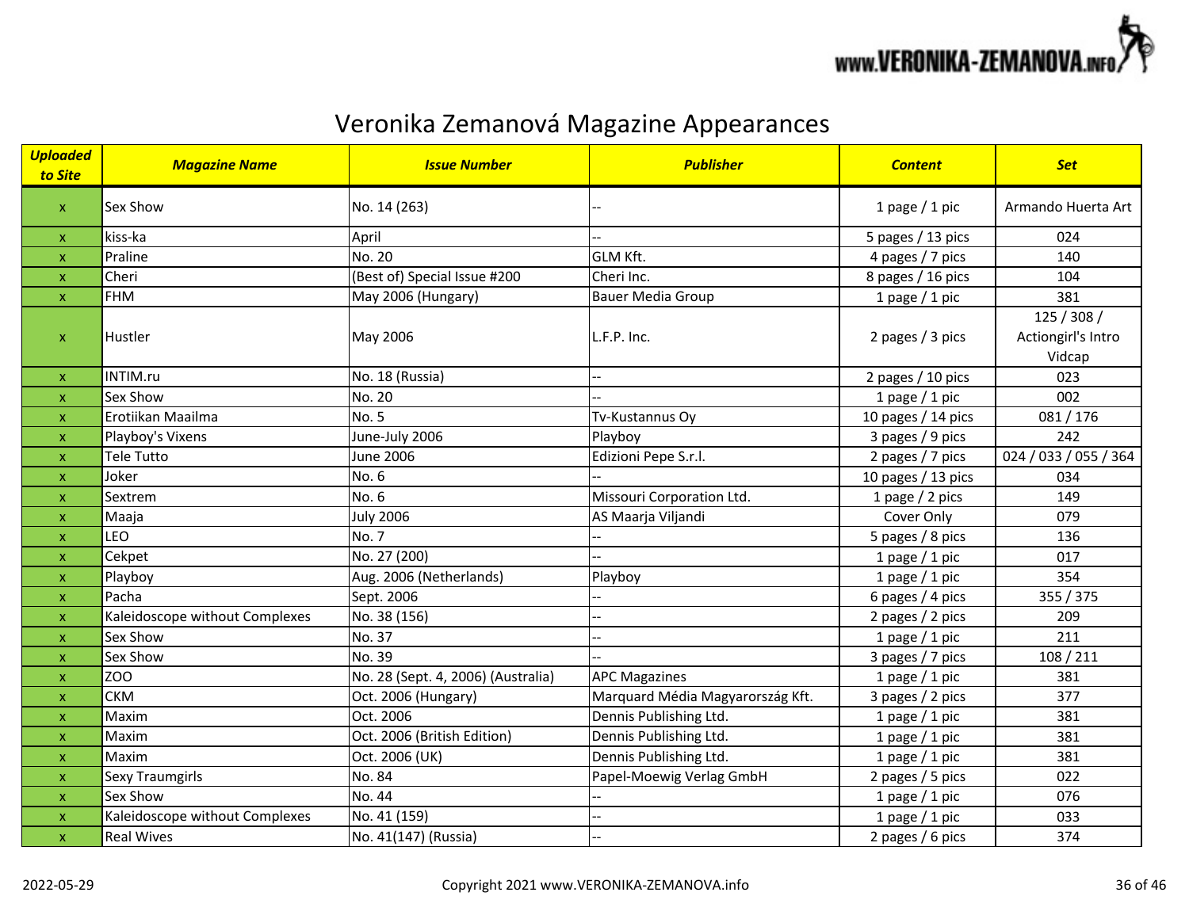# Veronika Zemanová Magazine Appearances

| *Uploaded to Site* | *Magazine Name* | *Issue Number* | *Publisher* | *Content* | *Set* |
|---|---|---|---|---|---|
| x | Sex Show | No. 14 (263) | -- | 1 page / 1 pic | Armando Huerta Art |
| x | kiss-ka | April | -- | 5 pages / 13 pics | 024 |
| x | Praline | No. 20 | GLM Kft. | 4 pages / 7 pics | 140 |
| x | Cheri | (Best of) Special Issue #200 | Cheri Inc. | 8 pages / 16 pics | 104 |
| x | FHM | May 2006 (Hungary) | Bauer Media Group | 1 page / 1 pic | 381 |
| x | Hustler | May 2006 | L.F.P. Inc. | 2 pages / 3 pics | 125 / 308 / Actiongirl's Intro Vidcap |
| x | INTIM.ru | No. 18 (Russia) | -- | 2 pages / 10 pics | 023 |
| x | Sex Show | No. 20 | -- | 1 page / 1 pic | 002 |
| x | Erotiikan Maailma | No. 5 | Tv-Kustannus Oy | 10 pages / 14 pics | 081 / 176 |
| x | Playboy's Vixens | June-July 2006 | Playboy | 3 pages / 9 pics | 242 |
| x | Tele Tutto | June 2006 | Edizioni Pepe S.r.l. | 2 pages / 7 pics | 024 / 033 / 055 / 364 |
| x | Joker | No. 6 | -- | 10 pages / 13 pics | 034 |
| x | Sextrem | No. 6 | Missouri Corporation Ltd. | 1 page / 2 pics | 149 |
| x | Maaja | July 2006 | AS Maarja Viljandi | Cover Only | 079 |
| x | LEO | No. 7 | -- | 5 pages / 8 pics | 136 |
| x | Cekpet | No. 27 (200) | -- | 1 page / 1 pic | 017 |
| x | Playboy | Aug. 2006 (Netherlands) | Playboy | 1 page / 1 pic | 354 |
| x | Pacha | Sept. 2006 | -- | 6 pages / 4 pics | 355 / 375 |
| x | Kaleidoscope without Complexes | No. 38 (156) | -- | 2 pages / 2 pics | 209 |
| x | Sex Show | No. 37 | -- | 1 page / 1 pic | 211 |
| x | Sex Show | No. 39 | -- | 3 pages / 7 pics | 108 / 211 |
| x | ZOO | No. 28 (Sept. 4, 2006) (Australia) | APC Magazines | 1 page / 1 pic | 381 |
| x | CKM | Oct. 2006 (Hungary) | Marquard Média Magyarország Kft. | 3 pages / 2 pics | 377 |
| x | Maxim | Oct. 2006 | Dennis Publishing Ltd. | 1 page / 1 pic | 381 |
| x | Maxim | Oct. 2006 (British Edition) | Dennis Publishing Ltd. | 1 page / 1 pic | 381 |
| x | Maxim | Oct. 2006 (UK) | Dennis Publishing Ltd. | 1 page / 1 pic | 381 |
| x | Sexy Traumgirls | No. 84 | Papel-Moewig Verlag GmbH | 2 pages / 5 pics | 022 |
| x | Sex Show | No. 44 | -- | 1 page / 1 pic | 076 |
| x | Kaleidoscope without Complexes | No. 41 (159) | -- | 1 page / 1 pic | 033 |
| x | Real Wives | No. 41(147) (Russia) | -- | 2 pages / 6 pics | 374 |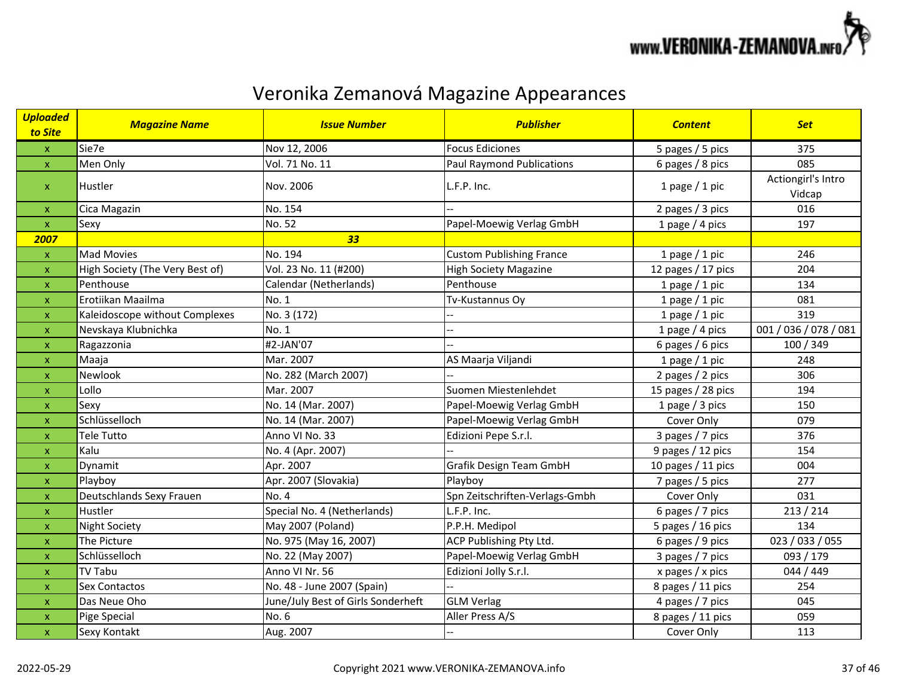# Veronika Zemanová Magazine Appearances

| *Uploaded to Site* | *Magazine Name* | *Issue Number* | *Publisher* | *Content* | *Set* |
|---|---|---|---|---|---|
| x | Sie7e | Nov 12, 2006 | Focus Ediciones | 5 pages / 5 pics | 375 |
| x | Men Only | Vol. 71 No. 11 | Paul Raymond Publications | 6 pages / 8 pics | 085 |
| x | Hustler | Nov. 2006 | L.F.P. Inc. | 1 page / 1 pic | Actiongirl's Intro Vidcap |
| x | Cica Magazin | No. 154 | -- | 2 pages / 3 pics | 016 |
| x | Sexy | No. 52 | Papel-Moewig Verlag GmbH | 1 page / 4 pics | 197 |
| ***2007*** | | ***33*** | | | |
| x | Mad Movies | No. 194 | Custom Publishing France | 1 page / 1 pic | 246 |
| x | High Society (The Very Best of) | Vol. 23 No. 11 (#200) | High Society Magazine | 12 pages / 17 pics | 204 |
| x | Penthouse | Calendar (Netherlands) | Penthouse | 1 page / 1 pic | 134 |
| x | Erotiikan Maailma | No. 1 | Tv-Kustannus Oy | 1 page / 1 pic | 081 |
| x | Kaleidoscope without Complexes | No. 3 (172) | -- | 1 page / 1 pic | 319 |
| x | Nevskaya Klubnichka | No. 1 | -- | 1 page / 4 pics | 001 / 036 / 078 / 081 |
| x | Ragazzonia | #2-JAN'07 | -- | 6 pages / 6 pics | 100 / 349 |
| x | Maaja | Mar. 2007 | AS Maarja Viljandi | 1 page / 1 pic | 248 |
| x | Newlook | No. 282 (March 2007) | -- | 2 pages / 2 pics | 306 |
| x | Lollo | Mar. 2007 | Suomen Miestenlehdet | 15 pages / 28 pics | 194 |
| x | Sexy | No. 14 (Mar. 2007) | Papel-Moewig Verlag GmbH | 1 page / 3 pics | 150 |
| x | Schlüsselloch | No. 14 (Mar. 2007) | Papel-Moewig Verlag GmbH | Cover Only | 079 |
| x | Tele Tutto | Anno VI No. 33 | Edizioni Pepe S.r.l. | 3 pages / 7 pics | 376 |
| x | Kalu | No. 4 (Apr. 2007) | -- | 9 pages / 12 pics | 154 |
| x | Dynamit | Apr. 2007 | Grafik Design Team GmbH | 10 pages / 11 pics | 004 |
| x | Playboy | Apr. 2007 (Slovakia) | Playboy | 7 pages / 5 pics | 277 |
| x | Deutschlands Sexy Frauen | No. 4 | Spn Zeitschriften-Verlags-Gmbh | Cover Only | 031 |
| x | Hustler | Special No. 4 (Netherlands) | L.F.P. Inc. | 6 pages / 7 pics | 213 / 214 |
| x | Night Society | May 2007 (Poland) | P.P.H. Medipol | 5 pages / 16 pics | 134 |
| x | The Picture | No. 975 (May 16, 2007) | ACP Publishing Pty Ltd. | 6 pages / 9 pics | 023 / 033 / 055 |
| x | Schlüsselloch | No. 22 (May 2007) | Papel-Moewig Verlag GmbH | 3 pages / 7 pics | 093 / 179 |
| x | TV Tabu | Anno VI Nr. 56 | Edizioni Jolly S.r.l. | x pages / x pics | 044 / 449 |
| x | Sex Contactos | No. 48 - June 2007 (Spain) | -- | 8 pages / 11 pics | 254 |
| x | Das Neue Oho | June/July Best of Girls Sonderheft | GLM Verlag | 4 pages / 7 pics | 045 |
| x | Pige Special | No. 6 | Aller Press A/S | 8 pages / 11 pics | 059 |
| x | Sexy Kontakt | Aug. 2007 | -- | Cover Only | 113 |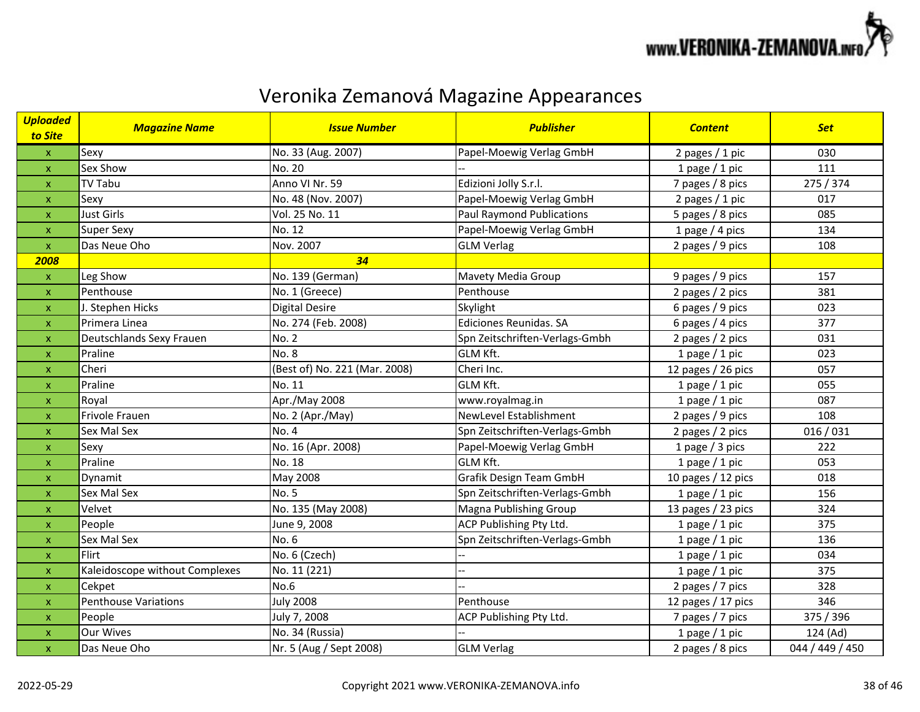# Veronika Zemanová Magazine Appearances

| ***Uploaded to Site*** | ***Magazine Name*** | ***Issue Number*** | ***Publisher*** | ***Content*** | ***Set*** |
|---|---|---|---|---|---|
| x | Sexy | No. 33 (Aug. 2007) | Papel-Moewig Verlag GmbH | 2 pages / 1 pic | 030 |
| x | Sex Show | No. 20 | -- | 1 page / 1 pic | 111 |
| x | TV Tabu | Anno VI Nr. 59 | Edizioni Jolly S.r.l. | 7 pages / 8 pics | 275 / 374 |
| x | Sexy | No. 48 (Nov. 2007) | Papel-Moewig Verlag GmbH | 2 pages / 1 pic | 017 |
| x | Just Girls | Vol. 25 No. 11 | Paul Raymond Publications | 5 pages / 8 pics | 085 |
| x | Super Sexy | No. 12 | Papel-Moewig Verlag GmbH | 1 page / 4 pics | 134 |
| x | Das Neue Oho | Nov. 2007 | GLM Verlag | 2 pages / 9 pics | 108 |
| ***2008*** | | ***34*** | | | |
| x | Leg Show | No. 139 (German) | Mavety Media Group | 9 pages / 9 pics | 157 |
| x | Penthouse | No. 1 (Greece) | Penthouse | 2 pages / 2 pics | 381 |
| x | J. Stephen Hicks | Digital Desire | Skylight | 6 pages / 9 pics | 023 |
| x | Primera Linea | No. 274 (Feb. 2008) | Ediciones Reunidas. SA | 6 pages / 4 pics | 377 |
| x | Deutschlands Sexy Frauen | No. 2 | Spn Zeitschriften-Verlags-Gmbh | 2 pages / 2 pics | 031 |
| x | Praline | No. 8 | GLM Kft. | 1 page / 1 pic | 023 |
| x | Cheri | (Best of) No. 221 (Mar. 2008) | Cheri Inc. | 12 pages / 26 pics | 057 |
| x | Praline | No. 11 | GLM Kft. | 1 page / 1 pic | 055 |
| x | Royal | Apr./May 2008 | www.royalmag.in | 1 page / 1 pic | 087 |
| x | Frivole Frauen | No. 2 (Apr./May) | NewLevel Establishment | 2 pages / 9 pics | 108 |
| x | Sex Mal Sex | No. 4 | Spn Zeitschriften-Verlags-Gmbh | 2 pages / 2 pics | 016 / 031 |
| x | Sexy | No. 16 (Apr. 2008) | Papel-Moewig Verlag GmbH | 1 page / 3 pics | 222 |
| x | Praline | No. 18 | GLM Kft. | 1 page / 1 pic | 053 |
| x | Dynamit | May 2008 | Grafik Design Team GmbH | 10 pages / 12 pics | 018 |
| x | Sex Mal Sex | No. 5 | Spn Zeitschriften-Verlags-Gmbh | 1 page / 1 pic | 156 |
| x | Velvet | No. 135 (May 2008) | Magna Publishing Group | 13 pages / 23 pics | 324 |
| x | People | June 9, 2008 | ACP Publishing Pty Ltd. | 1 page / 1 pic | 375 |
| x | Sex Mal Sex | No. 6 | Spn Zeitschriften-Verlags-Gmbh | 1 page / 1 pic | 136 |
| x | Flirt | No. 6 (Czech) | -- | 1 page / 1 pic | 034 |
| x | Kaleidoscope without Complexes | No. 11 (221) | -- | 1 page / 1 pic | 375 |
| x | Cekpet | No.6 | -- | 2 pages / 7 pics | 328 |
| x | Penthouse Variations | July 2008 | Penthouse | 12 pages / 17 pics | 346 |
| x | People | July 7, 2008 | ACP Publishing Pty Ltd. | 7 pages / 7 pics | 375 / 396 |
| x | Our Wives | No. 34 (Russia) | -- | 1 page / 1 pic | 124 (Ad) |
| x | Das Neue Oho | Nr. 5 (Aug / Sept 2008) | GLM Verlag | 2 pages / 8 pics | 044 / 449 / 450 |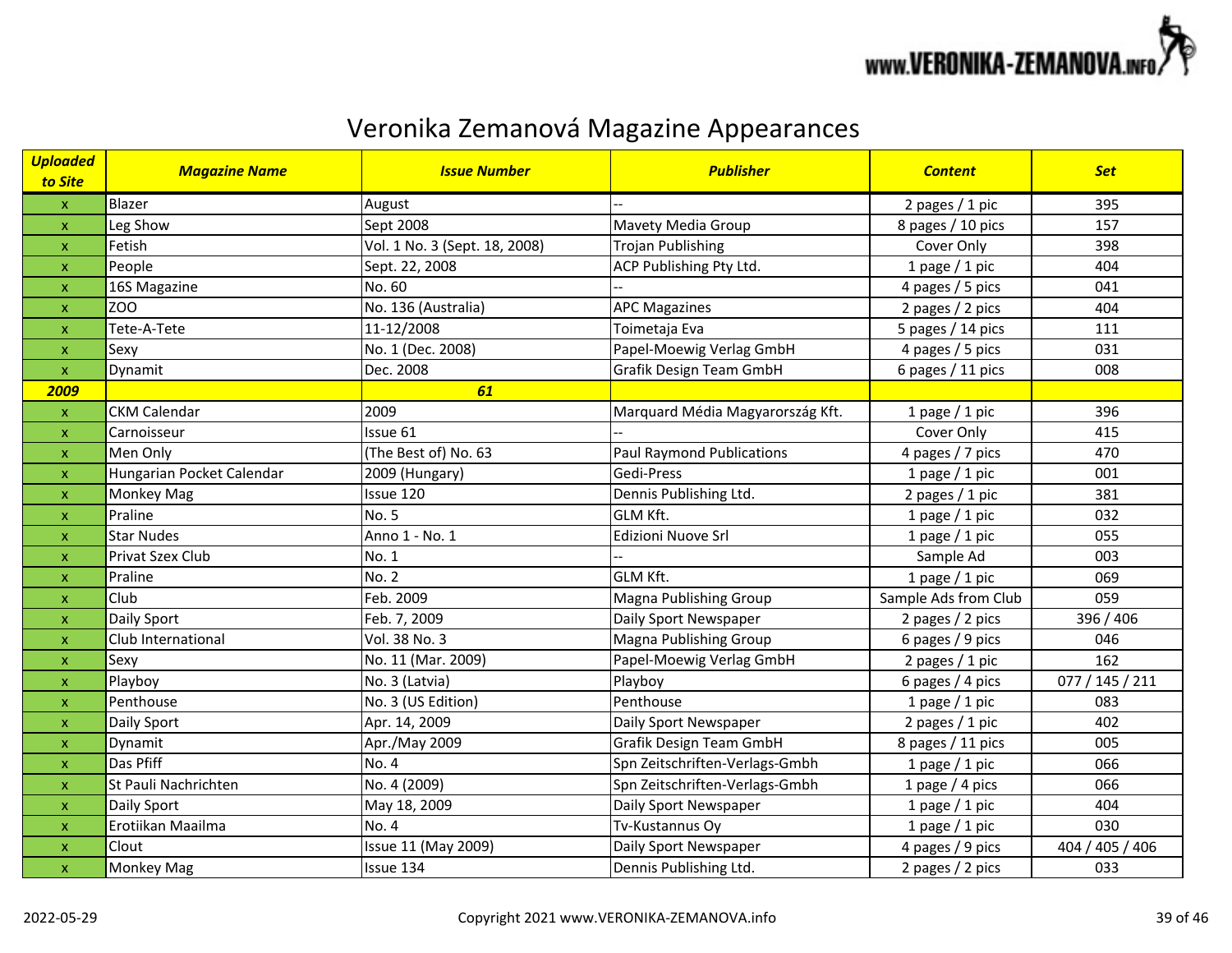# Veronika Zemanová Magazine Appearances

| ***Uploaded to Site*** | ***Magazine Name*** | ***Issue Number*** | ***Publisher*** | ***Content*** | ***Set*** |
|---|---|---|---|---|---|
| x | Blazer | August | -- | 2 pages / 1 pic | 395 |
| x | Leg Show | Sept 2008 | Mavety Media Group | 8 pages / 10 pics | 157 |
| x | Fetish | Vol. 1 No. 3 (Sept. 18, 2008) | Trojan Publishing | Cover Only | 398 |
| x | People | Sept. 22, 2008 | ACP Publishing Pty Ltd. | 1 page / 1 pic | 404 |
| x | 16S Magazine | No. 60 | -- | 4 pages / 5 pics | 041 |
| x | ZOO | No. 136 (Australia) | APC Magazines | 2 pages / 2 pics | 404 |
| x | Tete-A-Tete | 11-12/2008 | Toimetaja Eva | 5 pages / 14 pics | 111 |
| x | Sexy | No. 1 (Dec. 2008) | Papel-Moewig Verlag GmbH | 4 pages / 5 pics | 031 |
| x | Dynamit | Dec. 2008 | Grafik Design Team GmbH | 6 pages / 11 pics | 008 |
| ***2009*** | | ***61*** | | | |
| x | CKM Calendar | 2009 | Marquard Média Magyarország Kft. | 1 page / 1 pic | 396 |
| x | Carnoisseur | Issue 61 | -- | Cover Only | 415 |
| x | Men Only | (The Best of) No. 63 | Paul Raymond Publications | 4 pages / 7 pics | 470 |
| x | Hungarian Pocket Calendar | 2009 (Hungary) | Gedi-Press | 1 page / 1 pic | 001 |
| x | Monkey Mag | Issue 120 | Dennis Publishing Ltd. | 2 pages / 1 pic | 381 |
| x | Praline | No. 5 | GLM Kft. | 1 page / 1 pic | 032 |
| x | Star Nudes | Anno 1 - No. 1 | Edizioni Nuove Srl | 1 page / 1 pic | 055 |
| x | Privat Szex Club | No. 1 | -- | Sample Ad | 003 |
| x | Praline | No. 2 | GLM Kft. | 1 page / 1 pic | 069 |
| x | Club | Feb. 2009 | Magna Publishing Group | Sample Ads from Club | 059 |
| x | Daily Sport | Feb. 7, 2009 | Daily Sport Newspaper | 2 pages / 2 pics | 396 / 406 |
| x | Club International | Vol. 38 No. 3 | Magna Publishing Group | 6 pages / 9 pics | 046 |
| x | Sexy | No. 11 (Mar. 2009) | Papel-Moewig Verlag GmbH | 2 pages / 1 pic | 162 |
| x | Playboy | No. 3 (Latvia) | Playboy | 6 pages / 4 pics | 077 / 145 / 211 |
| x | Penthouse | No. 3 (US Edition) | Penthouse | 1 page / 1 pic | 083 |
| x | Daily Sport | Apr. 14, 2009 | Daily Sport Newspaper | 2 pages / 1 pic | 402 |
| x | Dynamit | Apr./May 2009 | Grafik Design Team GmbH | 8 pages / 11 pics | 005 |
| x | Das Pfiff | No. 4 | Spn Zeitschriften-Verlags-Gmbh | 1 page / 1 pic | 066 |
| x | St Pauli Nachrichten | No. 4 (2009) | Spn Zeitschriften-Verlags-Gmbh | 1 page / 4 pics | 066 |
| x | Daily Sport | May 18, 2009 | Daily Sport Newspaper | 1 page / 1 pic | 404 |
| x | Erotiikan Maailma | No. 4 | Tv-Kustannus Oy | 1 page / 1 pic | 030 |
| x | Clout | Issue 11 (May 2009) | Daily Sport Newspaper | 4 pages / 9 pics | 404 / 405 / 406 |
| x | Monkey Mag | Issue 134 | Dennis Publishing Ltd. | 2 pages / 2 pics | 033 |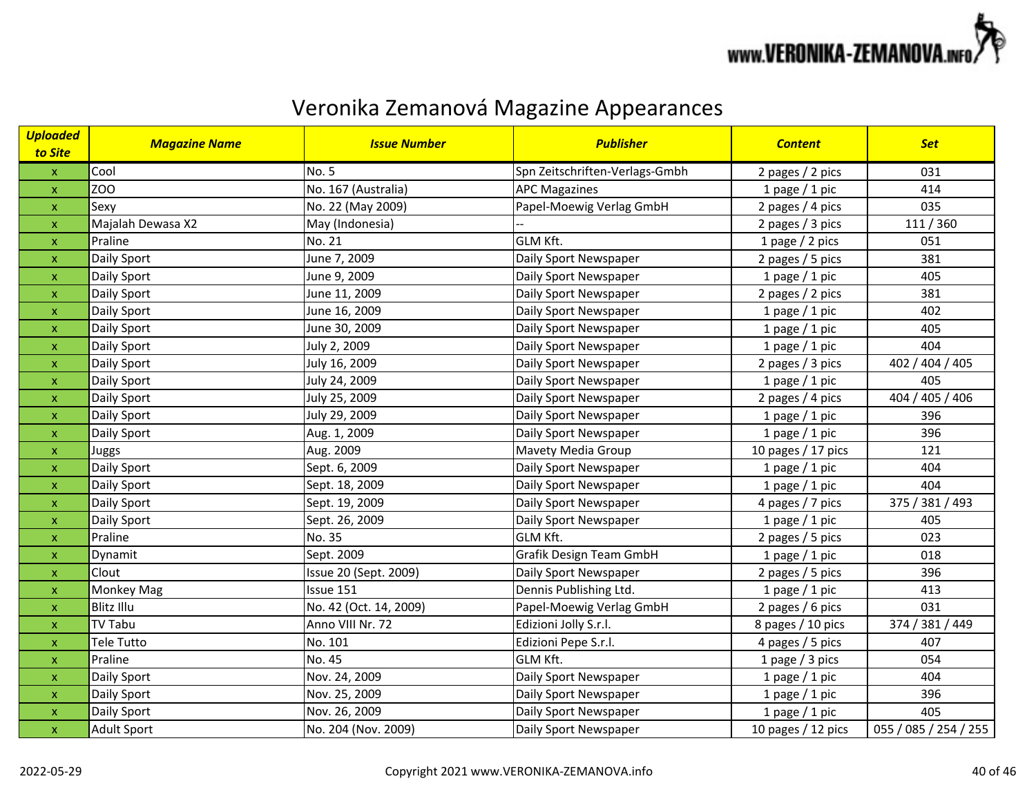# Veronika Zemanová Magazine Appearances

| *Uploaded to Site* | *Magazine Name* | *Issue Number* | *Publisher* | *Content* | *Set* |
|---|---|---|---|---|---|
| x | Cool | No. 5 | Spn Zeitschriften-Verlags-Gmbh | 2 pages / 2 pics | 031 |
| x | ZOO | No. 167 (Australia) | APC Magazines | 1 page / 1 pic | 414 |
| x | Sexy | No. 22 (May 2009) | Papel-Moewig Verlag GmbH | 2 pages / 4 pics | 035 |
| x | Majalah Dewasa X2 | May (Indonesia) | -- | 2 pages / 3 pics | 111 / 360 |
| x | Praline | No. 21 | GLM Kft. | 1 page / 2 pics | 051 |
| x | Daily Sport | June 7, 2009 | Daily Sport Newspaper | 2 pages / 5 pics | 381 |
| x | Daily Sport | June 9, 2009 | Daily Sport Newspaper | 1 page / 1 pic | 405 |
| x | Daily Sport | June 11, 2009 | Daily Sport Newspaper | 2 pages / 2 pics | 381 |
| x | Daily Sport | June 16, 2009 | Daily Sport Newspaper | 1 page / 1 pic | 402 |
| x | Daily Sport | June 30, 2009 | Daily Sport Newspaper | 1 page / 1 pic | 405 |
| x | Daily Sport | July 2, 2009 | Daily Sport Newspaper | 1 page / 1 pic | 404 |
| x | Daily Sport | July 16, 2009 | Daily Sport Newspaper | 2 pages / 3 pics | 402 / 404 / 405 |
| x | Daily Sport | July 24, 2009 | Daily Sport Newspaper | 1 page / 1 pic | 405 |
| x | Daily Sport | July 25, 2009 | Daily Sport Newspaper | 2 pages / 4 pics | 404 / 405 / 406 |
| x | Daily Sport | July 29, 2009 | Daily Sport Newspaper | 1 page / 1 pic | 396 |
| x | Daily Sport | Aug. 1, 2009 | Daily Sport Newspaper | 1 page / 1 pic | 396 |
| x | Juggs | Aug. 2009 | Mavety Media Group | 10 pages / 17 pics | 121 |
| x | Daily Sport | Sept. 6, 2009 | Daily Sport Newspaper | 1 page / 1 pic | 404 |
| x | Daily Sport | Sept. 18, 2009 | Daily Sport Newspaper | 1 page / 1 pic | 404 |
| x | Daily Sport | Sept. 19, 2009 | Daily Sport Newspaper | 4 pages / 7 pics | 375 / 381 / 493 |
| x | Daily Sport | Sept. 26, 2009 | Daily Sport Newspaper | 1 page / 1 pic | 405 |
| x | Praline | No. 35 | GLM Kft. | 2 pages / 5 pics | 023 |
| x | Dynamit | Sept. 2009 | Grafik Design Team GmbH | 1 page / 1 pic | 018 |
| x | Clout | Issue 20 (Sept. 2009) | Daily Sport Newspaper | 2 pages / 5 pics | 396 |
| x | Monkey Mag | Issue 151 | Dennis Publishing Ltd. | 1 page / 1 pic | 413 |
| x | Blitz Illu | No. 42 (Oct. 14, 2009) | Papel-Moewig Verlag GmbH | 2 pages / 6 pics | 031 |
| x | TV Tabu | Anno VIII Nr. 72 | Edizioni Jolly S.r.l. | 8 pages / 10 pics | 374 / 381 / 449 |
| x | Tele Tutto | No. 101 | Edizioni Pepe S.r.l. | 4 pages / 5 pics | 407 |
| x | Praline | No. 45 | GLM Kft. | 1 page / 3 pics | 054 |
| x | Daily Sport | Nov. 24, 2009 | Daily Sport Newspaper | 1 page / 1 pic | 404 |
| x | Daily Sport | Nov. 25, 2009 | Daily Sport Newspaper | 1 page / 1 pic | 396 |
| x | Daily Sport | Nov. 26, 2009 | Daily Sport Newspaper | 1 page / 1 pic | 405 |
| x | Adult Sport | No. 204 (Nov. 2009) | Daily Sport Newspaper | 10 pages / 12 pics | 055 / 085 / 254 / 255 |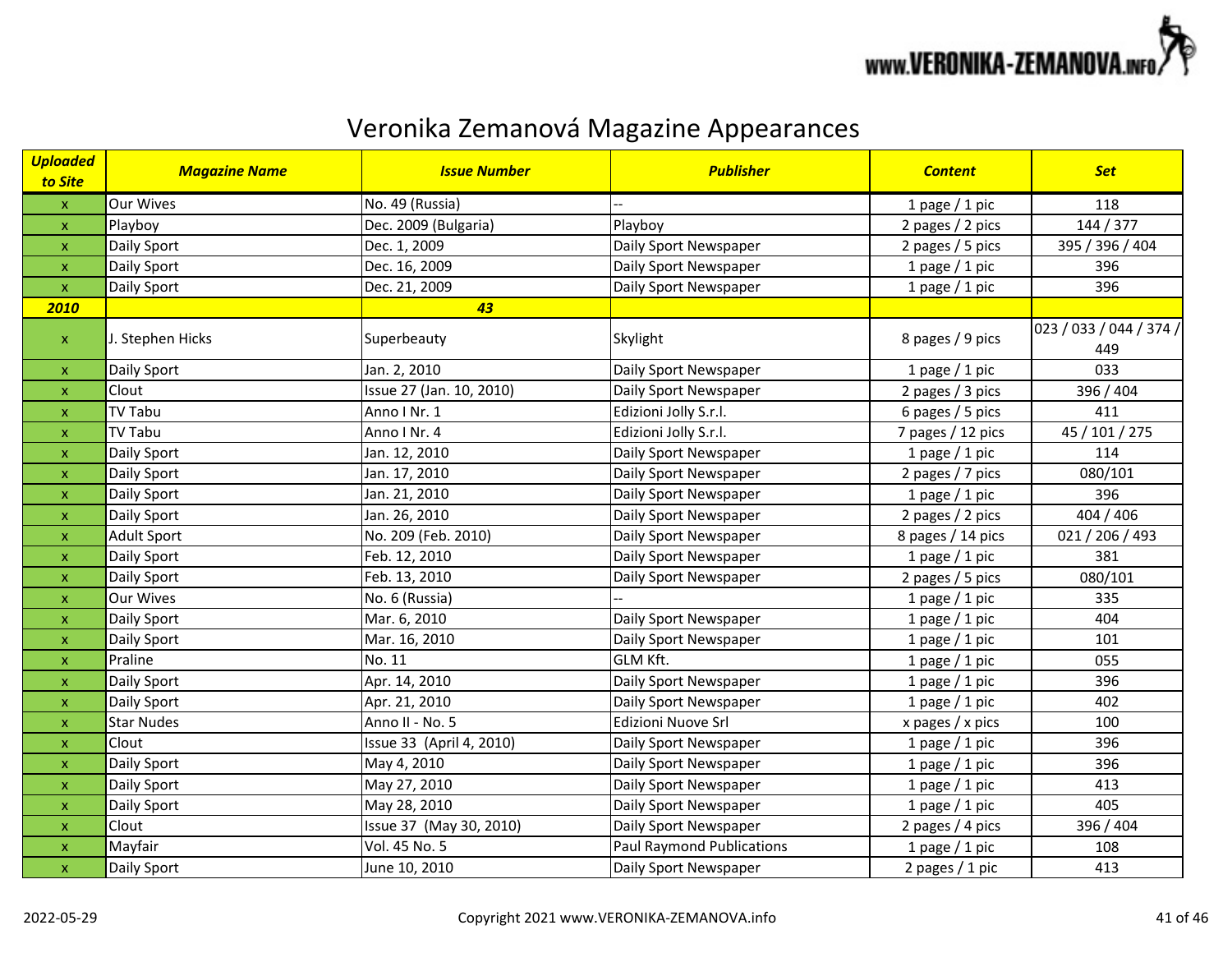# Veronika Zemanová Magazine Appearances

| ***Uploaded to Site*** | ***Magazine Name*** | ***Issue Number*** | ***Publisher*** | ***Content*** | ***Set*** |
|---|---|---|---|---|---|
| x | Our Wives | No. 49 (Russia) | -- | 1 page / 1 pic | 118 |
| x | Playboy | Dec. 2009 (Bulgaria) | Playboy | 2 pages / 2 pics | 144 / 377 |
| x | Daily Sport | Dec. 1, 2009 | Daily Sport Newspaper | 2 pages / 5 pics | 395 / 396 / 404 |
| x | Daily Sport | Dec. 16, 2009 | Daily Sport Newspaper | 1 page / 1 pic | 396 |
| x | Daily Sport | Dec. 21, 2009 | Daily Sport Newspaper | 1 page / 1 pic | 396 |
| ***2010*** | | ***43*** | | | |
| x | J. Stephen Hicks | Superbeauty | Skylight | 8 pages / 9 pics | 023 / 033 / 044 / 374 / 449 |
| x | Daily Sport | Jan. 2, 2010 | Daily Sport Newspaper | 1 page / 1 pic | 033 |
| x | Clout | Issue 27 (Jan. 10, 2010) | Daily Sport Newspaper | 2 pages / 3 pics | 396 / 404 |
| x | TV Tabu | Anno I Nr. 1 | Edizioni Jolly S.r.l. | 6 pages / 5 pics | 411 |
| x | TV Tabu | Anno I Nr. 4 | Edizioni Jolly S.r.l. | 7 pages / 12 pics | 45 / 101 / 275 |
| x | Daily Sport | Jan. 12, 2010 | Daily Sport Newspaper | 1 page / 1 pic | 114 |
| x | Daily Sport | Jan. 17, 2010 | Daily Sport Newspaper | 2 pages / 7 pics | 080/101 |
| x | Daily Sport | Jan. 21, 2010 | Daily Sport Newspaper | 1 page / 1 pic | 396 |
| x | Daily Sport | Jan. 26, 2010 | Daily Sport Newspaper | 2 pages / 2 pics | 404 / 406 |
| x | Adult Sport | No. 209 (Feb. 2010) | Daily Sport Newspaper | 8 pages / 14 pics | 021 / 206 / 493 |
| x | Daily Sport | Feb. 12, 2010 | Daily Sport Newspaper | 1 page / 1 pic | 381 |
| x | Daily Sport | Feb. 13, 2010 | Daily Sport Newspaper | 2 pages / 5 pics | 080/101 |
| x | Our Wives | No. 6 (Russia) | -- | 1 page / 1 pic | 335 |
| x | Daily Sport | Mar. 6, 2010 | Daily Sport Newspaper | 1 page / 1 pic | 404 |
| x | Daily Sport | Mar. 16, 2010 | Daily Sport Newspaper | 1 page / 1 pic | 101 |
| x | Praline | No. 11 | GLM Kft. | 1 page / 1 pic | 055 |
| x | Daily Sport | Apr. 14, 2010 | Daily Sport Newspaper | 1 page / 1 pic | 396 |
| x | Daily Sport | Apr. 21, 2010 | Daily Sport Newspaper | 1 page / 1 pic | 402 |
| x | Star Nudes | Anno II - No. 5 | Edizioni Nuove Srl | x pages / x pics | 100 |
| x | Clout | Issue 33 (April 4, 2010) | Daily Sport Newspaper | 1 page / 1 pic | 396 |
| x | Daily Sport | May 4, 2010 | Daily Sport Newspaper | 1 page / 1 pic | 396 |
| x | Daily Sport | May 27, 2010 | Daily Sport Newspaper | 1 page / 1 pic | 413 |
| x | Daily Sport | May 28, 2010 | Daily Sport Newspaper | 1 page / 1 pic | 405 |
| x | Clout | Issue 37 (May 30, 2010) | Daily Sport Newspaper | 2 pages / 4 pics | 396 / 404 |
| x | Mayfair | Vol. 45 No. 5 | Paul Raymond Publications | 1 page / 1 pic | 108 |
| x | Daily Sport | June 10, 2010 | Daily Sport Newspaper | 2 pages / 1 pic | 413 |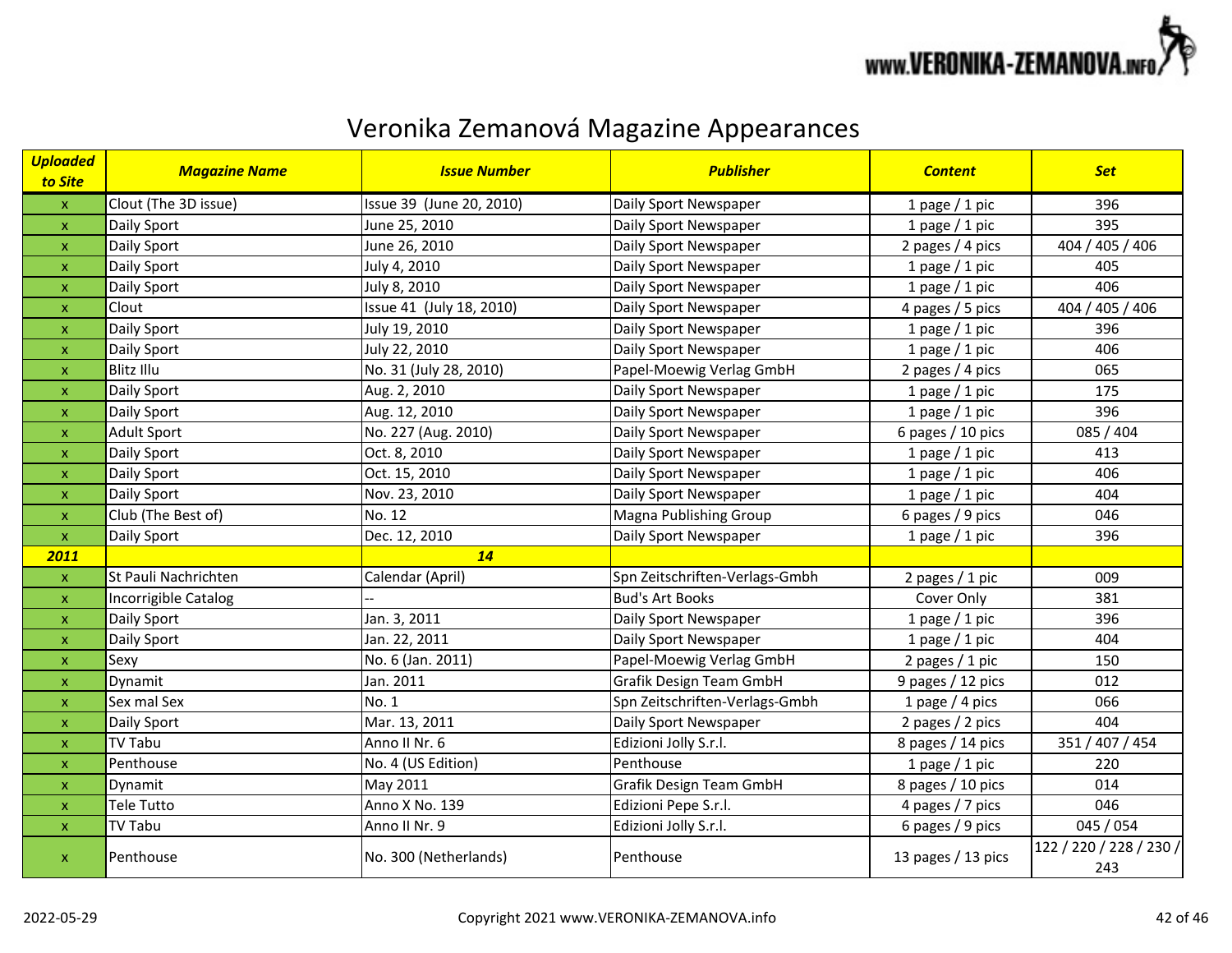# Veronika Zemanová Magazine Appearances

| ***Uploaded to Site*** | ***Magazine Name*** | ***Issue Number*** | ***Publisher*** | ***Content*** | ***Set*** |
|---|---|---|---|---|---|
| x | Clout (The 3D issue) | Issue 39 (June 20, 2010) | Daily Sport Newspaper | 1 page / 1 pic | 396 |
| x | Daily Sport | June 25, 2010 | Daily Sport Newspaper | 1 page / 1 pic | 395 |
| x | Daily Sport | June 26, 2010 | Daily Sport Newspaper | 2 pages / 4 pics | 404 / 405 / 406 |
| x | Daily Sport | July 4, 2010 | Daily Sport Newspaper | 1 page / 1 pic | 405 |
| x | Daily Sport | July 8, 2010 | Daily Sport Newspaper | 1 page / 1 pic | 406 |
| x | Clout | Issue 41 (July 18, 2010) | Daily Sport Newspaper | 4 pages / 5 pics | 404 / 405 / 406 |
| x | Daily Sport | July 19, 2010 | Daily Sport Newspaper | 1 page / 1 pic | 396 |
| x | Daily Sport | July 22, 2010 | Daily Sport Newspaper | 1 page / 1 pic | 406 |
| x | Blitz Illu | No. 31 (July 28, 2010) | Papel-Moewig Verlag GmbH | 2 pages / 4 pics | 065 |
| x | Daily Sport | Aug. 2, 2010 | Daily Sport Newspaper | 1 page / 1 pic | 175 |
| x | Daily Sport | Aug. 12, 2010 | Daily Sport Newspaper | 1 page / 1 pic | 396 |
| x | Adult Sport | No. 227 (Aug. 2010) | Daily Sport Newspaper | 6 pages / 10 pics | 085 / 404 |
| x | Daily Sport | Oct. 8, 2010 | Daily Sport Newspaper | 1 page / 1 pic | 413 |
| x | Daily Sport | Oct. 15, 2010 | Daily Sport Newspaper | 1 page / 1 pic | 406 |
| x | Daily Sport | Nov. 23, 2010 | Daily Sport Newspaper | 1 page / 1 pic | 404 |
| x | Club (The Best of) | No. 12 | Magna Publishing Group | 6 pages / 9 pics | 046 |
| x | Daily Sport | Dec. 12, 2010 | Daily Sport Newspaper | 1 page / 1 pic | 396 |
| ***2011*** | | ***14*** | | | |
| x | St Pauli Nachrichten | Calendar (April) | Spn Zeitschriften-Verlags-Gmbh | 2 pages / 1 pic | 009 |
| x | Incorrigible Catalog | -- | Bud's Art Books | Cover Only | 381 |
| x | Daily Sport | Jan. 3, 2011 | Daily Sport Newspaper | 1 page / 1 pic | 396 |
| x | Daily Sport | Jan. 22, 2011 | Daily Sport Newspaper | 1 page / 1 pic | 404 |
| x | Sexy | No. 6 (Jan. 2011) | Papel-Moewig Verlag GmbH | 2 pages / 1 pic | 150 |
| x | Dynamit | Jan. 2011 | Grafik Design Team GmbH | 9 pages / 12 pics | 012 |
| x | Sex mal Sex | No. 1 | Spn Zeitschriften-Verlags-Gmbh | 1 page / 4 pics | 066 |
| x | Daily Sport | Mar. 13, 2011 | Daily Sport Newspaper | 2 pages / 2 pics | 404 |
| x | TV Tabu | Anno II Nr. 6 | Edizioni Jolly S.r.l. | 8 pages / 14 pics | 351 / 407 / 454 |
| x | Penthouse | No. 4 (US Edition) | Penthouse | 1 page / 1 pic | 220 |
| x | Dynamit | May 2011 | Grafik Design Team GmbH | 8 pages / 10 pics | 014 |
| x | Tele Tutto | Anno X No. 139 | Edizioni Pepe S.r.l. | 4 pages / 7 pics | 046 |
| x | TV Tabu | Anno II Nr. 9 | Edizioni Jolly S.r.l. | 6 pages / 9 pics | 045 / 054 |
| x | Penthouse | No. 300 (Netherlands) | Penthouse | 13 pages / 13 pics | 122 / 220 / 228 / 230 / 243 |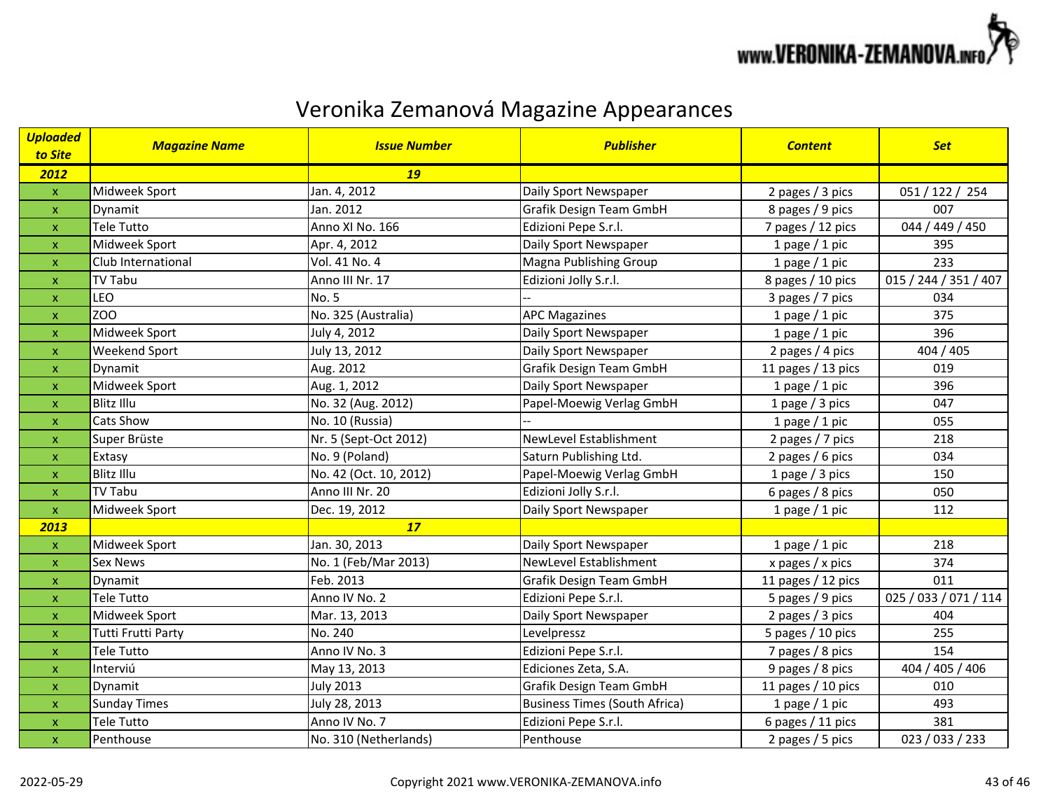# Veronika Zemanová Magazine Appearances

| ***Uploaded to Site*** | ***Magazine Name*** | ***Issue Number*** | ***Publisher*** | ***Content*** | ***Set*** |
|---|---|---|---|---|---|
| ***2012*** | | ***19*** | | | |
| x | Midweek Sport | Jan. 4, 2012 | Daily Sport Newspaper | 2 pages / 3 pics | 051 / 122 / 254 |
| x | Dynamit | Jan. 2012 | Grafik Design Team GmbH | 8 pages / 9 pics | 007 |
| x | Tele Tutto | Anno XI No. 166 | Edizioni Pepe S.r.l. | 7 pages / 12 pics | 044 / 449 / 450 |
| x | Midweek Sport | Apr. 4, 2012 | Daily Sport Newspaper | 1 page / 1 pic | 395 |
| x | Club International | Vol. 41 No. 4 | Magna Publishing Group | 1 page / 1 pic | 233 |
| x | TV Tabu | Anno III Nr. 17 | Edizioni Jolly S.r.l. | 8 pages / 10 pics | 015 / 244 / 351 / 407 |
| x | LEO | No. 5 | -- | 3 pages / 7 pics | 034 |
| x | ZOO | No. 325 (Australia) | APC Magazines | 1 page / 1 pic | 375 |
| x | Midweek Sport | July 4, 2012 | Daily Sport Newspaper | 1 page / 1 pic | 396 |
| x | Weekend Sport | July 13, 2012 | Daily Sport Newspaper | 2 pages / 4 pics | 404 / 405 |
| x | Dynamit | Aug. 2012 | Grafik Design Team GmbH | 11 pages / 13 pics | 019 |
| x | Midweek Sport | Aug. 1, 2012 | Daily Sport Newspaper | 1 page / 1 pic | 396 |
| x | Blitz Illu | No. 32 (Aug. 2012) | Papel-Moewig Verlag GmbH | 1 page / 3 pics | 047 |
| x | Cats Show | No. 10 (Russia) | -- | 1 page / 1 pic | 055 |
| x | Super Brüste | Nr. 5 (Sept-Oct 2012) | NewLevel Establishment | 2 pages / 7 pics | 218 |
| x | Extasy | No. 9 (Poland) | Saturn Publishing Ltd. | 2 pages / 6 pics | 034 |
| x | Blitz Illu | No. 42 (Oct. 10, 2012) | Papel-Moewig Verlag GmbH | 1 page / 3 pics | 150 |
| x | TV Tabu | Anno III Nr. 20 | Edizioni Jolly S.r.l. | 6 pages / 8 pics | 050 |
| x | Midweek Sport | Dec. 19, 2012 | Daily Sport Newspaper | 1 page / 1 pic | 112 |
| ***2013*** | | ***17*** | | | |
| x | Midweek Sport | Jan. 30, 2013 | Daily Sport Newspaper | 1 page / 1 pic | 218 |
| x | Sex News | No. 1 (Feb/Mar 2013) | NewLevel Establishment | x pages / x pics | 374 |
| x | Dynamit | Feb. 2013 | Grafik Design Team GmbH | 11 pages / 12 pics | 011 |
| x | Tele Tutto | Anno IV No. 2 | Edizioni Pepe S.r.l. | 5 pages / 9 pics | 025 / 033 / 071 / 114 |
| x | Midweek Sport | Mar. 13, 2013 | Daily Sport Newspaper | 2 pages / 3 pics | 404 |
| x | Tutti Frutti Party | No. 240 | Levelpressz | 5 pages / 10 pics | 255 |
| x | Tele Tutto | Anno IV No. 3 | Edizioni Pepe S.r.l. | 7 pages / 8 pics | 154 |
| x | Interviú | May 13, 2013 | Ediciones Zeta, S.A. | 9 pages / 8 pics | 404 / 405 / 406 |
| x | Dynamit | July 2013 | Grafik Design Team GmbH | 11 pages / 10 pics | 010 |
| x | Sunday Times | July 28, 2013 | Business Times (South Africa) | 1 page / 1 pic | 493 |
| x | Tele Tutto | Anno IV No. 7 | Edizioni Pepe S.r.l. | 6 pages / 11 pics | 381 |
| x | Penthouse | No. 310 (Netherlands) | Penthouse | 2 pages / 5 pics | 023 / 033 / 233 |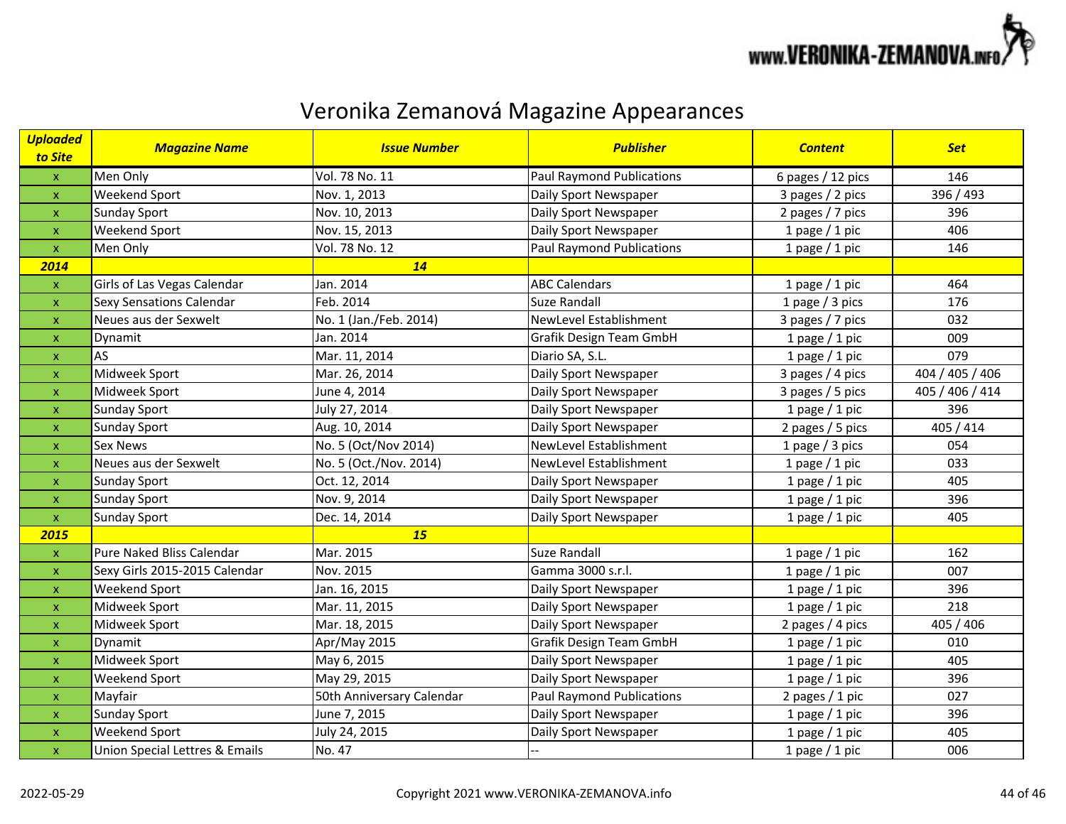# Veronika Zemanová Magazine Appearances

| ***Uploaded to Site*** | ***Magazine Name*** | ***Issue Number*** | ***Publisher*** | ***Content*** | ***Set*** |
|---|---|---|---|---|---|
| x | Men Only | Vol. 78 No. 11 | Paul Raymond Publications | 6 pages / 12 pics | 146 |
| x | Weekend Sport | Nov. 1, 2013 | Daily Sport Newspaper | 3 pages / 2 pics | 396 / 493 |
| x | Sunday Sport | Nov. 10, 2013 | Daily Sport Newspaper | 2 pages / 7 pics | 396 |
| x | Weekend Sport | Nov. 15, 2013 | Daily Sport Newspaper | 1 page / 1 pic | 406 |
| x | Men Only | Vol. 78 No. 12 | Paul Raymond Publications | 1 page / 1 pic | 146 |
| ***2014*** | | ***14*** | | | |
| x | Girls of Las Vegas Calendar | Jan. 2014 | ABC Calendars | 1 page / 1 pic | 464 |
| x | Sexy Sensations Calendar | Feb. 2014 | Suze Randall | 1 page / 3 pics | 176 |
| x | Neues aus der Sexwelt | No. 1 (Jan./Feb. 2014) | NewLevel Establishment | 3 pages / 7 pics | 032 |
| x | Dynamit | Jan. 2014 | Grafik Design Team GmbH | 1 page / 1 pic | 009 |
| x | AS | Mar. 11, 2014 | Diario SA, S.L. | 1 page / 1 pic | 079 |
| x | Midweek Sport | Mar. 26, 2014 | Daily Sport Newspaper | 3 pages / 4 pics | 404 / 405 / 406 |
| x | Midweek Sport | June 4, 2014 | Daily Sport Newspaper | 3 pages / 5 pics | 405 / 406 / 414 |
| x | Sunday Sport | July 27, 2014 | Daily Sport Newspaper | 1 page / 1 pic | 396 |
| x | Sunday Sport | Aug. 10, 2014 | Daily Sport Newspaper | 2 pages / 5 pics | 405 / 414 |
| x | Sex News | No. 5 (Oct/Nov 2014) | NewLevel Establishment | 1 page / 3 pics | 054 |
| x | Neues aus der Sexwelt | No. 5 (Oct./Nov. 2014) | NewLevel Establishment | 1 page / 1 pic | 033 |
| x | Sunday Sport | Oct. 12, 2014 | Daily Sport Newspaper | 1 page / 1 pic | 405 |
| x | Sunday Sport | Nov. 9, 2014 | Daily Sport Newspaper | 1 page / 1 pic | 396 |
| x | Sunday Sport | Dec. 14, 2014 | Daily Sport Newspaper | 1 page / 1 pic | 405 |
| ***2015*** | | ***15*** | | | |
| x | Pure Naked Bliss Calendar | Mar. 2015 | Suze Randall | 1 page / 1 pic | 162 |
| x | Sexy Girls 2015-2015 Calendar | Nov. 2015 | Gamma 3000 s.r.l. | 1 page / 1 pic | 007 |
| x | Weekend Sport | Jan. 16, 2015 | Daily Sport Newspaper | 1 page / 1 pic | 396 |
| x | Midweek Sport | Mar. 11, 2015 | Daily Sport Newspaper | 1 page / 1 pic | 218 |
| x | Midweek Sport | Mar. 18, 2015 | Daily Sport Newspaper | 2 pages / 4 pics | 405 / 406 |
| x | Dynamit | Apr/May 2015 | Grafik Design Team GmbH | 1 page / 1 pic | 010 |
| x | Midweek Sport | May 6, 2015 | Daily Sport Newspaper | 1 page / 1 pic | 405 |
| x | Weekend Sport | May 29, 2015 | Daily Sport Newspaper | 1 page / 1 pic | 396 |
| x | Mayfair | 50th Anniversary Calendar | Paul Raymond Publications | 2 pages / 1 pic | 027 |
| x | Sunday Sport | June 7, 2015 | Daily Sport Newspaper | 1 page / 1 pic | 396 |
| x | Weekend Sport | July 24, 2015 | Daily Sport Newspaper | 1 page / 1 pic | 405 |
| x | Union Special Lettres & Emails | No. 47 | -- | 1 page / 1 pic | 006 |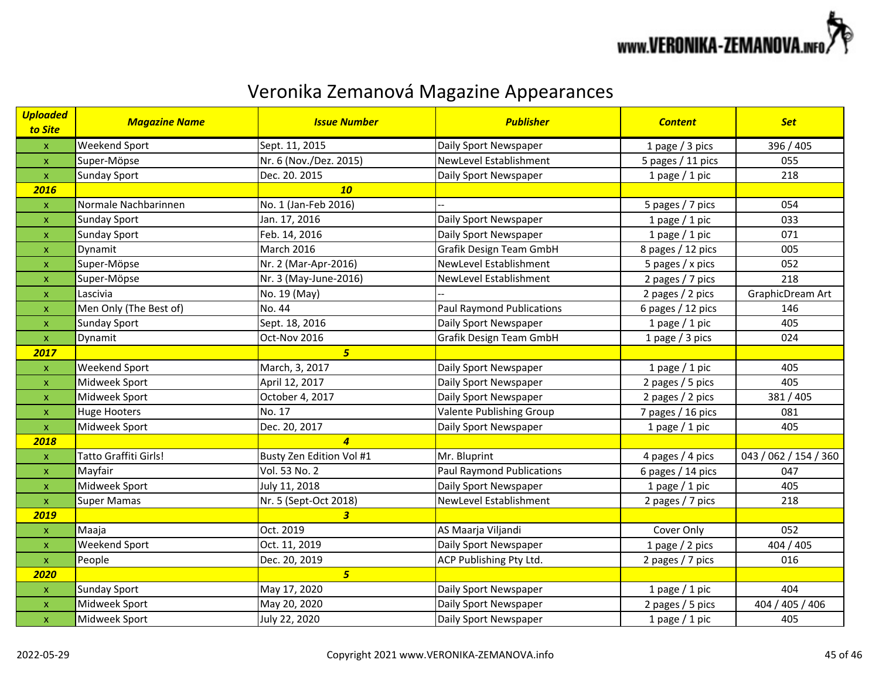# Veronika Zemanová Magazine Appearances

| *Uploaded to Site* | *Magazine Name* | *Issue Number* | *Publisher* | *Content* | *Set* |
|---|---|---|---|---|---|
| x | Weekend Sport | Sept. 11, 2015 | Daily Sport Newspaper | 1 page / 3 pics | 396 / 405 |
| x | Super-Möpse | Nr. 6 (Nov./Dez. 2015) | NewLevel Establishment | 5 pages / 11 pics | 055 |
| x | Sunday Sport | Dec. 20. 2015 | Daily Sport Newspaper | 1 page / 1 pic | 218 |
| **2016** | | **10** | | | |
| x | Normale Nachbarinnen | No. 1 (Jan-Feb 2016) | -- | 5 pages / 7 pics | 054 |
| x | Sunday Sport | Jan. 17, 2016 | Daily Sport Newspaper | 1 page / 1 pic | 033 |
| x | Sunday Sport | Feb. 14, 2016 | Daily Sport Newspaper | 1 page / 1 pic | 071 |
| x | Dynamit | March 2016 | Grafik Design Team GmbH | 8 pages / 12 pics | 005 |
| x | Super-Möpse | Nr. 2 (Mar-Apr-2016) | NewLevel Establishment | 5 pages / x pics | 052 |
| x | Super-Möpse | Nr. 3 (May-June-2016) | NewLevel Establishment | 2 pages / 7 pics | 218 |
| x | Lascivia | No. 19 (May) | -- | 2 pages / 2 pics | GraphicDream Art |
| x | Men Only (The Best of) | No. 44 | Paul Raymond Publications | 6 pages / 12 pics | 146 |
| x | Sunday Sport | Sept. 18, 2016 | Daily Sport Newspaper | 1 page / 1 pic | 405 |
| x | Dynamit | Oct-Nov 2016 | Grafik Design Team GmbH | 1 page / 3 pics | 024 |
| **2017** | | **5** | | | |
| x | Weekend Sport | March, 3, 2017 | Daily Sport Newspaper | 1 page / 1 pic | 405 |
| x | Midweek Sport | April 12, 2017 | Daily Sport Newspaper | 2 pages / 5 pics | 405 |
| x | Midweek Sport | October 4, 2017 | Daily Sport Newspaper | 2 pages / 2 pics | 381 / 405 |
| x | Huge Hooters | No. 17 | Valente Publishing Group | 7 pages / 16 pics | 081 |
| x | Midweek Sport | Dec. 20, 2017 | Daily Sport Newspaper | 1 page / 1 pic | 405 |
| **2018** | | **4** | | | |
| x | Tatto Graffiti Girls! | Busty Zen Edition Vol #1 | Mr. Bluprint | 4 pages / 4 pics | 043 / 062 / 154 / 360 |
| x | Mayfair | Vol. 53 No. 2 | Paul Raymond Publications | 6 pages / 14 pics | 047 |
| x | Midweek Sport | July 11, 2018 | Daily Sport Newspaper | 1 page / 1 pic | 405 |
| x | Super Mamas | Nr. 5 (Sept-Oct 2018) | NewLevel Establishment | 2 pages / 7 pics | 218 |
| **2019** | | **3** | | | |
| x | Maaja | Oct. 2019 | AS Maarja Viljandi | Cover Only | 052 |
| x | Weekend Sport | Oct. 11, 2019 | Daily Sport Newspaper | 1 page / 2 pics | 404 / 405 |
| x | People | Dec. 20, 2019 | ACP Publishing Pty Ltd. | 2 pages / 7 pics | 016 |
| **2020** | | **5** | | | |
| x | Sunday Sport | May 17, 2020 | Daily Sport Newspaper | 1 page / 1 pic | 404 |
| x | Midweek Sport | May 20, 2020 | Daily Sport Newspaper | 2 pages / 5 pics | 404 / 405 / 406 |
| x | Midweek Sport | July 22, 2020 | Daily Sport Newspaper | 1 page / 1 pic | 405 |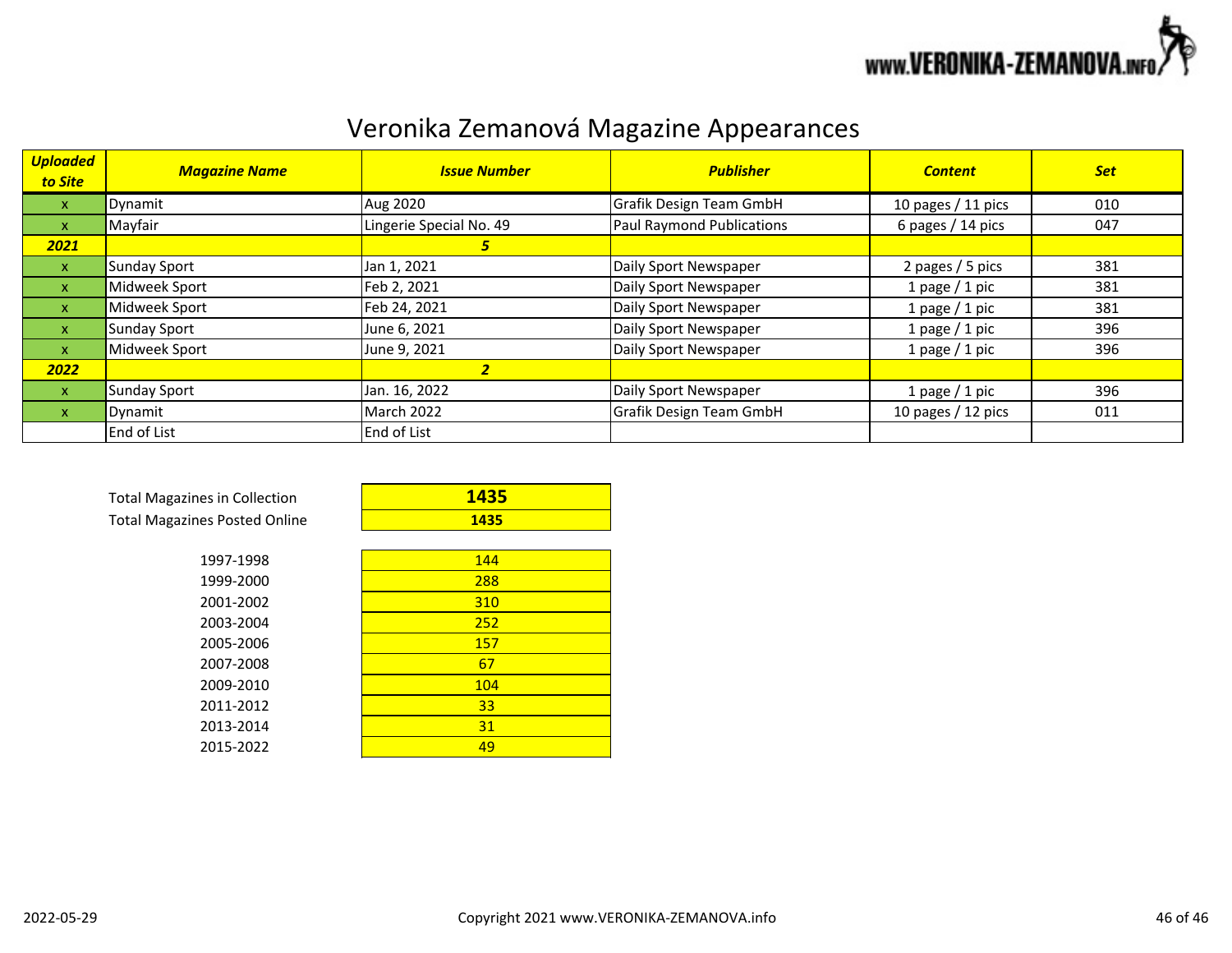# Veronika Zemanová Magazine Appearances

| *Uploaded to Site* | *Magazine Name* | *Issue Number* | *Publisher* | *Content* | *Set* |
|---|---|---|---|---|---|
| x | Dynamit | Aug 2020 | Grafik Design Team GmbH | 10 pages / 11 pics | 010 |
| x | Mayfair | Lingerie Special No. 49 | Paul Raymond Publications | 6 pages / 14 pics | 047 |
| ***2021*** | | ***5*** | | | |
| x | Sunday Sport | Jan 1, 2021 | Daily Sport Newspaper | 2 pages / 5 pics | 381 |
| x | Midweek Sport | Feb 2, 2021 | Daily Sport Newspaper | 1 page / 1 pic | 381 |
| x | Midweek Sport | Feb 24, 2021 | Daily Sport Newspaper | 1 page / 1 pic | 381 |
| x | Sunday Sport | June 6, 2021 | Daily Sport Newspaper | 1 page / 1 pic | 396 |
| x | Midweek Sport | June 9, 2021 | Daily Sport Newspaper | 1 page / 1 pic | 396 |
| ***2022*** | | ***2*** | | | |
| x | Sunday Sport | Jan. 16, 2022 | Daily Sport Newspaper | 1 page / 1 pic | 396 |
| x | Dynamit | March 2022 | Grafik Design Team GmbH | 10 pages / 12 pics | 011 |
| | End of List | End of List | | | |

| | |
|---|---|
| Total Magazines in Collection | **1435** |
| Total Magazines Posted Online | **1435** |

| | |
|---|---|
| 1997-1998 | 144 |
| 1999-2000 | 288 |
| 2001-2002 | 310 |
| 2003-2004 | 252 |
| 2005-2006 | 157 |
| 2007-2008 | 67 |
| 2009-2010 | 104 |
| 2011-2012 | 33 |
| 2013-2014 | 31 |
| 2015-2022 | 49 |